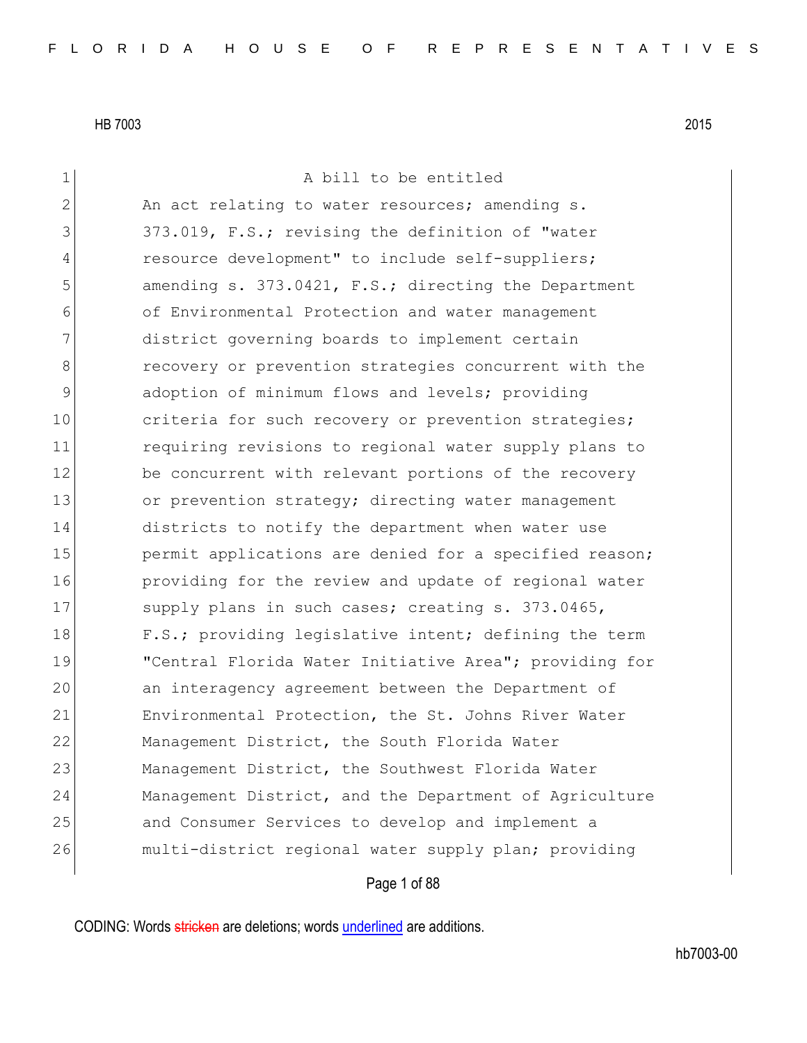A bill to be entitled

An act relating to water resources; amending s. 373.019, F.S.; revising the definition of "water resource development" to include self-suppliers; amending s. 373.0421, F.S.; directing the Department of Environmental Protection and water management district governing boards to implement certain recovery or prevention strategies concurrent with the adoption of minimum flows and levels; providing criteria for such recovery or prevention strategies; requiring revisions to regional water supply plans to be concurrent with relevant portions of the recovery or prevention strategy; directing water management districts to notify the department when water use permit applications are denied for a specified reason; providing for the review and update of regional water supply plans in such cases; creating s. 373.0465, F.S.; providing legislative intent; defining the term "Central Florida Water Initiative Area"; providing for an interagency agreement between the Department of Environmental Protection, the St. Johns River Water Management District, the South Florida Water Management District, the Southwest Florida Water Management District, and the Department of Agriculture and Consumer Services to develop and implement a multi-district regional water supply plan; providing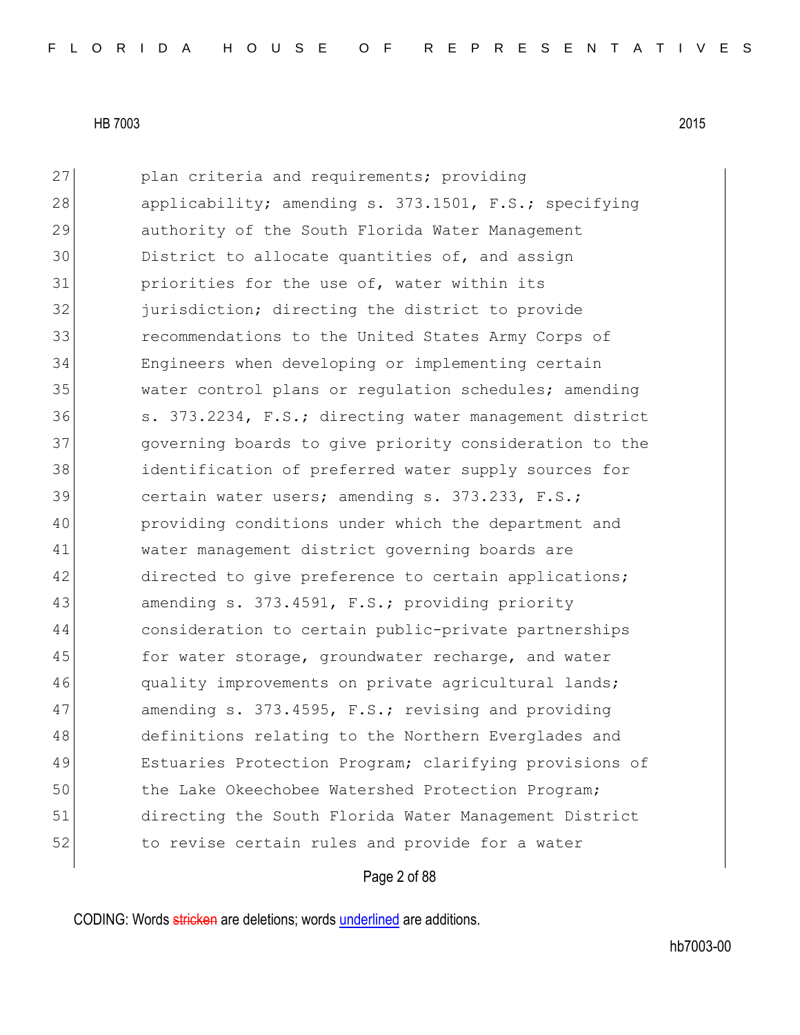27 plan criteria and requirements; providing
28 applicability; amending s. 373.1501, F.S.; specifying
29 authority of the South Florida Water Management
30 District to allocate quantities of, and assign
31 priorities for the use of, water within its
32 jurisdiction; directing the district to provide
33 recommendations to the United States Army Corps of
34 Engineers when developing or implementing certain
35 water control plans or regulation schedules; amending
36 s. 373.2234, F.S.; directing water management district
37 governing boards to give priority consideration to the
38 identification of preferred water supply sources for
39 certain water users; amending s. 373.233, F.S.;
40 providing conditions under which the department and
41 water management district governing boards are
42 directed to give preference to certain applications;
43 amending s. 373.4591, F.S.; providing priority
44 consideration to certain public-private partnerships
45 for water storage, groundwater recharge, and water
46 quality improvements on private agricultural lands;
47 amending s. 373.4595, F.S.; revising and providing
48 definitions relating to the Northern Everglades and
49 Estuaries Protection Program; clarifying provisions of
50 the Lake Okeechobee Watershed Protection Program;
51 directing the South Florida Water Management District
52 to revise certain rules and provide for a water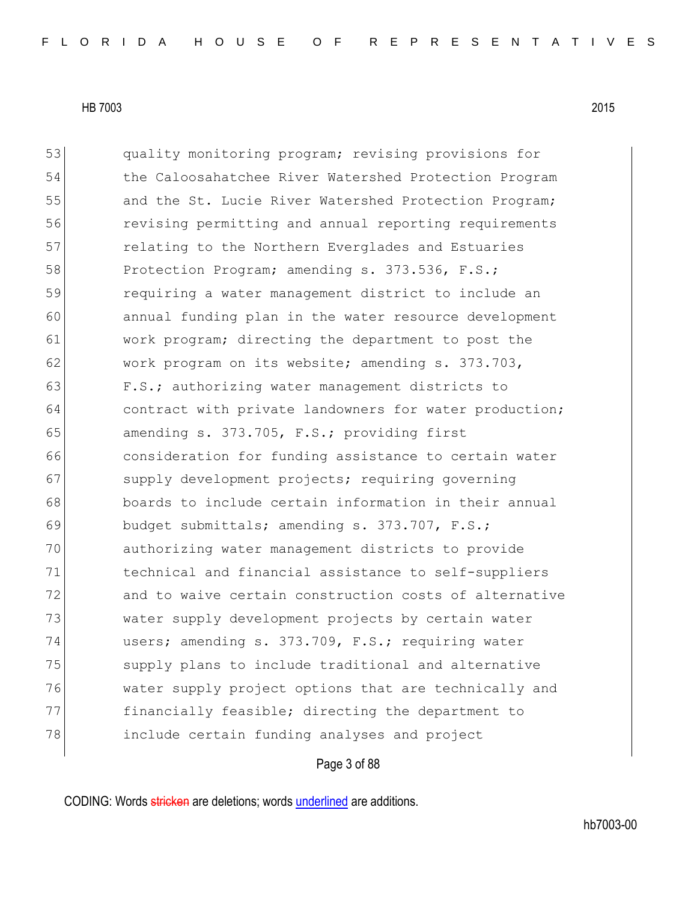53 quality monitoring program; revising provisions for
54 the Caloosahatchee River Watershed Protection Program
55 and the St. Lucie River Watershed Protection Program;
56 revising permitting and annual reporting requirements
57 relating to the Northern Everglades and Estuaries
58 Protection Program; amending s. 373.536, F.S.;
59 requiring a water management district to include an
60 annual funding plan in the water resource development
61 work program; directing the department to post the
62 work program on its website; amending s. 373.703,
63 F.S.; authorizing water management districts to
64 contract with private landowners for water production;
65 amending s. 373.705, F.S.; providing first
66 consideration for funding assistance to certain water
67 supply development projects; requiring governing
68 boards to include certain information in their annual
69 budget submittals; amending s. 373.707, F.S.;
70 authorizing water management districts to provide
71 technical and financial assistance to self-suppliers
72 and to waive certain construction costs of alternative
73 water supply development projects by certain water
74 users; amending s. 373.709, F.S.; requiring water
75 supply plans to include traditional and alternative
76 water supply project options that are technically and
77 financially feasible; directing the department to
78 include certain funding analyses and project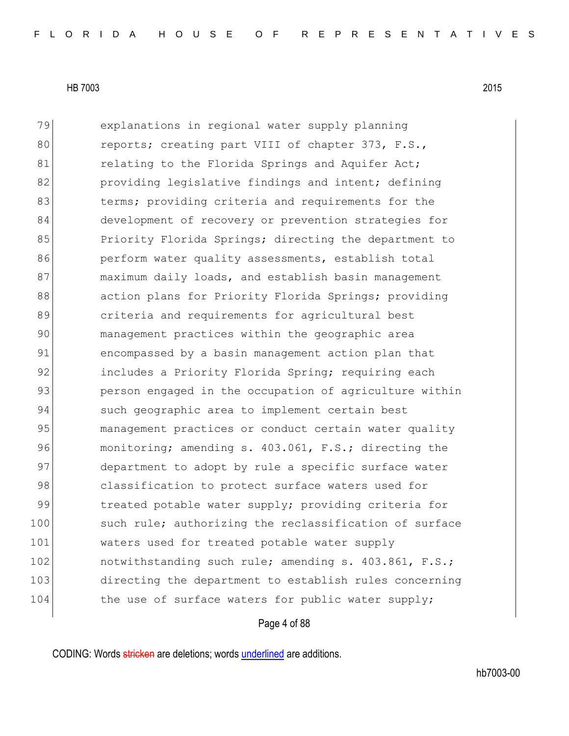explanations in regional water supply planning reports; creating part VIII of chapter 373, F.S., relating to the Florida Springs and Aquifer Act; providing legislative findings and intent; defining terms; providing criteria and requirements for the development of recovery or prevention strategies for Priority Florida Springs; directing the department to perform water quality assessments, establish total maximum daily loads, and establish basin management action plans for Priority Florida Springs; providing criteria and requirements for agricultural best management practices within the geographic area encompassed by a basin management action plan that includes a Priority Florida Spring; requiring each person engaged in the occupation of agriculture within such geographic area to implement certain best management practices or conduct certain water quality monitoring; amending s. 403.061, F.S.; directing the department to adopt by rule a specific surface water classification to protect surface waters used for treated potable water supply; providing criteria for such rule; authorizing the reclassification of surface waters used for treated potable water supply notwithstanding such rule; amending s. 403.861, F.S.; directing the department to establish rules concerning the use of surface waters for public water supply;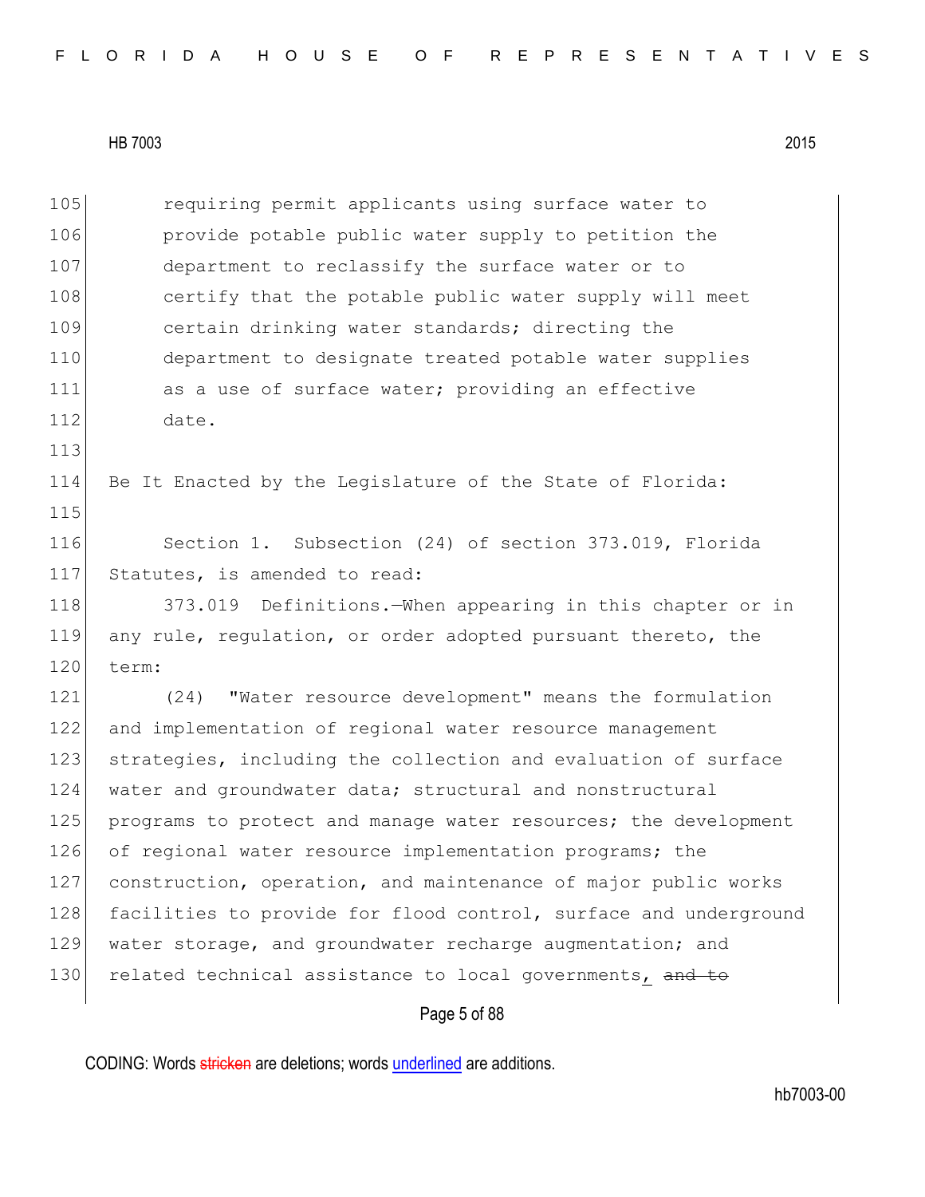requiring permit applicants using surface water to provide potable public water supply to petition the department to reclassify the surface water or to certify that the potable public water supply will meet certain drinking water standards; directing the department to designate treated potable water supplies as a use of surface water; providing an effective date.

Be It Enacted by the Legislature of the State of Florida:

Section 1. Subsection (24) of section 373.019, Florida Statutes, is amended to read:

373.019 Definitions.—When appearing in this chapter or in any rule, regulation, or order adopted pursuant thereto, the term:

(24) "Water resource development" means the formulation and implementation of regional water resource management strategies, including the collection and evaluation of surface water and groundwater data; structural and nonstructural programs to protect and manage water resources; the development of regional water resource implementation programs; the construction, operation, and maintenance of major public works facilities to provide for flood control, surface and underground water storage, and groundwater recharge augmentation; and related technical assistance to local governments, ~~and to~~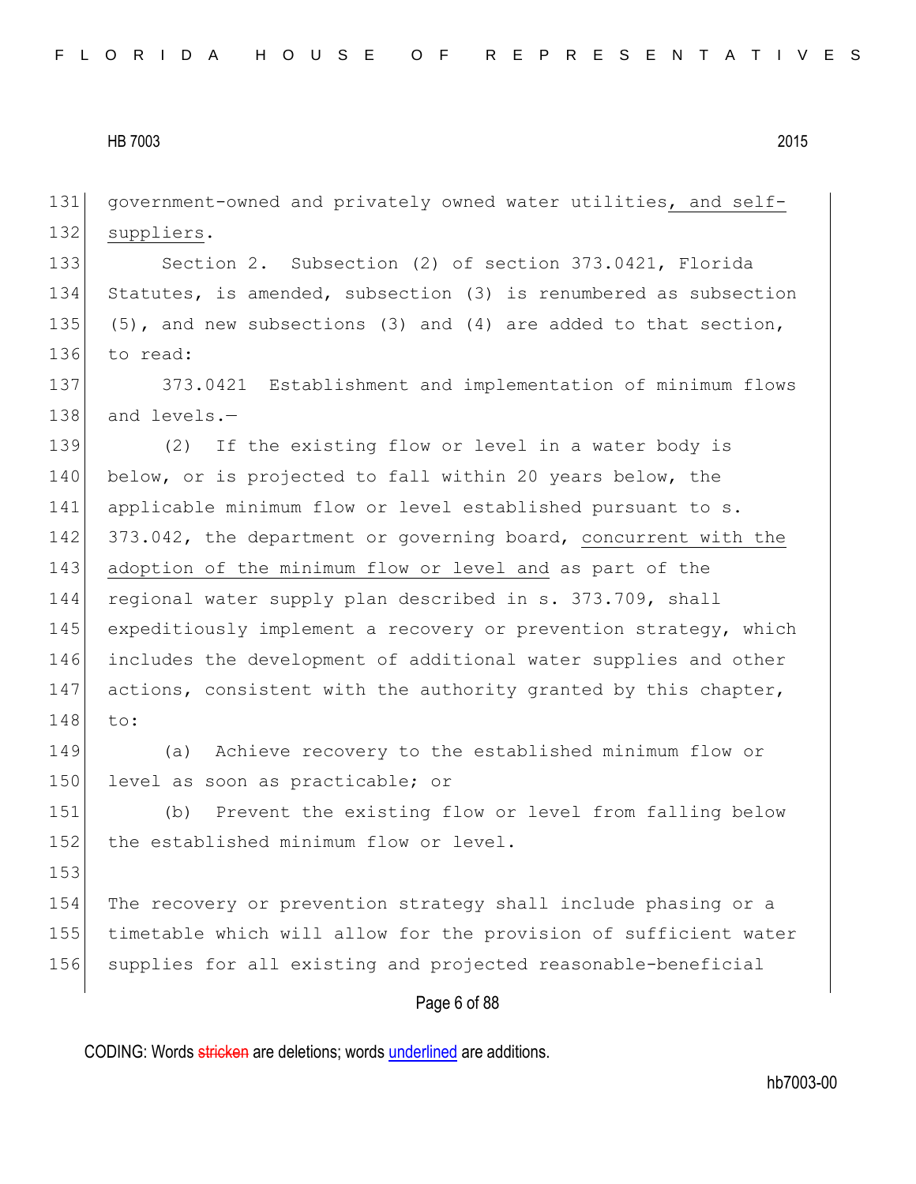government-owned and privately owned water utilities, and self-suppliers.

Section 2. Subsection (2) of section 373.0421, Florida Statutes, is amended, subsection (3) is renumbered as subsection (5), and new subsections (3) and (4) are added to that section, to read:

373.0421 Establishment and implementation of minimum flows and levels.—

(2) If the existing flow or level in a water body is below, or is projected to fall within 20 years below, the applicable minimum flow or level established pursuant to s. 373.042, the department or governing board, concurrent with the adoption of the minimum flow or level and as part of the regional water supply plan described in s. 373.709, shall expeditiously implement a recovery or prevention strategy, which includes the development of additional water supplies and other actions, consistent with the authority granted by this chapter, to:

(a) Achieve recovery to the established minimum flow or level as soon as practicable; or

(b) Prevent the existing flow or level from falling below the established minimum flow or level.

The recovery or prevention strategy shall include phasing or a timetable which will allow for the provision of sufficient water supplies for all existing and projected reasonable-beneficial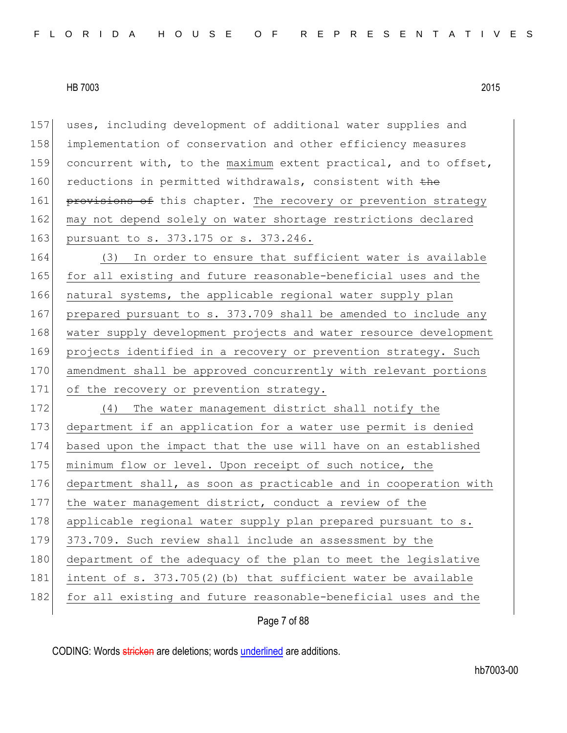157 uses, including development of additional water supplies and
158 implementation of conservation and other efficiency measures
159 concurrent with, to the maximum extent practical, and to offset,
160 reductions in permitted withdrawals, consistent with ~~the~~
161 ~~provisions of~~ this chapter. The recovery or prevention strategy
162 may not depend solely on water shortage restrictions declared
163 pursuant to s. 373.175 or s. 373.246.

164 (3) In order to ensure that sufficient water is available
165 for all existing and future reasonable-beneficial uses and the
166 natural systems, the applicable regional water supply plan
167 prepared pursuant to s. 373.709 shall be amended to include any
168 water supply development projects and water resource development
169 projects identified in a recovery or prevention strategy. Such
170 amendment shall be approved concurrently with relevant portions
171 of the recovery or prevention strategy.

172 (4) The water management district shall notify the
173 department if an application for a water use permit is denied
174 based upon the impact that the use will have on an established
175 minimum flow or level. Upon receipt of such notice, the
176 department shall, as soon as practicable and in cooperation with
177 the water management district, conduct a review of the
178 applicable regional water supply plan prepared pursuant to s.
179 373.709. Such review shall include an assessment by the
180 department of the adequacy of the plan to meet the legislative
181 intent of s. 373.705(2)(b) that sufficient water be available
182 for all existing and future reasonable-beneficial uses and the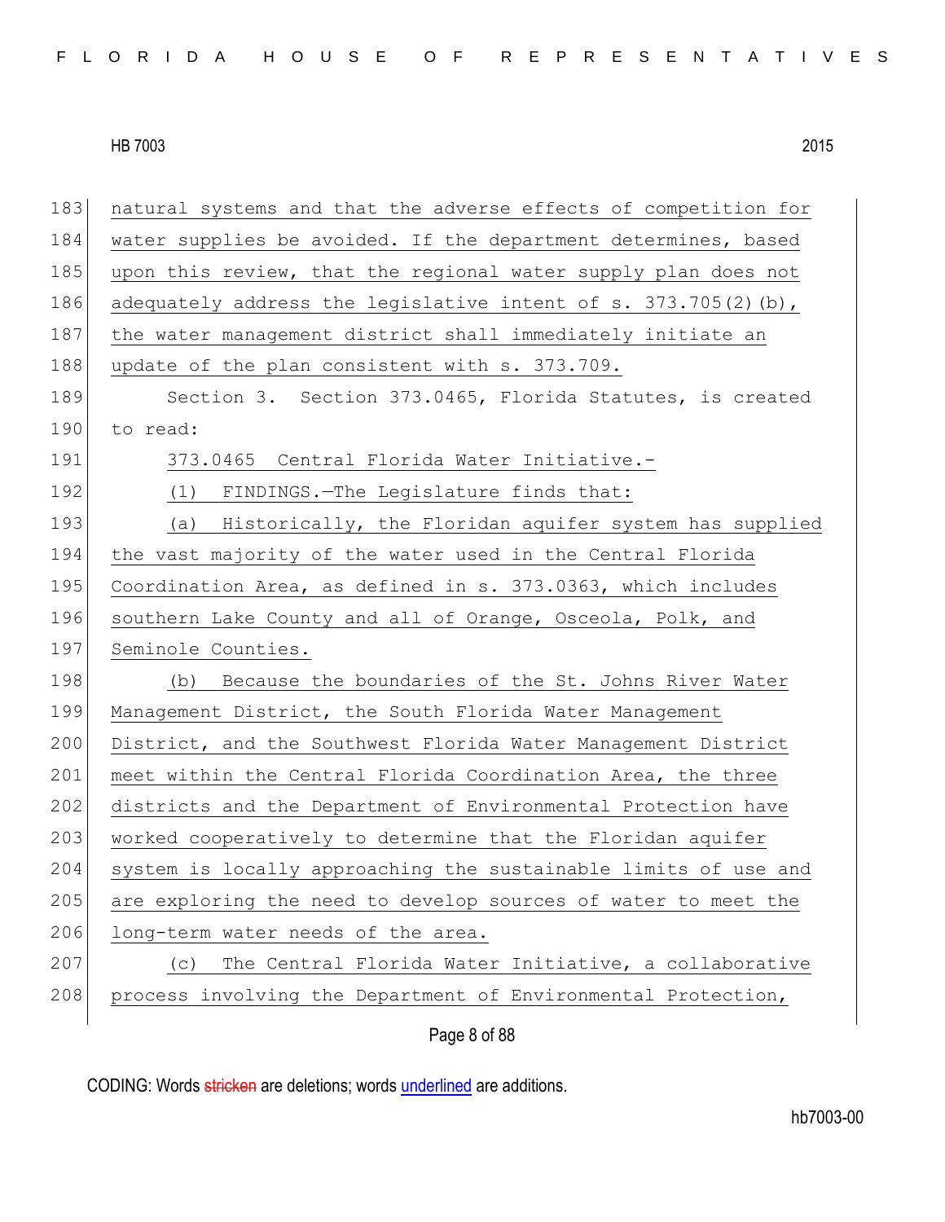natural systems and that the adverse effects of competition for water supplies be avoided. If the department determines, based upon this review, that the regional water supply plan does not adequately address the legislative intent of s. 373.705(2)(b), the water management district shall immediately initiate an update of the plan consistent with s. 373.709.

Section 3. Section 373.0465, Florida Statutes, is created to read:

373.0465 Central Florida Water Initiative.-

(1) FINDINGS.—The Legislature finds that:

(a) Historically, the Floridan aquifer system has supplied the vast majority of the water used in the Central Florida Coordination Area, as defined in s. 373.0363, which includes southern Lake County and all of Orange, Osceola, Polk, and Seminole Counties.

(b) Because the boundaries of the St. Johns River Water Management District, the South Florida Water Management District, and the Southwest Florida Water Management District meet within the Central Florida Coordination Area, the three districts and the Department of Environmental Protection have worked cooperatively to determine that the Floridan aquifer system is locally approaching the sustainable limits of use and are exploring the need to develop sources of water to meet the long-term water needs of the area.

(c) The Central Florida Water Initiative, a collaborative process involving the Department of Environmental Protection,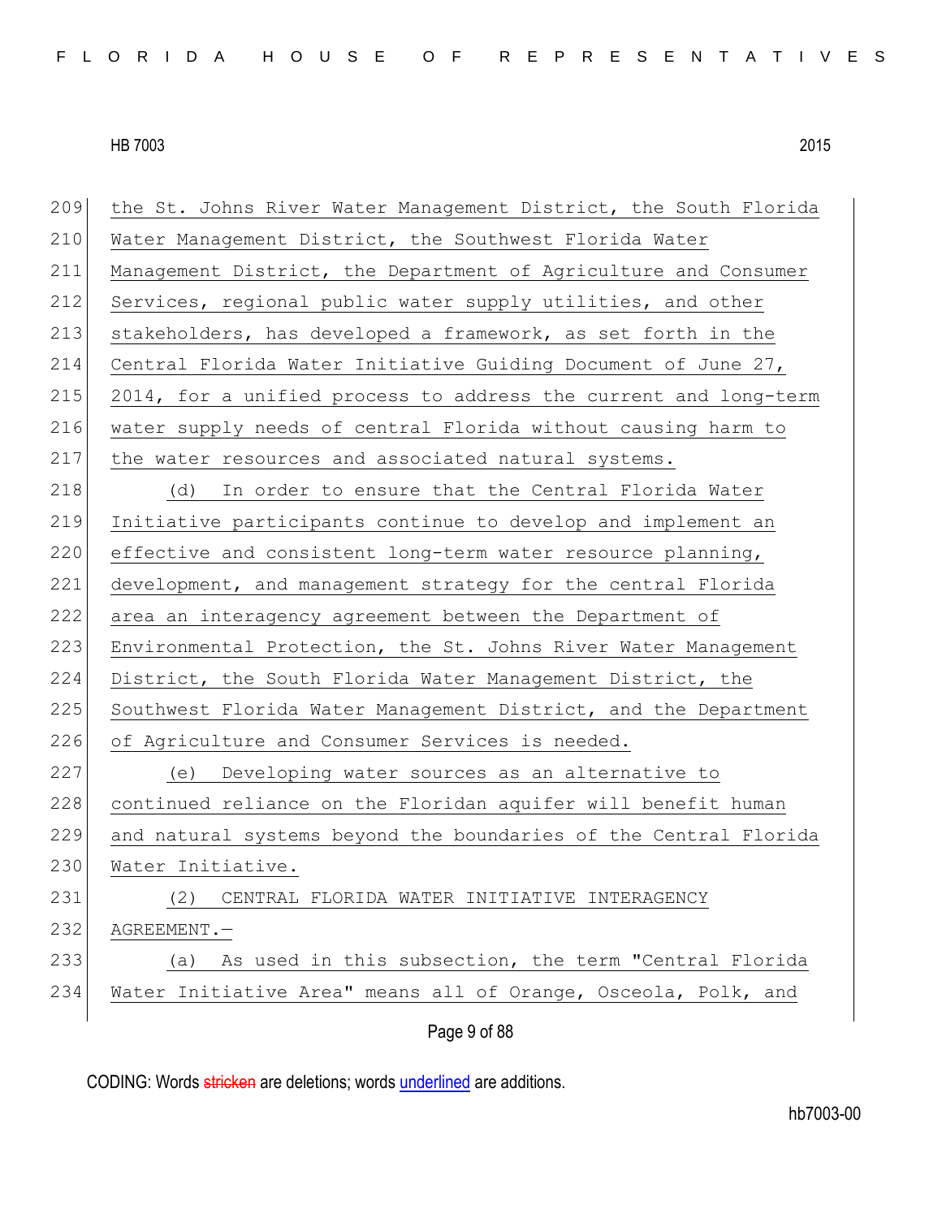the St. Johns River Water Management District, the South Florida Water Management District, the Southwest Florida Water Management District, the Department of Agriculture and Consumer Services, regional public water supply utilities, and other stakeholders, has developed a framework, as set forth in the Central Florida Water Initiative Guiding Document of June 27, 2014, for a unified process to address the current and long-term water supply needs of central Florida without causing harm to the water resources and associated natural systems.

(d) In order to ensure that the Central Florida Water Initiative participants continue to develop and implement an effective and consistent long-term water resource planning, development, and management strategy for the central Florida area an interagency agreement between the Department of Environmental Protection, the St. Johns River Water Management District, the South Florida Water Management District, the Southwest Florida Water Management District, and the Department of Agriculture and Consumer Services is needed.

(e) Developing water sources as an alternative to continued reliance on the Floridan aquifer will benefit human and natural systems beyond the boundaries of the Central Florida Water Initiative.

(2) CENTRAL FLORIDA WATER INITIATIVE INTERAGENCY AGREEMENT.—

(a) As used in this subsection, the term "Central Florida Water Initiative Area" means all of Orange, Osceola, Polk, and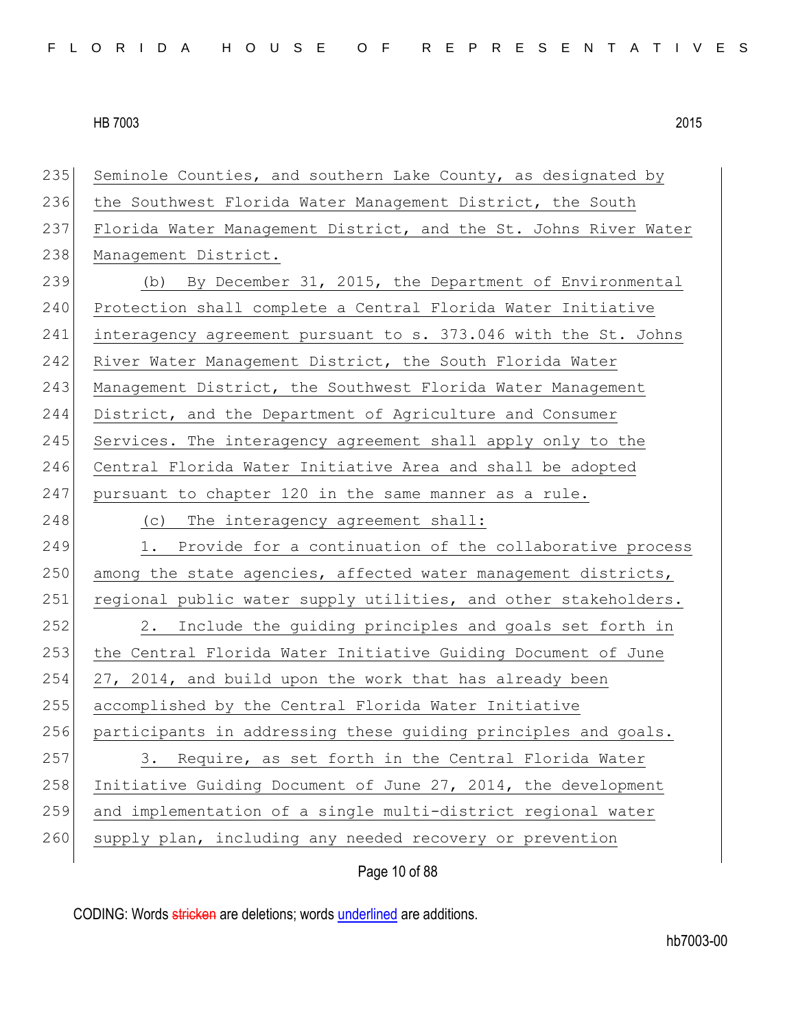235 Seminole Counties, and southern Lake County, as designated by
236 the Southwest Florida Water Management District, the South
237 Florida Water Management District, and the St. Johns River Water
238 Management District.

239 (b) By December 31, 2015, the Department of Environmental
240 Protection shall complete a Central Florida Water Initiative
241 interagency agreement pursuant to s. 373.046 with the St. Johns
242 River Water Management District, the South Florida Water
243 Management District, the Southwest Florida Water Management
244 District, and the Department of Agriculture and Consumer
245 Services. The interagency agreement shall apply only to the
246 Central Florida Water Initiative Area and shall be adopted
247 pursuant to chapter 120 in the same manner as a rule.

248 (c) The interagency agreement shall:

249 1. Provide for a continuation of the collaborative process
250 among the state agencies, affected water management districts,
251 regional public water supply utilities, and other stakeholders.

252 2. Include the guiding principles and goals set forth in
253 the Central Florida Water Initiative Guiding Document of June
254 27, 2014, and build upon the work that has already been
255 accomplished by the Central Florida Water Initiative
256 participants in addressing these guiding principles and goals.

257 3. Require, as set forth in the Central Florida Water
258 Initiative Guiding Document of June 27, 2014, the development
259 and implementation of a single multi-district regional water
260 supply plan, including any needed recovery or prevention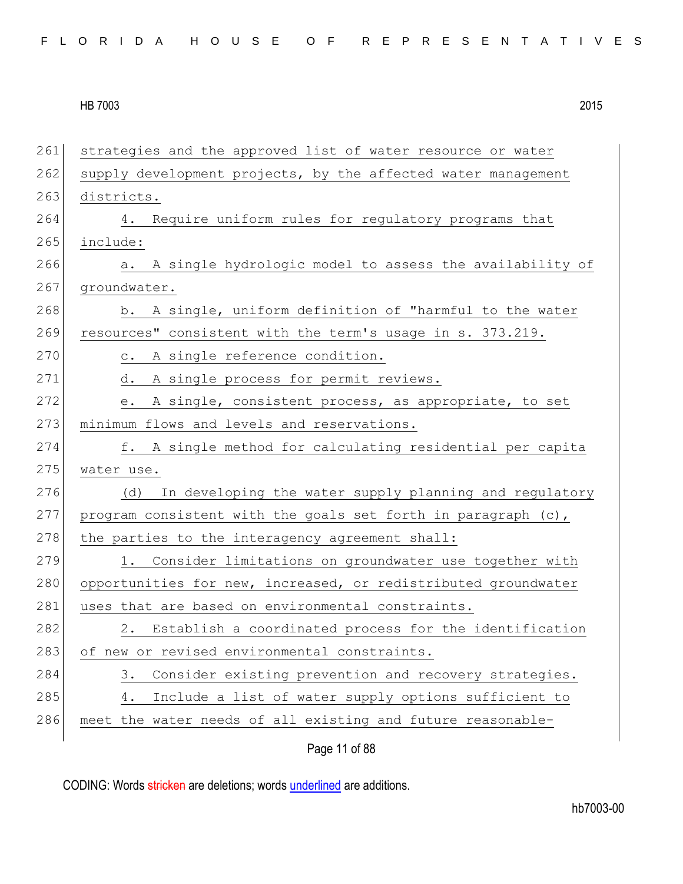strategies and the approved list of water resource or water supply development projects, by the affected water management districts.

4. Require uniform rules for regulatory programs that include:

a. A single hydrologic model to assess the availability of groundwater.

b. A single, uniform definition of "harmful to the water resources" consistent with the term's usage in s. 373.219.

c. A single reference condition.

d. A single process for permit reviews.

e. A single, consistent process, as appropriate, to set minimum flows and levels and reservations.

f. A single method for calculating residential per capita water use.

(d) In developing the water supply planning and regulatory program consistent with the goals set forth in paragraph (c), the parties to the interagency agreement shall:

1. Consider limitations on groundwater use together with opportunities for new, increased, or redistributed groundwater uses that are based on environmental constraints.

2. Establish a coordinated process for the identification of new or revised environmental constraints.

3. Consider existing prevention and recovery strategies.

4. Include a list of water supply options sufficient to meet the water needs of all existing and future reasonable-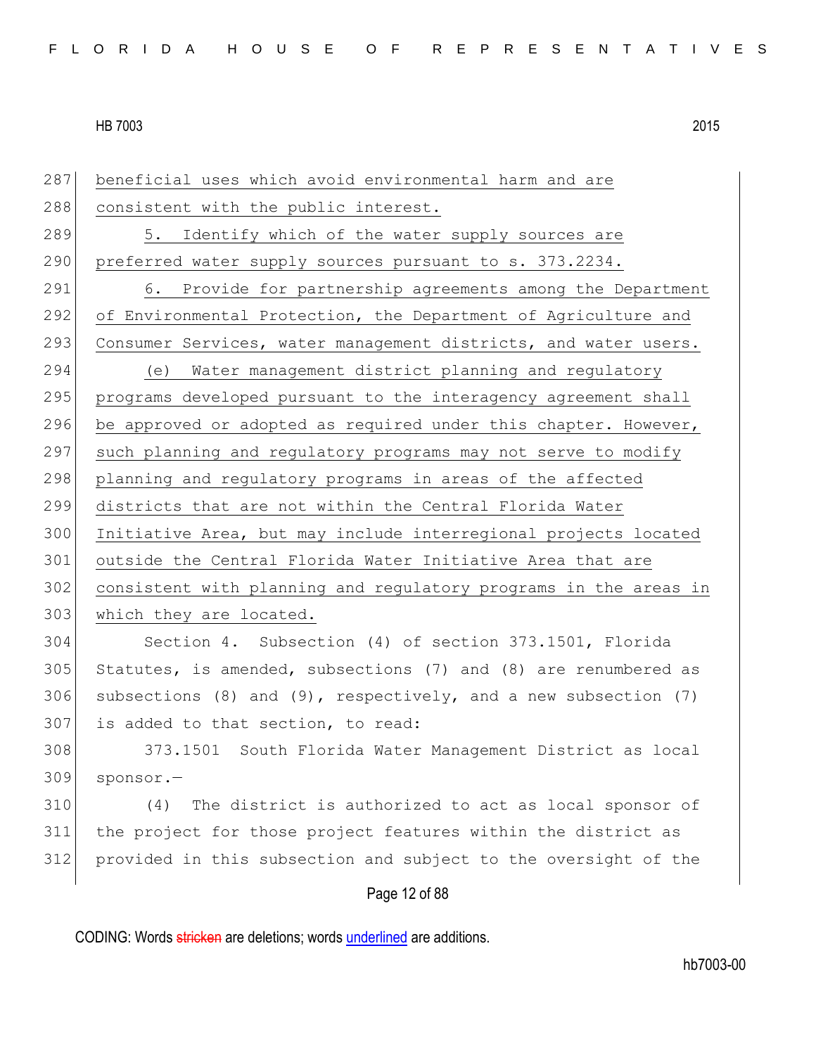beneficial uses which avoid environmental harm and are consistent with the public interest.

5. Identify which of the water supply sources are preferred water supply sources pursuant to s. 373.2234.

6. Provide for partnership agreements among the Department of Environmental Protection, the Department of Agriculture and Consumer Services, water management districts, and water users.

(e) Water management district planning and regulatory programs developed pursuant to the interagency agreement shall be approved or adopted as required under this chapter. However, such planning and regulatory programs may not serve to modify planning and regulatory programs in areas of the affected districts that are not within the Central Florida Water Initiative Area, but may include interregional projects located outside the Central Florida Water Initiative Area that are consistent with planning and regulatory programs in the areas in which they are located.

Section 4. Subsection (4) of section 373.1501, Florida Statutes, is amended, subsections (7) and (8) are renumbered as subsections (8) and (9), respectively, and a new subsection (7) is added to that section, to read:

373.1501 South Florida Water Management District as local sponsor.—

(4) The district is authorized to act as local sponsor of the project for those project features within the district as provided in this subsection and subject to the oversight of the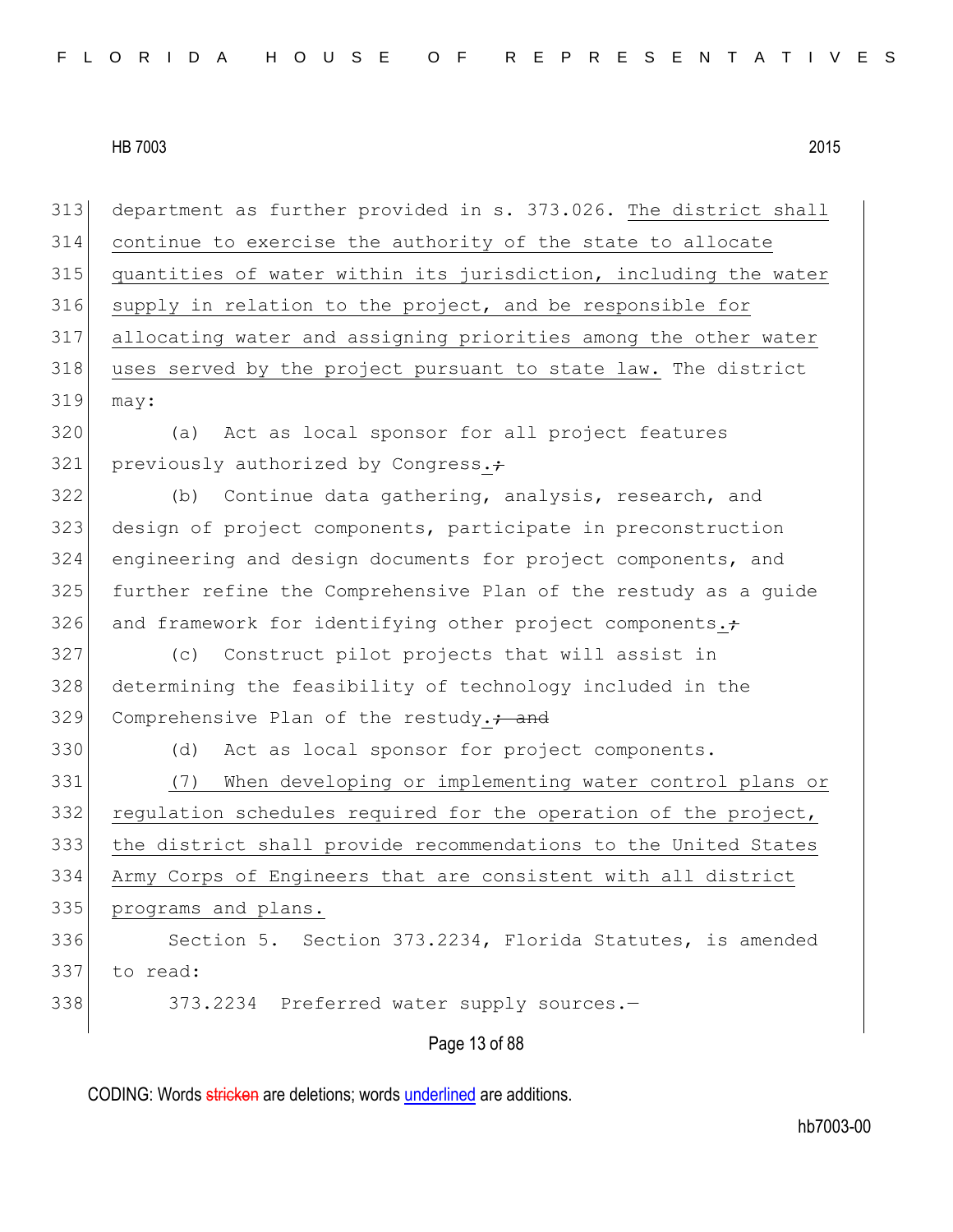department as further provided in s. 373.026. The district shall continue to exercise the authority of the state to allocate quantities of water within its jurisdiction, including the water supply in relation to the project, and be responsible for allocating water and assigning priorities among the other water uses served by the project pursuant to state law. The district may:

(a) Act as local sponsor for all project features previously authorized by Congress.;

(b) Continue data gathering, analysis, research, and design of project components, participate in preconstruction engineering and design documents for project components, and further refine the Comprehensive Plan of the restudy as a guide and framework for identifying other project components.;

(c) Construct pilot projects that will assist in determining the feasibility of technology included in the Comprehensive Plan of the restudy.; and

(d) Act as local sponsor for project components.

(7) When developing or implementing water control plans or regulation schedules required for the operation of the project, the district shall provide recommendations to the United States Army Corps of Engineers that are consistent with all district programs and plans.

Section 5. Section 373.2234, Florida Statutes, is amended to read:

373.2234 Preferred water supply sources.—

CODING: Words stricken are deletions; words underlined are additions.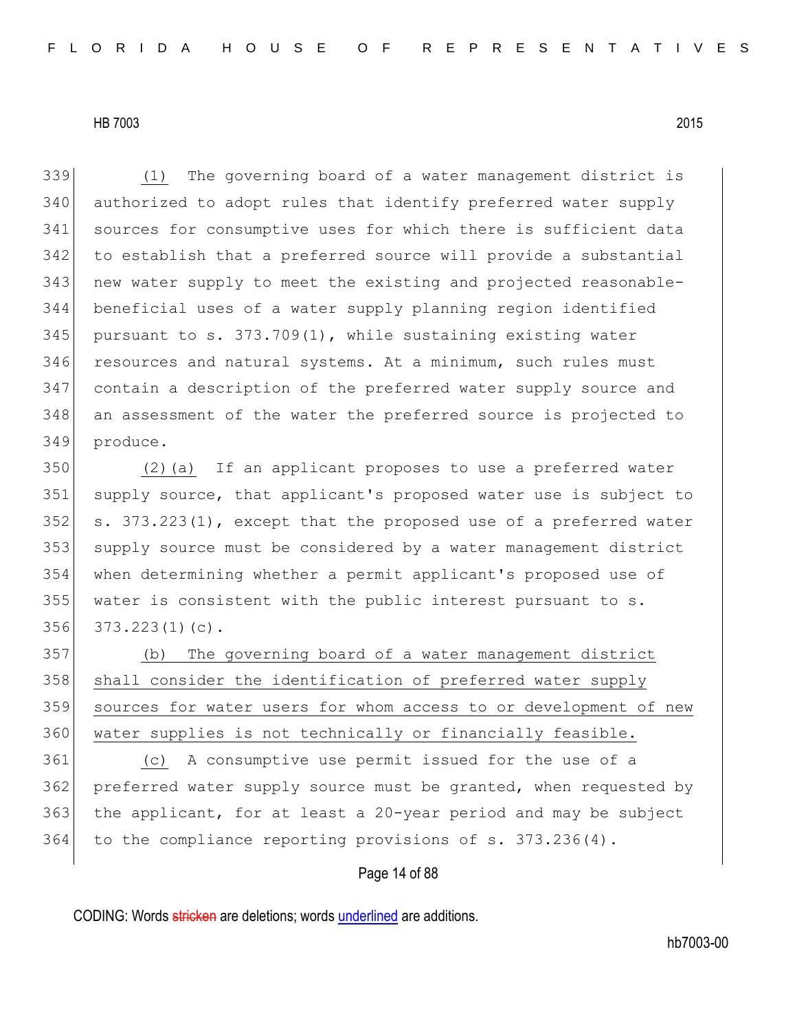(1) The governing board of a water management district is authorized to adopt rules that identify preferred water supply sources for consumptive uses for which there is sufficient data to establish that a preferred source will provide a substantial new water supply to meet the existing and projected reasonable-beneficial uses of a water supply planning region identified pursuant to s. 373.709(1), while sustaining existing water resources and natural systems. At a minimum, such rules must contain a description of the preferred water supply source and an assessment of the water the preferred source is projected to produce.

(2)(a) If an applicant proposes to use a preferred water supply source, that applicant's proposed water use is subject to s. 373.223(1), except that the proposed use of a preferred water supply source must be considered by a water management district when determining whether a permit applicant's proposed use of water is consistent with the public interest pursuant to s. 373.223(1)(c).

<u>(b) The governing board of a water management district shall consider the identification of preferred water supply sources for water users for whom access to or development of new water supplies is not technically or financially feasible.</u>

<u>(c)</u> A consumptive use permit issued for the use of a preferred water supply source must be granted, when requested by the applicant, for at least a 20-year period and may be subject to the compliance reporting provisions of s. 373.236(4).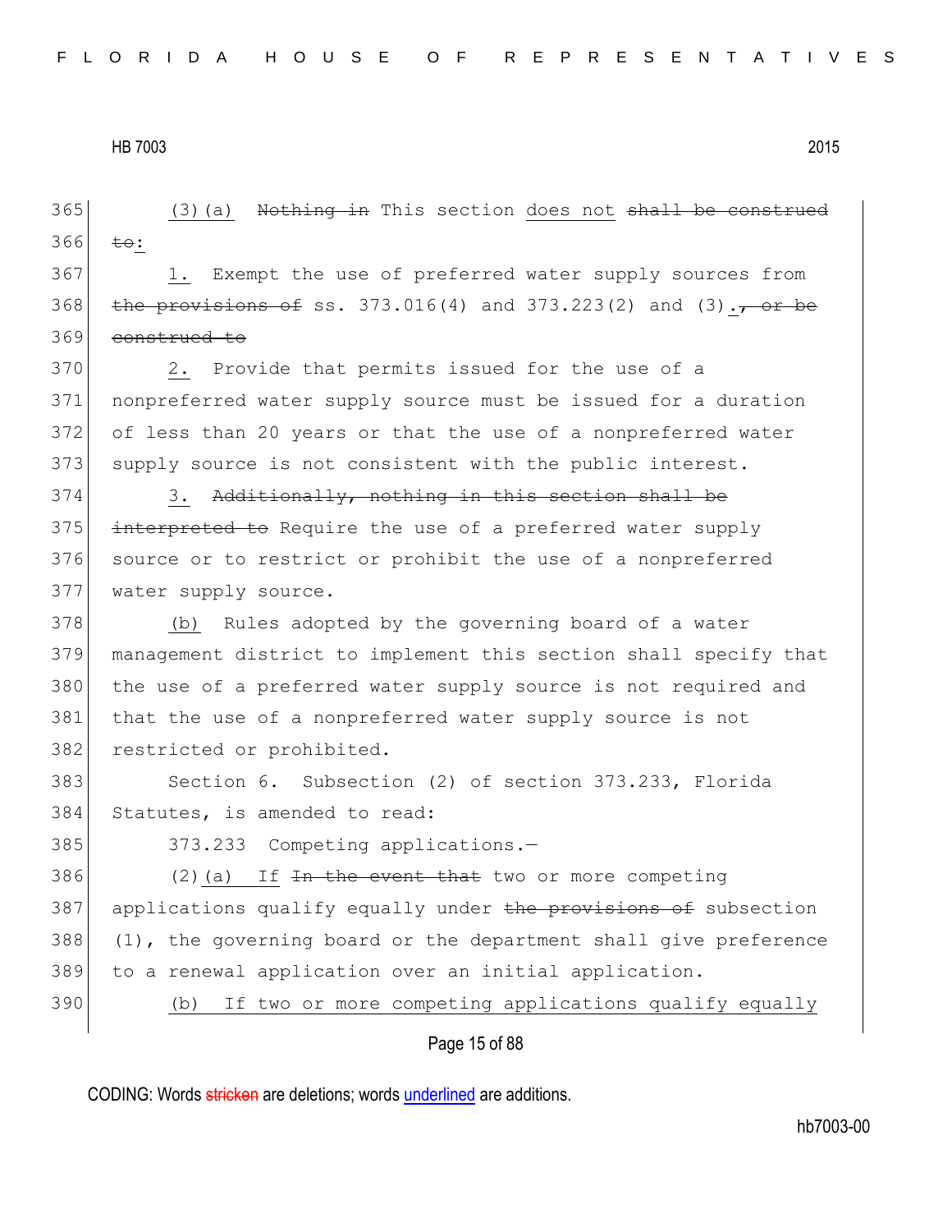365 (3)(a) ~~Nothing in~~ This section does not ~~shall be construed~~
366 ~~to~~:

367 1. Exempt the use of preferred water supply sources from
368 ~~the provisions of~~ ss. 373.016(4) and 373.223(2) and (3).~~, or be~~
369 ~~construed to~~

370 2. Provide that permits issued for the use of a
371 nonpreferred water supply source must be issued for a duration
372 of less than 20 years or that the use of a nonpreferred water
373 supply source is not consistent with the public interest.

374 3. ~~Additionally, nothing in this section shall be~~
375 ~~interpreted to~~ Require the use of a preferred water supply
376 source or to restrict or prohibit the use of a nonpreferred
377 water supply source.

378 (b) Rules adopted by the governing board of a water
379 management district to implement this section shall specify that
380 the use of a preferred water supply source is not required and
381 that the use of a nonpreferred water supply source is not
382 restricted or prohibited.

383 Section 6. Subsection (2) of section 373.233, Florida
384 Statutes, is amended to read:

385 373.233 Competing applications.—

386 (2)(a) If ~~In the event that~~ two or more competing
387 applications qualify equally under ~~the provisions of~~ subsection
388 (1), the governing board or the department shall give preference
389 to a renewal application over an initial application.

390 (b) If two or more competing applications qualify equally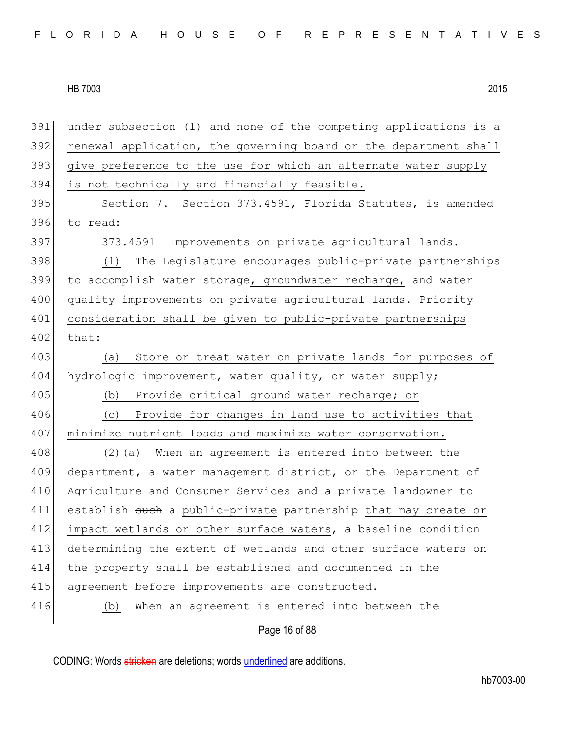under subsection (1) and none of the competing applications is a renewal application, the governing board or the department shall give preference to the use for which an alternate water supply is not technically and financially feasible.

Section 7. Section 373.4591, Florida Statutes, is amended to read:

373.4591 Improvements on private agricultural lands.—

(1) The Legislature encourages public-private partnerships to accomplish water storage, groundwater recharge, and water quality improvements on private agricultural lands. Priority consideration shall be given to public-private partnerships that:

(a) Store or treat water on private lands for purposes of hydrologic improvement, water quality, or water supply;

(b) Provide critical ground water recharge; or

(c) Provide for changes in land use to activities that minimize nutrient loads and maximize water conservation.

(2)(a) When an agreement is entered into between the department, a water management district, or the Department of Agriculture and Consumer Services and a private landowner to establish ~~such~~ a public-private partnership that may create or impact wetlands or other surface waters, a baseline condition determining the extent of wetlands and other surface waters on the property shall be established and documented in the agreement before improvements are constructed.

(b) When an agreement is entered into between the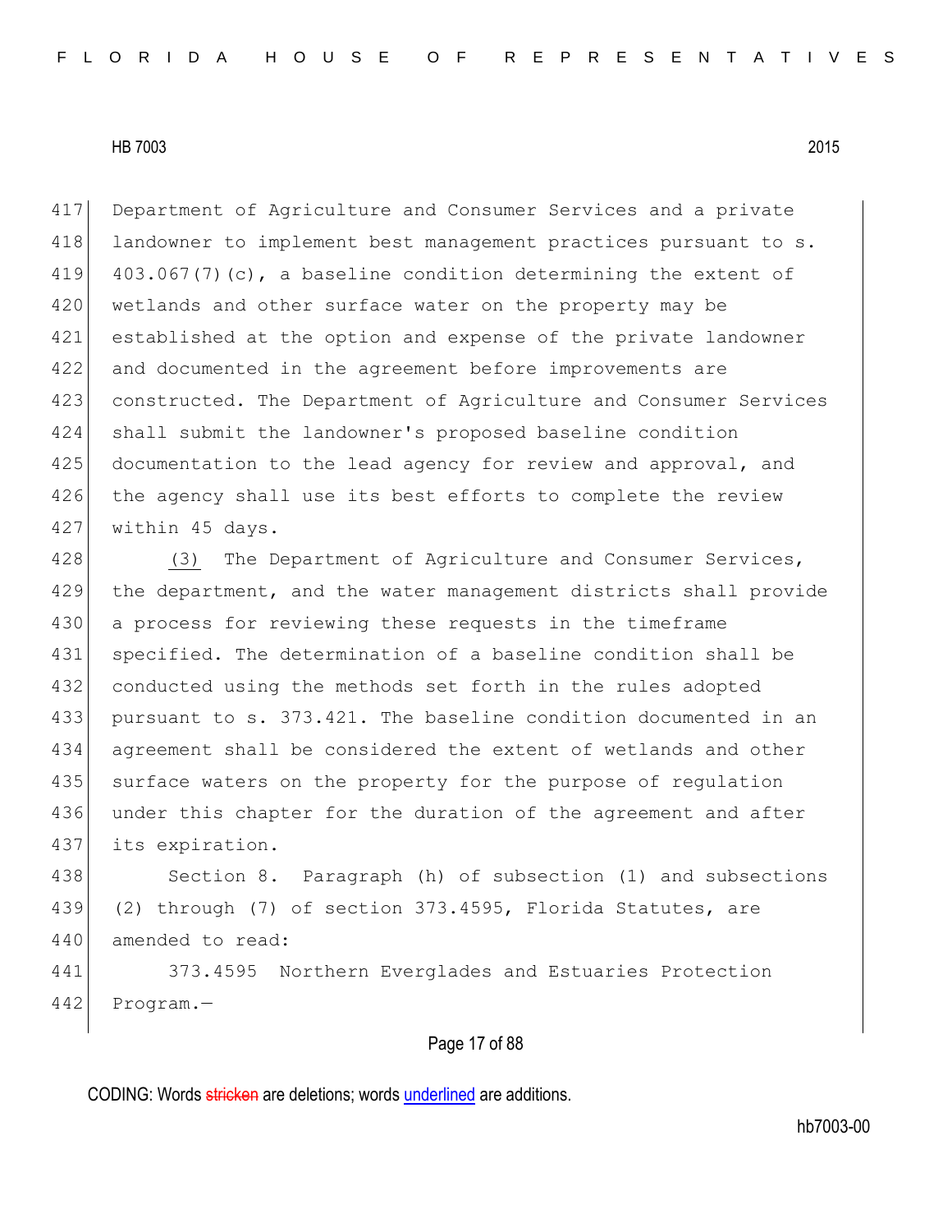Department of Agriculture and Consumer Services and a private landowner to implement best management practices pursuant to s. 403.067(7)(c), a baseline condition determining the extent of wetlands and other surface water on the property may be established at the option and expense of the private landowner and documented in the agreement before improvements are constructed. The Department of Agriculture and Consumer Services shall submit the landowner's proposed baseline condition documentation to the lead agency for review and approval, and the agency shall use its best efforts to complete the review within 45 days.

(3) The Department of Agriculture and Consumer Services, the department, and the water management districts shall provide a process for reviewing these requests in the timeframe specified. The determination of a baseline condition shall be conducted using the methods set forth in the rules adopted pursuant to s. 373.421. The baseline condition documented in an agreement shall be considered the extent of wetlands and other surface waters on the property for the purpose of regulation under this chapter for the duration of the agreement and after its expiration.

Section 8. Paragraph (h) of subsection (1) and subsections (2) through (7) of section 373.4595, Florida Statutes, are amended to read:

373.4595 Northern Everglades and Estuaries Protection Program.—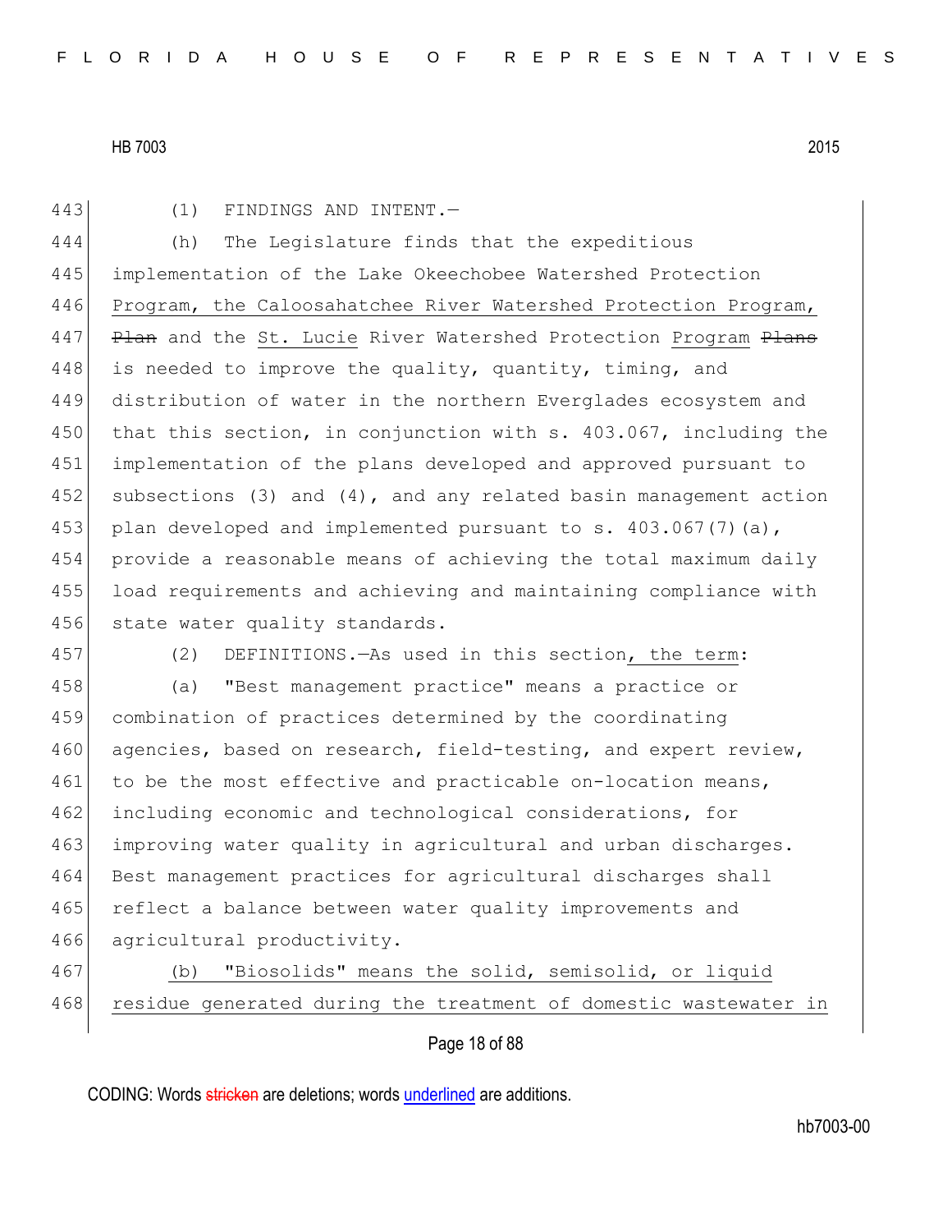(1) FINDINGS AND INTENT.—

(h) The Legislature finds that the expeditious implementation of the Lake Okeechobee Watershed Protection Program, the Caloosahatchee River Watershed Protection Program, ~~Plan~~ and the St. Lucie River Watershed Protection Program ~~Plans~~ is needed to improve the quality, quantity, timing, and distribution of water in the northern Everglades ecosystem and that this section, in conjunction with s. 403.067, including the implementation of the plans developed and approved pursuant to subsections (3) and (4), and any related basin management action plan developed and implemented pursuant to s. 403.067(7)(a), provide a reasonable means of achieving the total maximum daily load requirements and achieving and maintaining compliance with state water quality standards.

(2) DEFINITIONS.—As used in this section, the term:

(a) "Best management practice" means a practice or combination of practices determined by the coordinating agencies, based on research, field-testing, and expert review, to be the most effective and practicable on-location means, including economic and technological considerations, for improving water quality in agricultural and urban discharges. Best management practices for agricultural discharges shall reflect a balance between water quality improvements and agricultural productivity.

(b) "Biosolids" means the solid, semisolid, or liquid residue generated during the treatment of domestic wastewater in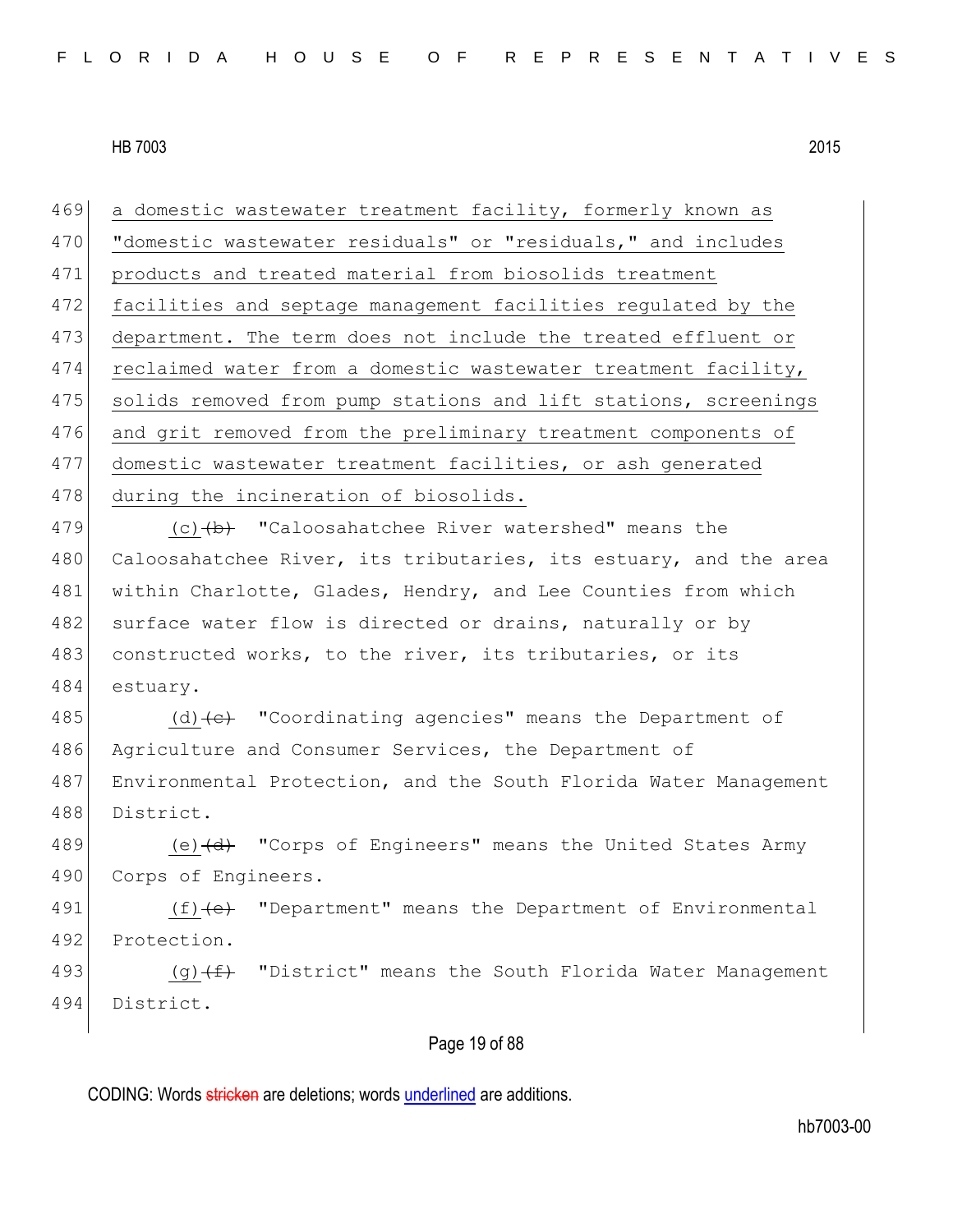a domestic wastewater treatment facility, formerly known as "domestic wastewater residuals" or "residuals," and includes products and treated material from biosolids treatment facilities and septage management facilities regulated by the department. The term does not include the treated effluent or reclaimed water from a domestic wastewater treatment facility, solids removed from pump stations and lift stations, screenings and grit removed from the preliminary treatment components of domestic wastewater treatment facilities, or ash generated during the incineration of biosolids.

(c) ~~(b)~~ "Caloosahatchee River watershed" means the Caloosahatchee River, its tributaries, its estuary, and the area within Charlotte, Glades, Hendry, and Lee Counties from which surface water flow is directed or drains, naturally or by constructed works, to the river, its tributaries, or its estuary.

(d) ~~(c)~~ "Coordinating agencies" means the Department of Agriculture and Consumer Services, the Department of Environmental Protection, and the South Florida Water Management District.

(e) ~~(d)~~ "Corps of Engineers" means the United States Army Corps of Engineers.

(f) ~~(e)~~ "Department" means the Department of Environmental Protection.

(g) ~~(f)~~ "District" means the South Florida Water Management District.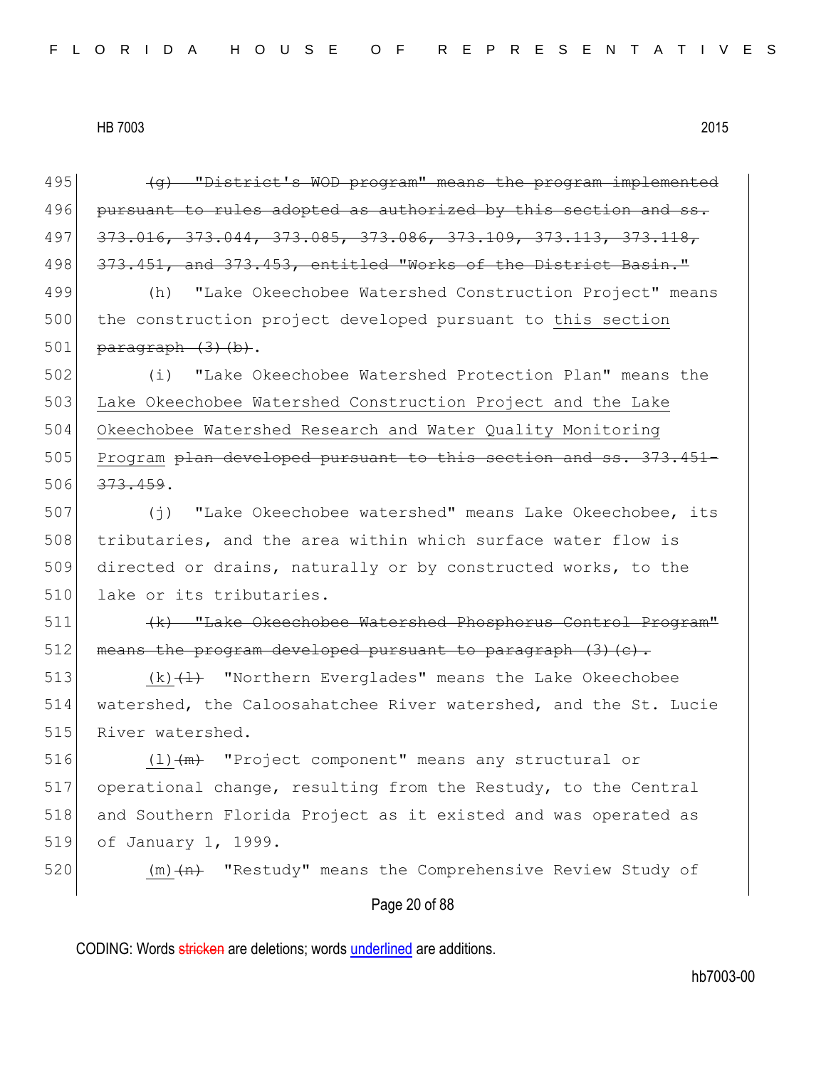495 ~~(g) "District's WOD program" means the program implemented~~
496 ~~pursuant to rules adopted as authorized by this section and ss.~~
497 ~~373.016, 373.044, 373.085, 373.086, 373.109, 373.113, 373.118,~~
498 ~~373.451, and 373.453, entitled "Works of the District Basin."~~
499 (h) "Lake Okeechobee Watershed Construction Project" means
500 the construction project developed pursuant to <u>this section</u>
501 ~~paragraph (3)(b)~~.
502 (i) "Lake Okeechobee Watershed Protection Plan" means the
503 <u>Lake Okeechobee Watershed Construction Project and the Lake</u>
504 <u>Okeechobee Watershed Research and Water Quality Monitoring</u>
505 <u>Program</u> ~~plan developed pursuant to this section and ss. 373.451-~~
506 ~~373.459~~.
507 (j) "Lake Okeechobee watershed" means Lake Okeechobee, its
508 tributaries, and the area within which surface water flow is
509 directed or drains, naturally or by constructed works, to the
510 lake or its tributaries.
511 ~~(k) "Lake Okeechobee Watershed Phosphorus Control Program"~~
512 ~~means the program developed pursuant to paragraph (3)(c).~~
513 <u>(k)</u>~~(l)~~ "Northern Everglades" means the Lake Okeechobee
514 watershed, the Caloosahatchee River watershed, and the St. Lucie
515 River watershed.
516 <u>(l)</u>~~(m)~~ "Project component" means any structural or
517 operational change, resulting from the Restudy, to the Central
518 and Southern Florida Project as it existed and was operated as
519 of January 1, 1999.
520 <u>(m)</u>~~(n)~~ "Restudy" means the Comprehensive Review Study of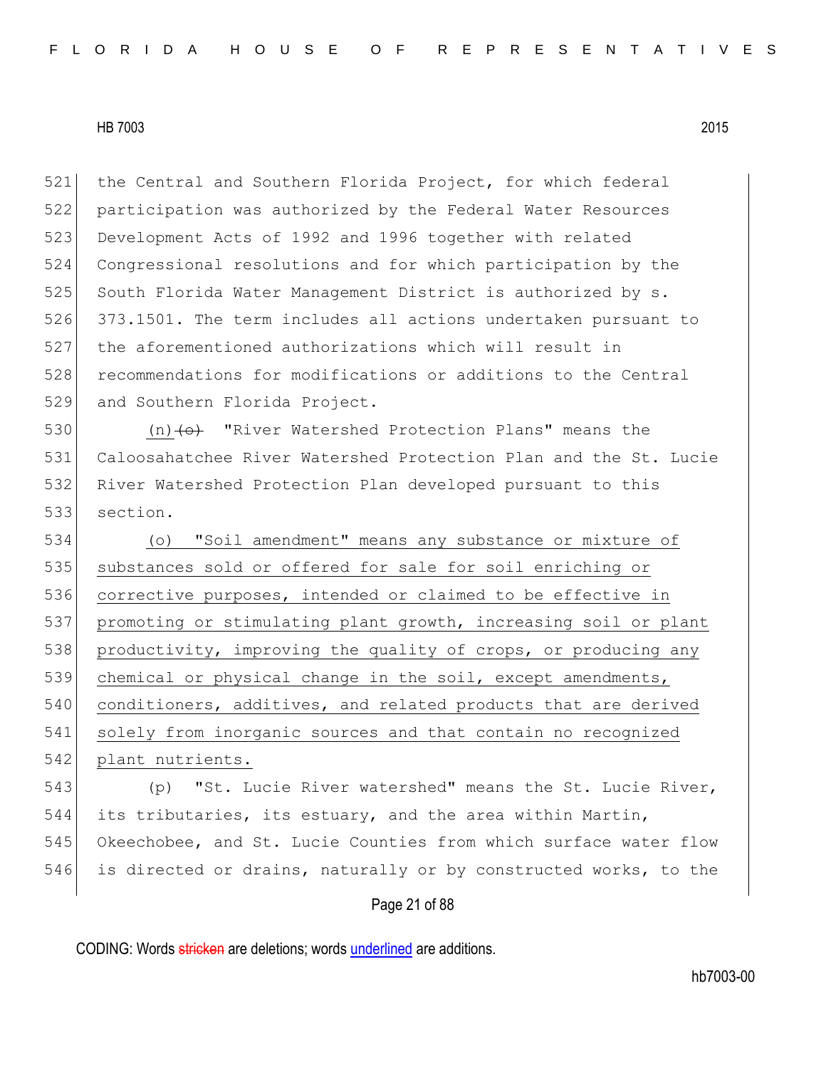the Central and Southern Florida Project, for which federal participation was authorized by the Federal Water Resources Development Acts of 1992 and 1996 together with related Congressional resolutions and for which participation by the South Florida Water Management District is authorized by s. 373.1501. The term includes all actions undertaken pursuant to the aforementioned authorizations which will result in recommendations for modifications or additions to the Central and Southern Florida Project.

(n)~~(o)~~ "River Watershed Protection Plans" means the Caloosahatchee River Watershed Protection Plan and the St. Lucie River Watershed Protection Plan developed pursuant to this section.

<u>(o) "Soil amendment" means any substance or mixture of substances sold or offered for sale for soil enriching or corrective purposes, intended or claimed to be effective in promoting or stimulating plant growth, increasing soil or plant productivity, improving the quality of crops, or producing any chemical or physical change in the soil, except amendments, conditioners, additives, and related products that are derived solely from inorganic sources and that contain no recognized plant nutrients.</u>

(p) "St. Lucie River watershed" means the St. Lucie River, its tributaries, its estuary, and the area within Martin, Okeechobee, and St. Lucie Counties from which surface water flow is directed or drains, naturally or by constructed works, to the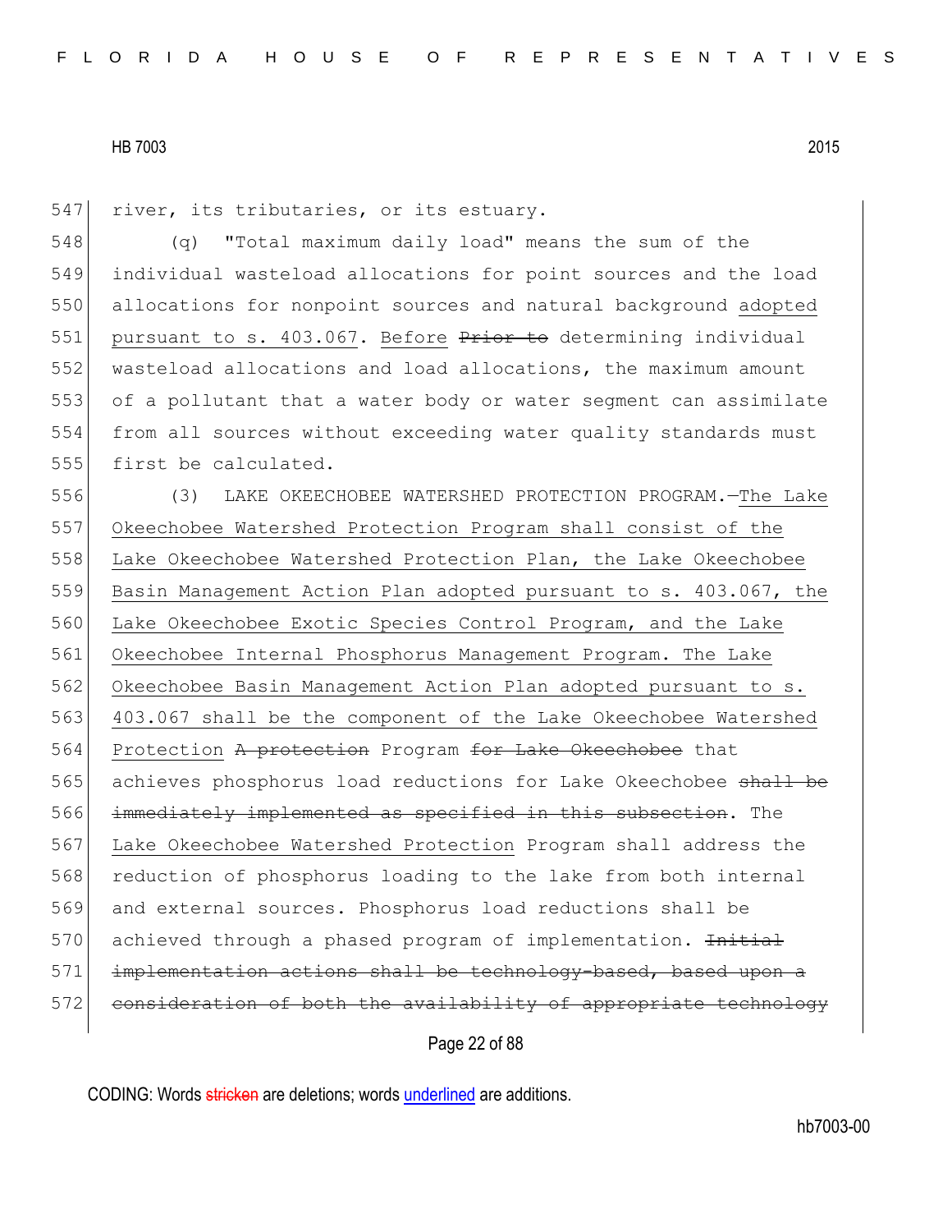river, its tributaries, or its estuary.

(q) "Total maximum daily load" means the sum of the individual wasteload allocations for point sources and the load allocations for nonpoint sources and natural background adopted pursuant to s. 403.067. Before ~~Prior to~~ determining individual wasteload allocations and load allocations, the maximum amount of a pollutant that a water body or water segment can assimilate from all sources without exceeding water quality standards must first be calculated.

(3) LAKE OKEECHOBEE WATERSHED PROTECTION PROGRAM.—The Lake Okeechobee Watershed Protection Program shall consist of the Lake Okeechobee Watershed Protection Plan, the Lake Okeechobee Basin Management Action Plan adopted pursuant to s. 403.067, the Lake Okeechobee Exotic Species Control Program, and the Lake Okeechobee Internal Phosphorus Management Program. The Lake Okeechobee Basin Management Action Plan adopted pursuant to s. 403.067 shall be the component of the Lake Okeechobee Watershed Protection ~~A protection~~ Program ~~for Lake Okeechobee~~ that achieves phosphorus load reductions for Lake Okeechobee ~~shall be immediately implemented as specified in this subsection~~. The Lake Okeechobee Watershed Protection Program shall address the reduction of phosphorus loading to the lake from both internal and external sources. Phosphorus load reductions shall be achieved through a phased program of implementation. ~~Initial implementation actions shall be technology-based, based upon a consideration of both the availability of appropriate technology~~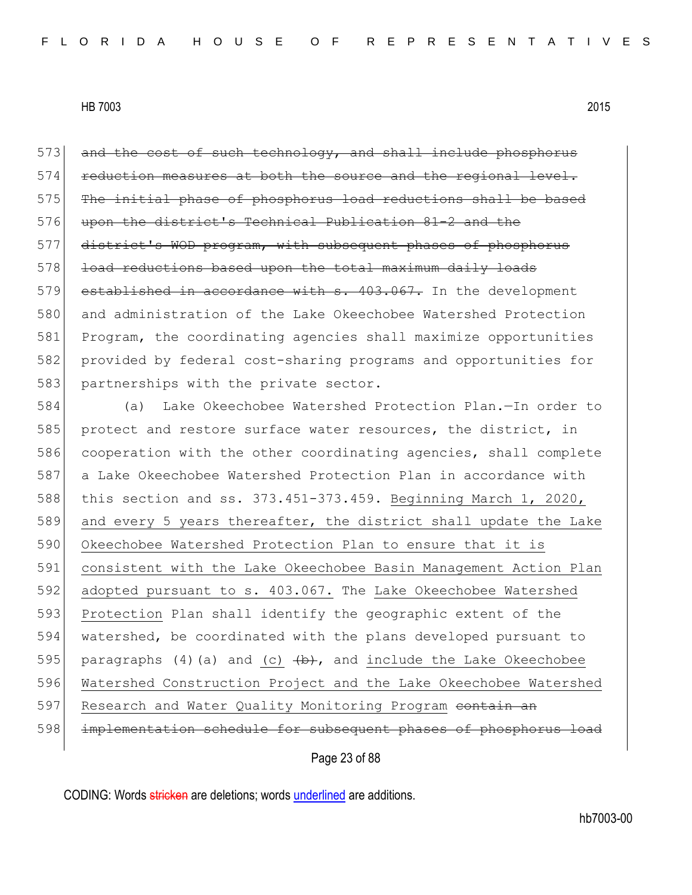~~and the cost of such technology, and shall include phosphorus reduction measures at both the source and the regional level. The initial phase of phosphorus load reductions shall be based upon the district's Technical Publication 81-2 and the district's WOD program, with subsequent phases of phosphorus load reductions based upon the total maximum daily loads established in accordance with s. 403.067.~~ In the development and administration of the Lake Okeechobee Watershed Protection Program, the coordinating agencies shall maximize opportunities provided by federal cost-sharing programs and opportunities for partnerships with the private sector.

(a) Lake Okeechobee Watershed Protection Plan.—In order to protect and restore surface water resources, the district, in cooperation with the other coordinating agencies, shall complete a Lake Okeechobee Watershed Protection Plan in accordance with this section and ss. 373.451-373.459. <u>Beginning March 1, 2020, and every 5 years thereafter, the district shall update the Lake Okeechobee Watershed Protection Plan to ensure that it is consistent with the Lake Okeechobee Basin Management Action Plan adopted pursuant to s. 403.067.</u> The <u>Lake Okeechobee Watershed Protection</u> Plan shall identify the geographic extent of the watershed, be coordinated with the plans developed pursuant to paragraphs (4)(a) and <u>(c)</u> ~~(b)~~, and <u>include the Lake Okeechobee Watershed Construction Project and the Lake Okeechobee Watershed Research and Water Quality Monitoring Program</u> ~~contain an implementation schedule for subsequent phases of phosphorus load~~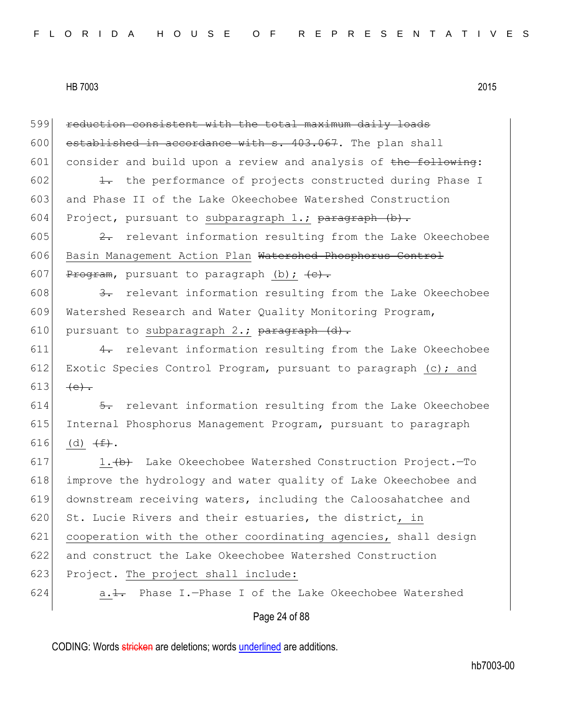599 ~~reduction consistent with the total maximum daily loads~~
600 ~~established in accordance with s. 403.067~~. The plan shall
601 consider and build upon a review and analysis of ~~the following~~:
602 ~~1.~~ the performance of projects constructed during Phase I
603 and Phase II of the Lake Okeechobee Watershed Construction
604 Project, pursuant to <u>subparagraph 1.;</u> ~~paragraph (b).~~
605 ~~2.~~ relevant information resulting from the Lake Okeechobee
606 <u>Basin Management Action Plan</u> ~~Watershed Phosphorus Control~~
607 ~~Program~~, pursuant to paragraph <u>(b);</u> ~~(c).~~
608 ~~3.~~ relevant information resulting from the Lake Okeechobee
609 Watershed Research and Water Quality Monitoring Program,
610 pursuant to <u>subparagraph 2.;</u> ~~paragraph (d).~~
611 ~~4.~~ relevant information resulting from the Lake Okeechobee
612 Exotic Species Control Program, pursuant to paragraph <u>(c); and</u>
613 ~~(e).~~
614 ~~5.~~ relevant information resulting from the Lake Okeechobee
615 Internal Phosphorus Management Program, pursuant to paragraph
616 <u>(d)</u> ~~(f)~~.
617 <u>1.</u>~~(b)~~ Lake Okeechobee Watershed Construction Project.—To
618 improve the hydrology and water quality of Lake Okeechobee and
619 downstream receiving waters, including the Caloosahatchee and
620 St. Lucie Rivers and their estuaries, the district<u>, in</u>
621 <u>cooperation with the other coordinating agencies,</u> shall design
622 and construct the Lake Okeechobee Watershed Construction
623 Project. <u>The project shall include:</u>
624 <u>a.</u>~~1.~~ Phase I.—Phase I of the Lake Okeechobee Watershed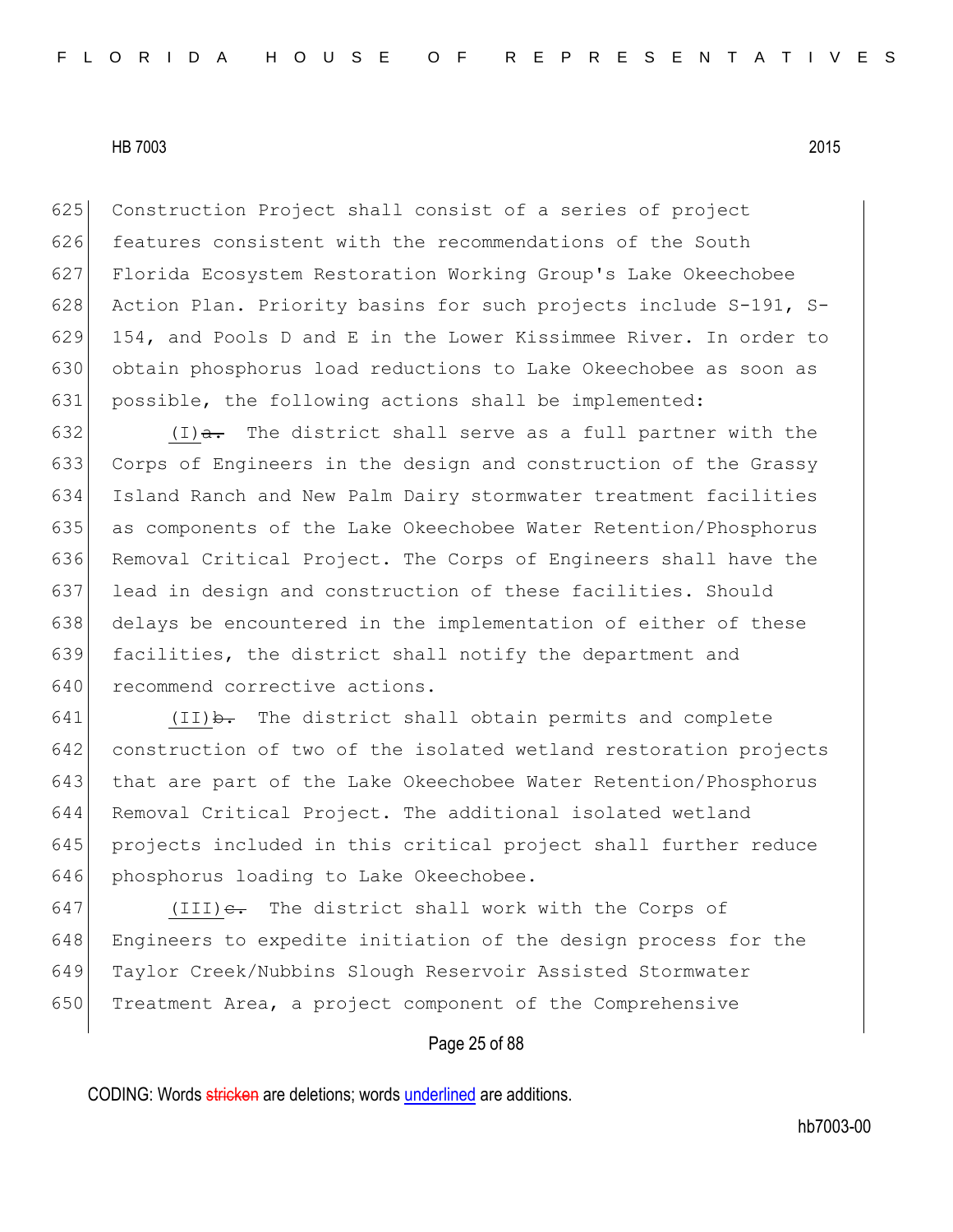625 Construction Project shall consist of a series of project
626 features consistent with the recommendations of the South
627 Florida Ecosystem Restoration Working Group's Lake Okeechobee
628 Action Plan. Priority basins for such projects include S-191, S-
629 154, and Pools D and E in the Lower Kissimmee River. In order to
630 obtain phosphorus load reductions to Lake Okeechobee as soon as
631 possible, the following actions shall be implemented:

632 <u>(I)</u>~~a.~~ The district shall serve as a full partner with the
633 Corps of Engineers in the design and construction of the Grassy
634 Island Ranch and New Palm Dairy stormwater treatment facilities
635 as components of the Lake Okeechobee Water Retention/Phosphorus
636 Removal Critical Project. The Corps of Engineers shall have the
637 lead in design and construction of these facilities. Should
638 delays be encountered in the implementation of either of these
639 facilities, the district shall notify the department and
640 recommend corrective actions.

641 <u>(II)</u>~~b.~~ The district shall obtain permits and complete
642 construction of two of the isolated wetland restoration projects
643 that are part of the Lake Okeechobee Water Retention/Phosphorus
644 Removal Critical Project. The additional isolated wetland
645 projects included in this critical project shall further reduce
646 phosphorus loading to Lake Okeechobee.

647 <u>(III)</u>~~c.~~ The district shall work with the Corps of
648 Engineers to expedite initiation of the design process for the
649 Taylor Creek/Nubbins Slough Reservoir Assisted Stormwater
650 Treatment Area, a project component of the Comprehensive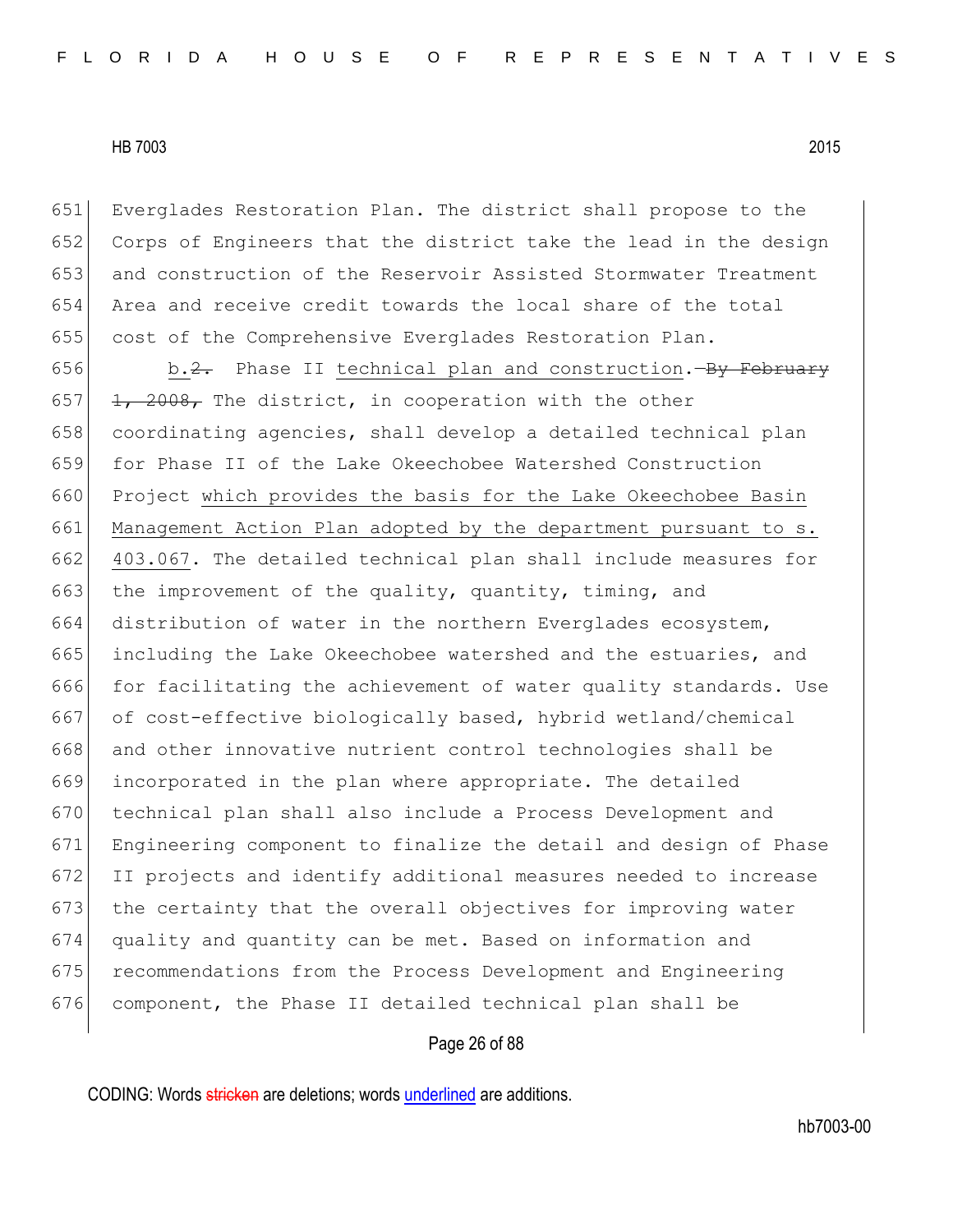651 Everglades Restoration Plan. The district shall propose to the
652 Corps of Engineers that the district take the lead in the design
653 and construction of the Reservoir Assisted Stormwater Treatment
654 Area and receive credit towards the local share of the total
655 cost of the Comprehensive Everglades Restoration Plan.

656 b.~~2.~~ Phase II <u>technical plan and construction</u>.~~By February~~
657 ~~1, 2008,~~ The district, in cooperation with the other
658 coordinating agencies, shall develop a detailed technical plan
659 for Phase II of the Lake Okeechobee Watershed Construction
660 Project <u>which provides the basis for the Lake Okeechobee Basin</u>
661 <u>Management Action Plan adopted by the department pursuant to s.</u>
662 <u>403.067</u>. The detailed technical plan shall include measures for
663 the improvement of the quality, quantity, timing, and
664 distribution of water in the northern Everglades ecosystem,
665 including the Lake Okeechobee watershed and the estuaries, and
666 for facilitating the achievement of water quality standards. Use
667 of cost-effective biologically based, hybrid wetland/chemical
668 and other innovative nutrient control technologies shall be
669 incorporated in the plan where appropriate. The detailed
670 technical plan shall also include a Process Development and
671 Engineering component to finalize the detail and design of Phase
672 II projects and identify additional measures needed to increase
673 the certainty that the overall objectives for improving water
674 quality and quantity can be met. Based on information and
675 recommendations from the Process Development and Engineering
676 component, the Phase II detailed technical plan shall be

CODING: Words ~~stricken~~ are deletions; words <u>underlined</u> are additions.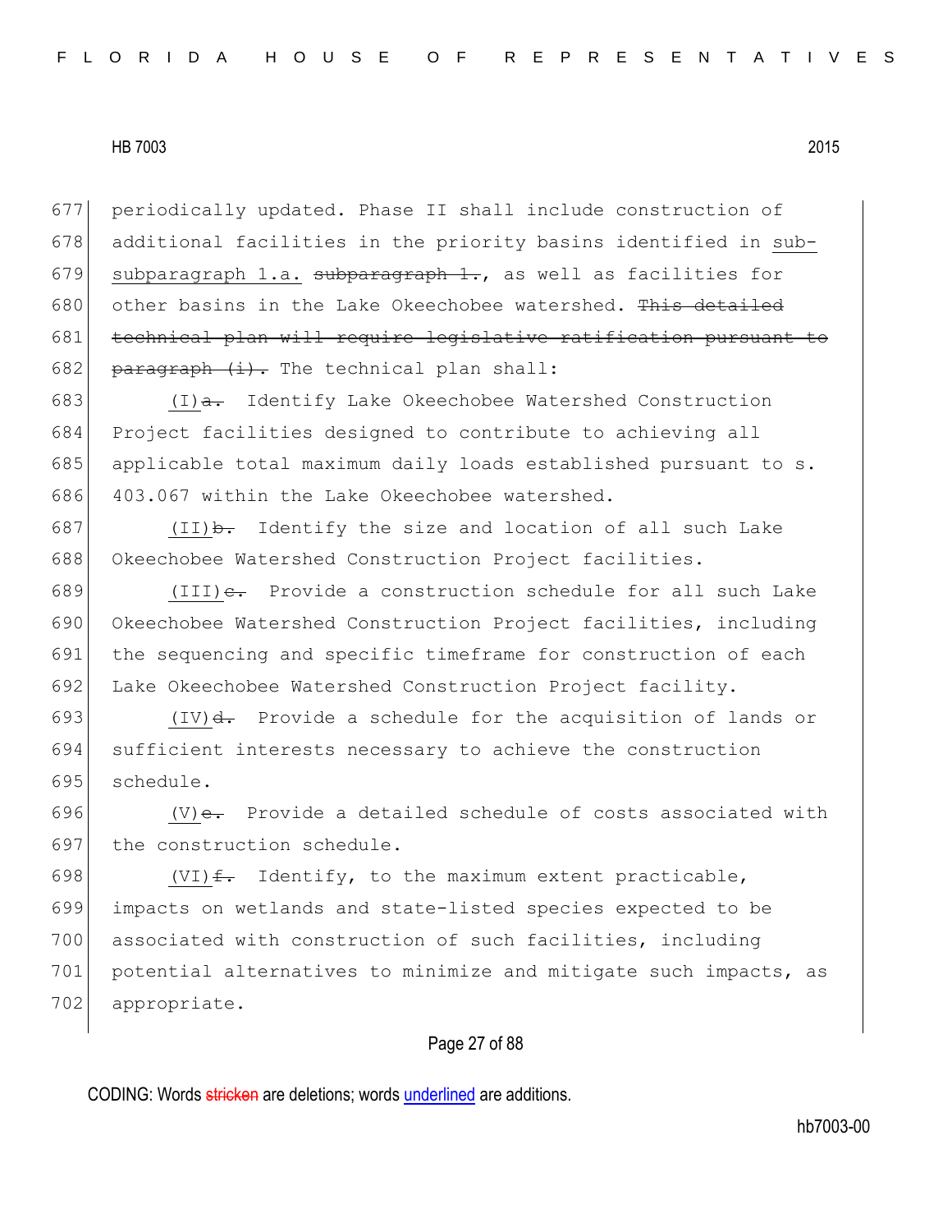periodically updated. Phase II shall include construction of additional facilities in the priority basins identified in sub-subparagraph 1.a. ~~subparagraph 1.~~, as well as facilities for other basins in the Lake Okeechobee watershed. ~~This detailed technical plan will require legislative ratification pursuant to paragraph (i).~~ The technical plan shall:

(I)~~a.~~ Identify Lake Okeechobee Watershed Construction Project facilities designed to contribute to achieving all applicable total maximum daily loads established pursuant to s. 403.067 within the Lake Okeechobee watershed.

(II)~~b.~~ Identify the size and location of all such Lake Okeechobee Watershed Construction Project facilities.

(III)~~c.~~ Provide a construction schedule for all such Lake Okeechobee Watershed Construction Project facilities, including the sequencing and specific timeframe for construction of each Lake Okeechobee Watershed Construction Project facility.

(IV)~~d.~~ Provide a schedule for the acquisition of lands or sufficient interests necessary to achieve the construction schedule.

(V)~~e.~~ Provide a detailed schedule of costs associated with the construction schedule.

(VI)~~f.~~ Identify, to the maximum extent practicable, impacts on wetlands and state-listed species expected to be associated with construction of such facilities, including potential alternatives to minimize and mitigate such impacts, as appropriate.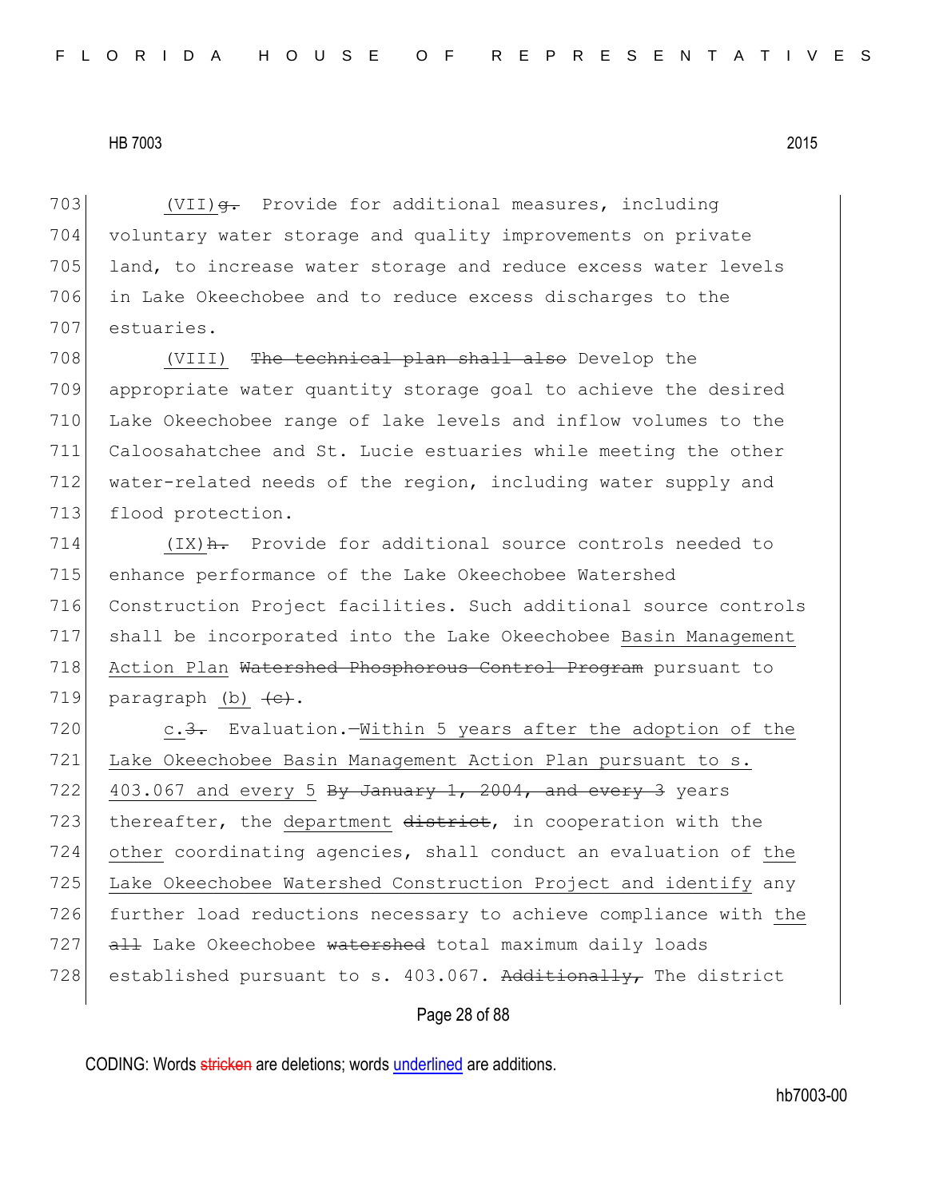703 (VII)~~g.~~ Provide for additional measures, including
704 voluntary water storage and quality improvements on private
705 land, to increase water storage and reduce excess water levels
706 in Lake Okeechobee and to reduce excess discharges to the
707 estuaries.

708 (VIII) ~~The technical plan shall also~~ Develop the
709 appropriate water quantity storage goal to achieve the desired
710 Lake Okeechobee range of lake levels and inflow volumes to the
711 Caloosahatchee and St. Lucie estuaries while meeting the other
712 water-related needs of the region, including water supply and
713 flood protection.

714 (IX)~~h.~~ Provide for additional source controls needed to
715 enhance performance of the Lake Okeechobee Watershed
716 Construction Project facilities. Such additional source controls
717 shall be incorporated into the Lake Okeechobee Basin Management
718 Action Plan ~~Watershed Phosphorous Control Program~~ pursuant to
719 paragraph (b) ~~(c)~~.

720 c.~~3.~~ Evaluation.—Within 5 years after the adoption of the
721 Lake Okeechobee Basin Management Action Plan pursuant to s.
722 403.067 and every 5 ~~By January 1, 2004, and every 3~~ years
723 thereafter, the department ~~district~~, in cooperation with the
724 other coordinating agencies, shall conduct an evaluation of the
725 Lake Okeechobee Watershed Construction Project and identify any
726 further load reductions necessary to achieve compliance with the
727 ~~all~~ Lake Okeechobee ~~watershed~~ total maximum daily loads
728 established pursuant to s. 403.067. ~~Additionally,~~ The district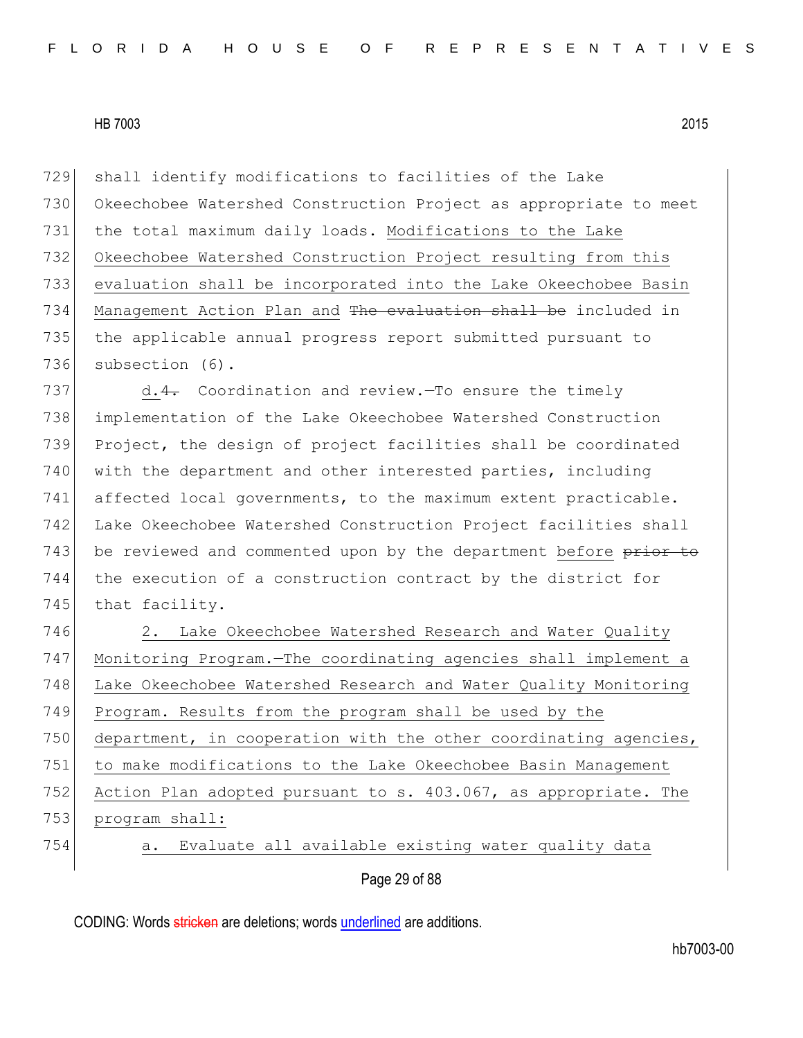729 shall identify modifications to facilities of the Lake
730 Okeechobee Watershed Construction Project as appropriate to meet
731 the total maximum daily loads. Modifications to the Lake
732 Okeechobee Watershed Construction Project resulting from this
733 evaluation shall be incorporated into the Lake Okeechobee Basin
734 Management Action Plan and ~~The evaluation shall be~~ included in
735 the applicable annual progress report submitted pursuant to
736 subsection (6).

737 d.~~4.~~ Coordination and review.—To ensure the timely
738 implementation of the Lake Okeechobee Watershed Construction
739 Project, the design of project facilities shall be coordinated
740 with the department and other interested parties, including
741 affected local governments, to the maximum extent practicable.
742 Lake Okeechobee Watershed Construction Project facilities shall
743 be reviewed and commented upon by the department before ~~prior to~~
744 the execution of a construction contract by the district for
745 that facility.

746 2. Lake Okeechobee Watershed Research and Water Quality
747 Monitoring Program.—The coordinating agencies shall implement a
748 Lake Okeechobee Watershed Research and Water Quality Monitoring
749 Program. Results from the program shall be used by the
750 department, in cooperation with the other coordinating agencies,
751 to make modifications to the Lake Okeechobee Basin Management
752 Action Plan adopted pursuant to s. 403.067, as appropriate. The
753 program shall:

754 a. Evaluate all available existing water quality data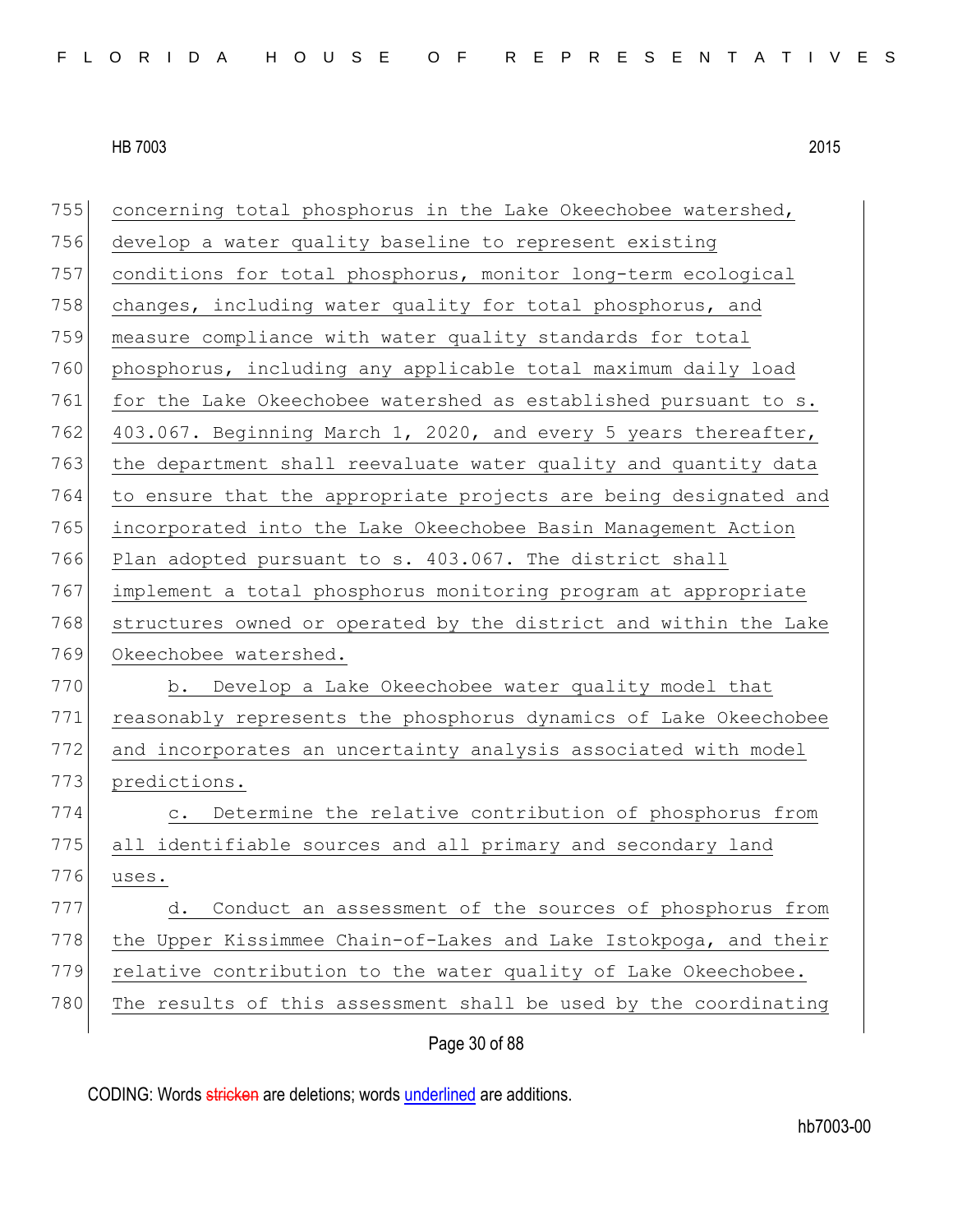concerning total phosphorus in the Lake Okeechobee watershed, develop a water quality baseline to represent existing conditions for total phosphorus, monitor long-term ecological changes, including water quality for total phosphorus, and measure compliance with water quality standards for total phosphorus, including any applicable total maximum daily load for the Lake Okeechobee watershed as established pursuant to s. 403.067. Beginning March 1, 2020, and every 5 years thereafter, the department shall reevaluate water quality and quantity data to ensure that the appropriate projects are being designated and incorporated into the Lake Okeechobee Basin Management Action Plan adopted pursuant to s. 403.067. The district shall implement a total phosphorus monitoring program at appropriate structures owned or operated by the district and within the Lake Okeechobee watershed.

b. Develop a Lake Okeechobee water quality model that reasonably represents the phosphorus dynamics of Lake Okeechobee and incorporates an uncertainty analysis associated with model predictions.

c. Determine the relative contribution of phosphorus from all identifiable sources and all primary and secondary land uses.

d. Conduct an assessment of the sources of phosphorus from the Upper Kissimmee Chain-of-Lakes and Lake Istokpoga, and their relative contribution to the water quality of Lake Okeechobee. The results of this assessment shall be used by the coordinating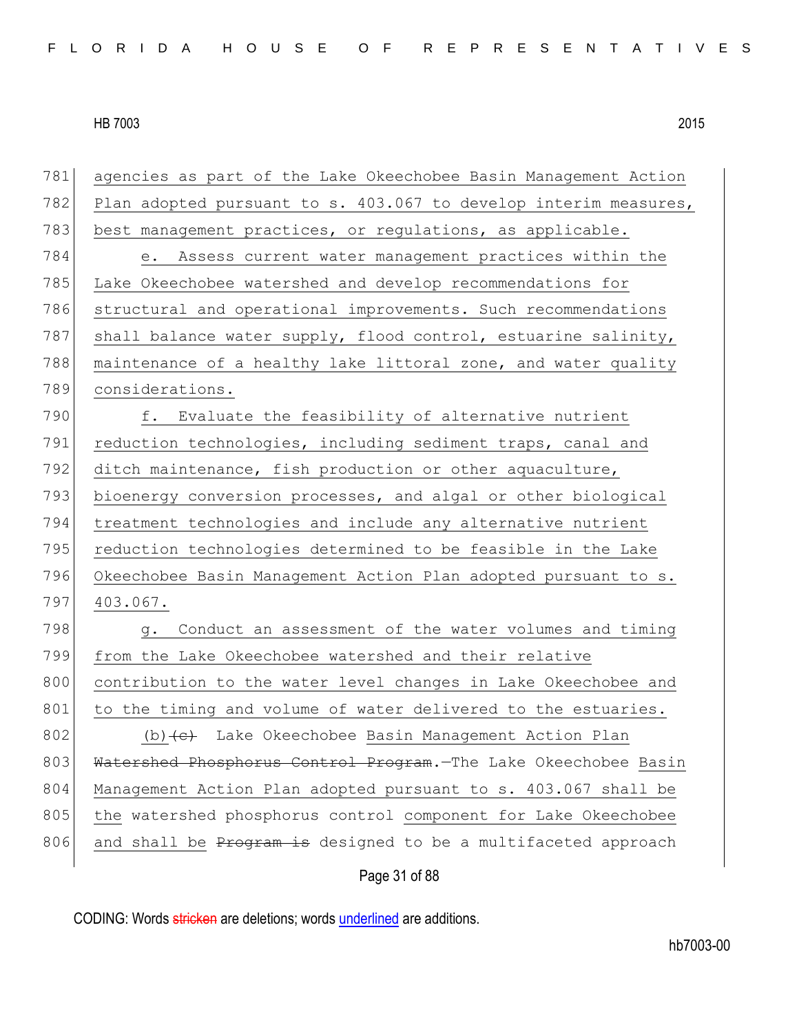781 agencies as part of the Lake Okeechobee Basin Management Action
782 Plan adopted pursuant to s. 403.067 to develop interim measures,
783 best management practices, or regulations, as applicable.

784 e. Assess current water management practices within the
785 Lake Okeechobee watershed and develop recommendations for
786 structural and operational improvements. Such recommendations
787 shall balance water supply, flood control, estuarine salinity,
788 maintenance of a healthy lake littoral zone, and water quality
789 considerations.

790 f. Evaluate the feasibility of alternative nutrient
791 reduction technologies, including sediment traps, canal and
792 ditch maintenance, fish production or other aquaculture,
793 bioenergy conversion processes, and algal or other biological
794 treatment technologies and include any alternative nutrient
795 reduction technologies determined to be feasible in the Lake
796 Okeechobee Basin Management Action Plan adopted pursuant to s.
797 403.067.

798 g. Conduct an assessment of the water volumes and timing
799 from the Lake Okeechobee watershed and their relative
800 contribution to the water level changes in Lake Okeechobee and
801 to the timing and volume of water delivered to the estuaries.

802 (b)~~(c)~~ Lake Okeechobee Basin Management Action Plan
803 ~~Watershed Phosphorus Control Program~~.—The Lake Okeechobee Basin
804 Management Action Plan adopted pursuant to s. 403.067 shall be
805 the watershed phosphorus control component for Lake Okeechobee
806 and shall be ~~Program is~~ designed to be a multifaceted approach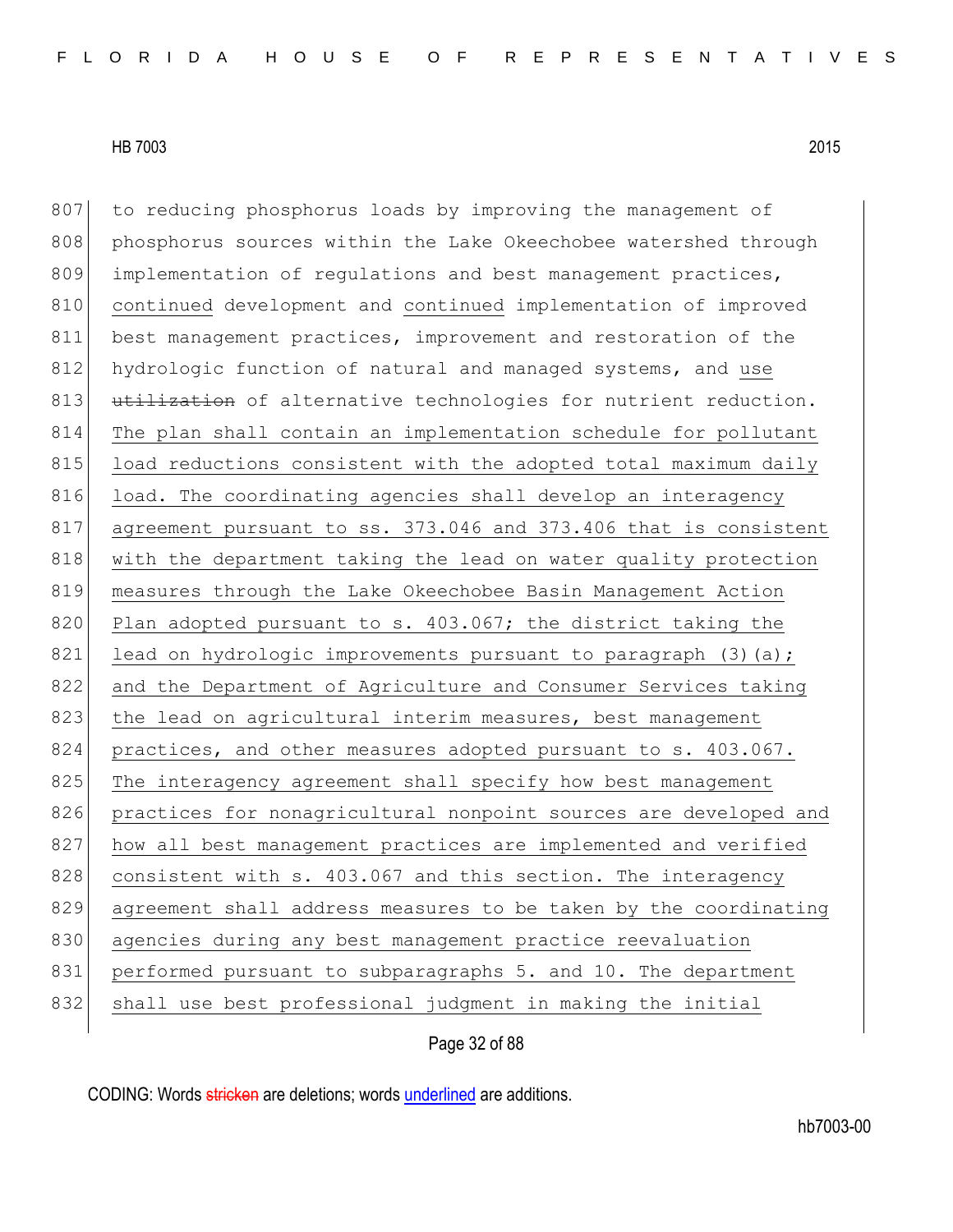to reducing phosphorus loads by improving the management of phosphorus sources within the Lake Okeechobee watershed through implementation of regulations and best management practices, continued development and continued implementation of improved best management practices, improvement and restoration of the hydrologic function of natural and managed systems, and use ~~utilization~~ of alternative technologies for nutrient reduction. The plan shall contain an implementation schedule for pollutant load reductions consistent with the adopted total maximum daily load. The coordinating agencies shall develop an interagency agreement pursuant to ss. 373.046 and 373.406 that is consistent with the department taking the lead on water quality protection measures through the Lake Okeechobee Basin Management Action Plan adopted pursuant to s. 403.067; the district taking the lead on hydrologic improvements pursuant to paragraph (3)(a); and the Department of Agriculture and Consumer Services taking the lead on agricultural interim measures, best management practices, and other measures adopted pursuant to s. 403.067. The interagency agreement shall specify how best management practices for nonagricultural nonpoint sources are developed and how all best management practices are implemented and verified consistent with s. 403.067 and this section. The interagency agreement shall address measures to be taken by the coordinating agencies during any best management practice reevaluation performed pursuant to subparagraphs 5. and 10. The department shall use best professional judgment in making the initial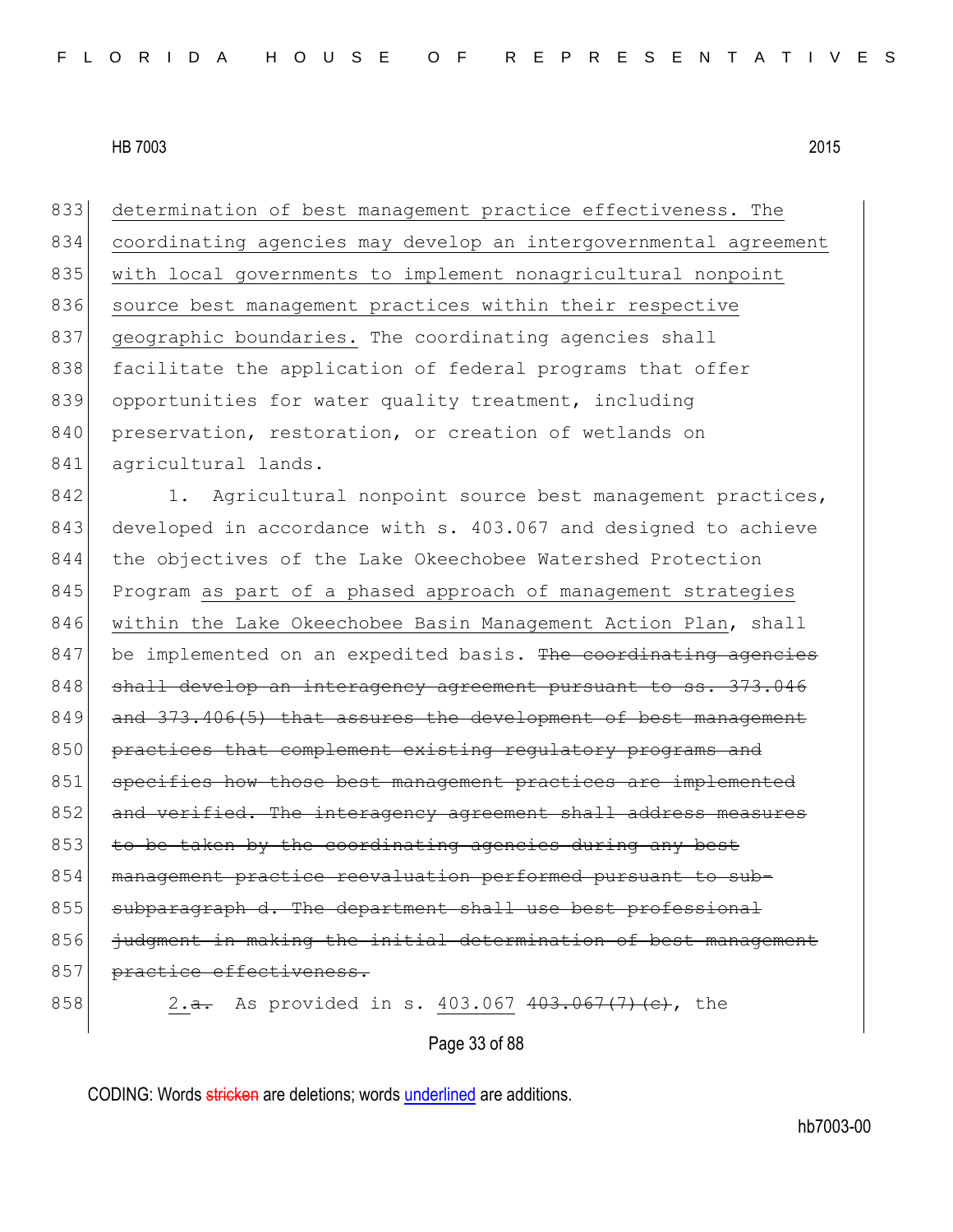833 determination of best management practice effectiveness. The
834 coordinating agencies may develop an intergovernmental agreement
835 with local governments to implement nonagricultural nonpoint
836 source best management practices within their respective
837 geographic boundaries. The coordinating agencies shall
838 facilitate the application of federal programs that offer
839 opportunities for water quality treatment, including
840 preservation, restoration, or creation of wetlands on
841 agricultural lands.

842 1. Agricultural nonpoint source best management practices,
843 developed in accordance with s. 403.067 and designed to achieve
844 the objectives of the Lake Okeechobee Watershed Protection
845 Program as part of a phased approach of management strategies
846 within the Lake Okeechobee Basin Management Action Plan, shall
847 be implemented on an expedited basis. ~~The coordinating agencies~~
848 ~~shall develop an interagency agreement pursuant to ss. 373.046~~
849 ~~and 373.406(5) that assures the development of best management~~
850 ~~practices that complement existing regulatory programs and~~
851 ~~specifies how those best management practices are implemented~~
852 ~~and verified. The interagency agreement shall address measures~~
853 ~~to be taken by the coordinating agencies during any best~~
854 ~~management practice reevaluation performed pursuant to sub-~~
855 ~~subparagraph d. The department shall use best professional~~
856 ~~judgment in making the initial determination of best management~~
857 ~~practice effectiveness.~~

858 2.~~a.~~ As provided in s. 403.067 ~~403.067(7)(c)~~, the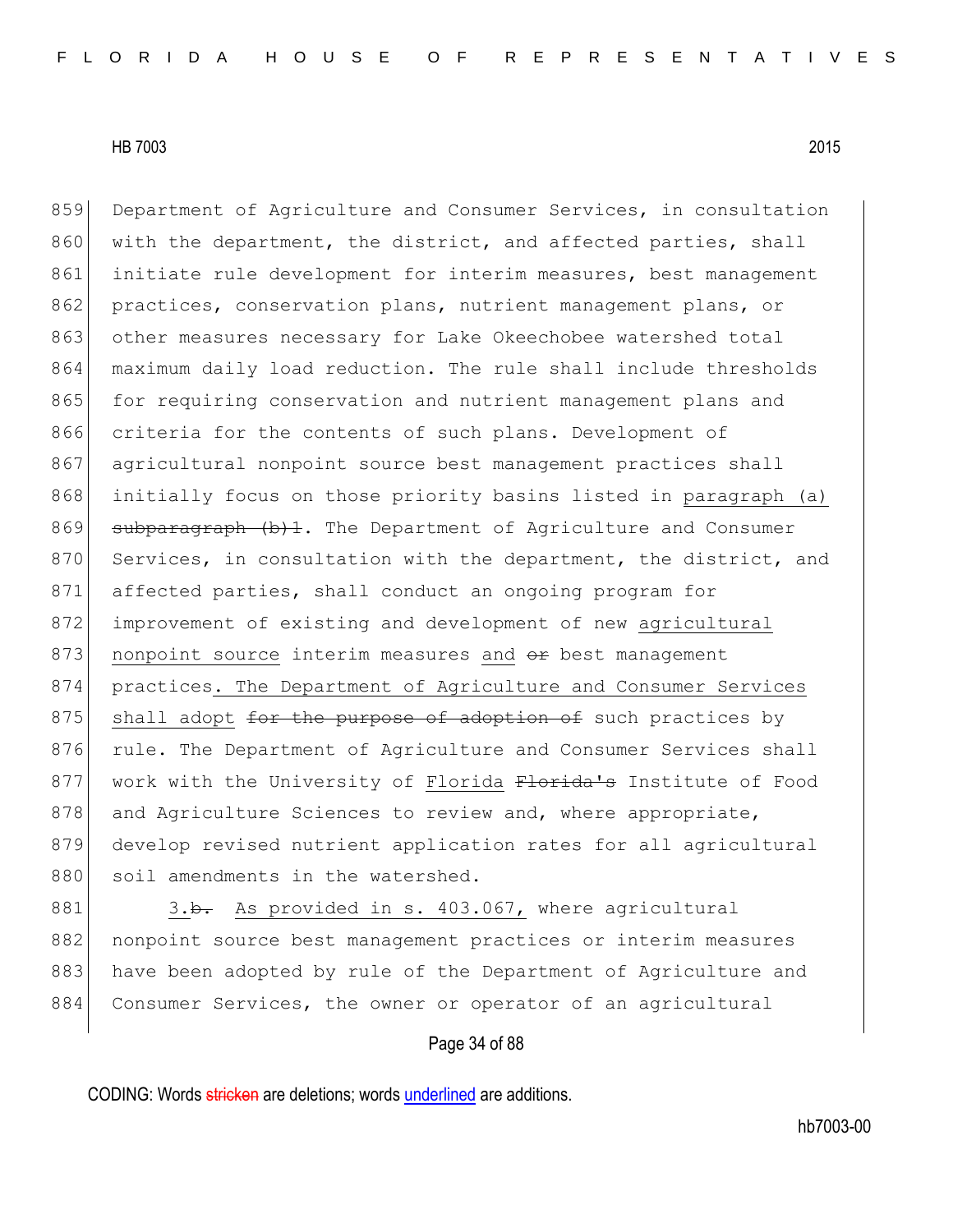Department of Agriculture and Consumer Services, in consultation with the department, the district, and affected parties, shall initiate rule development for interim measures, best management practices, conservation plans, nutrient management plans, or other measures necessary for Lake Okeechobee watershed total maximum daily load reduction. The rule shall include thresholds for requiring conservation and nutrient management plans and criteria for the contents of such plans. Development of agricultural nonpoint source best management practices shall initially focus on those priority basins listed in <u>paragraph (a)</u> ~~subparagraph (b)1~~. The Department of Agriculture and Consumer Services, in consultation with the department, the district, and affected parties, shall conduct an ongoing program for improvement of existing and development of new <u>agricultural nonpoint source</u> interim measures <u>and</u> ~~or~~ best management practices<u>. The Department of Agriculture and Consumer Services shall adopt</u> ~~for the purpose of adoption of~~ such practices by rule. The Department of Agriculture and Consumer Services shall work with the University of <u>Florida</u> ~~Florida's~~ Institute of Food and Agriculture Sciences to review and, where appropriate, develop revised nutrient application rates for all agricultural soil amendments in the watershed.

<u>3.</u>~~b.~~ <u>As provided in s. 403.067,</u> where agricultural nonpoint source best management practices or interim measures have been adopted by rule of the Department of Agriculture and Consumer Services, the owner or operator of an agricultural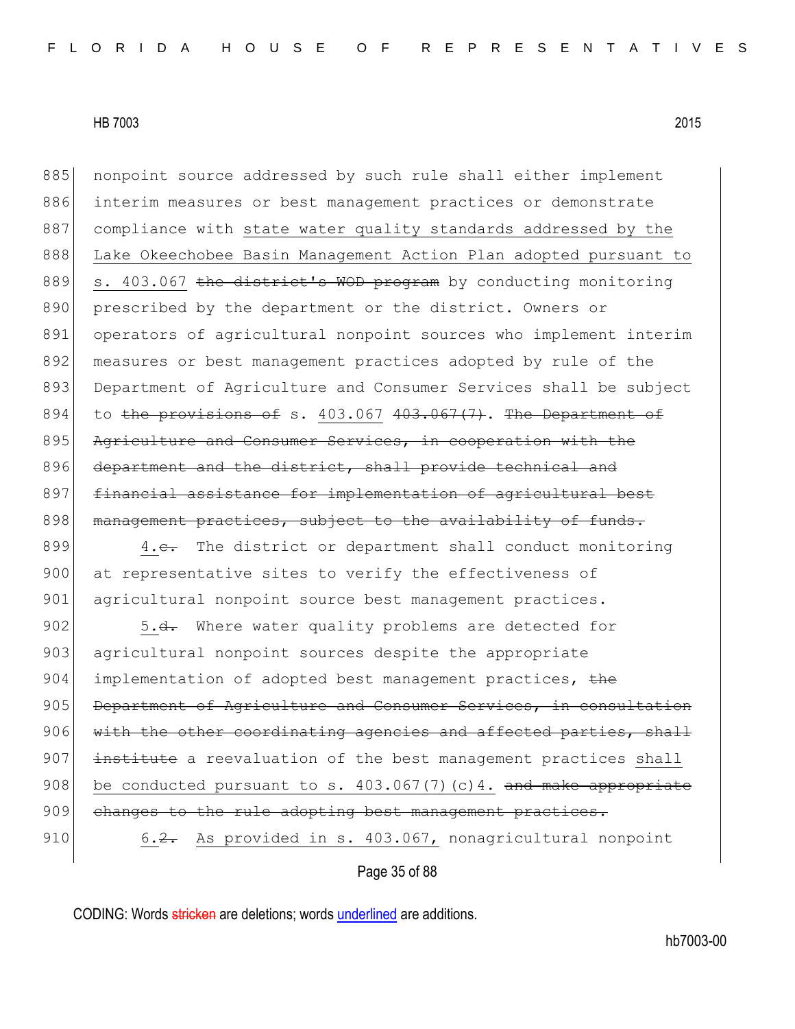885 nonpoint source addressed by such rule shall either implement
886 interim measures or best management practices or demonstrate
887 compliance with <u>state water quality standards addressed by the</u>
888 <u>Lake Okeechobee Basin Management Action Plan adopted pursuant to</u>
889 <u>s. 403.067</u> ~~the district's WOD program~~ by conducting monitoring
890 prescribed by the department or the district. Owners or
891 operators of agricultural nonpoint sources who implement interim
892 measures or best management practices adopted by rule of the
893 Department of Agriculture and Consumer Services shall be subject
894 to ~~the provisions of~~ s. <u>403.067</u> ~~403.067(7)~~. ~~The Department of~~
895 ~~Agriculture and Consumer Services, in cooperation with the~~
896 ~~department and the district, shall provide technical and~~
897 ~~financial assistance for implementation of agricultural best~~
898 ~~management practices, subject to the availability of funds.~~

899 <u>4.</u>~~c.~~ The district or department shall conduct monitoring
900 at representative sites to verify the effectiveness of
901 agricultural nonpoint source best management practices.

902 <u>5.</u>~~d.~~ Where water quality problems are detected for
903 agricultural nonpoint sources despite the appropriate
904 implementation of adopted best management practices, ~~the~~
905 ~~Department of Agriculture and Consumer Services, in consultation~~
906 ~~with the other coordinating agencies and affected parties, shall~~
907 ~~institute~~ a reevaluation of the best management practices <u>shall</u>
908 <u>be conducted pursuant to s. 403.067(7)(c)4.</u> ~~and make appropriate~~
909 ~~changes to the rule adopting best management practices.~~

910 <u>6.</u>~~2.~~ <u>As provided in s. 403.067,</u> nonagricultural nonpoint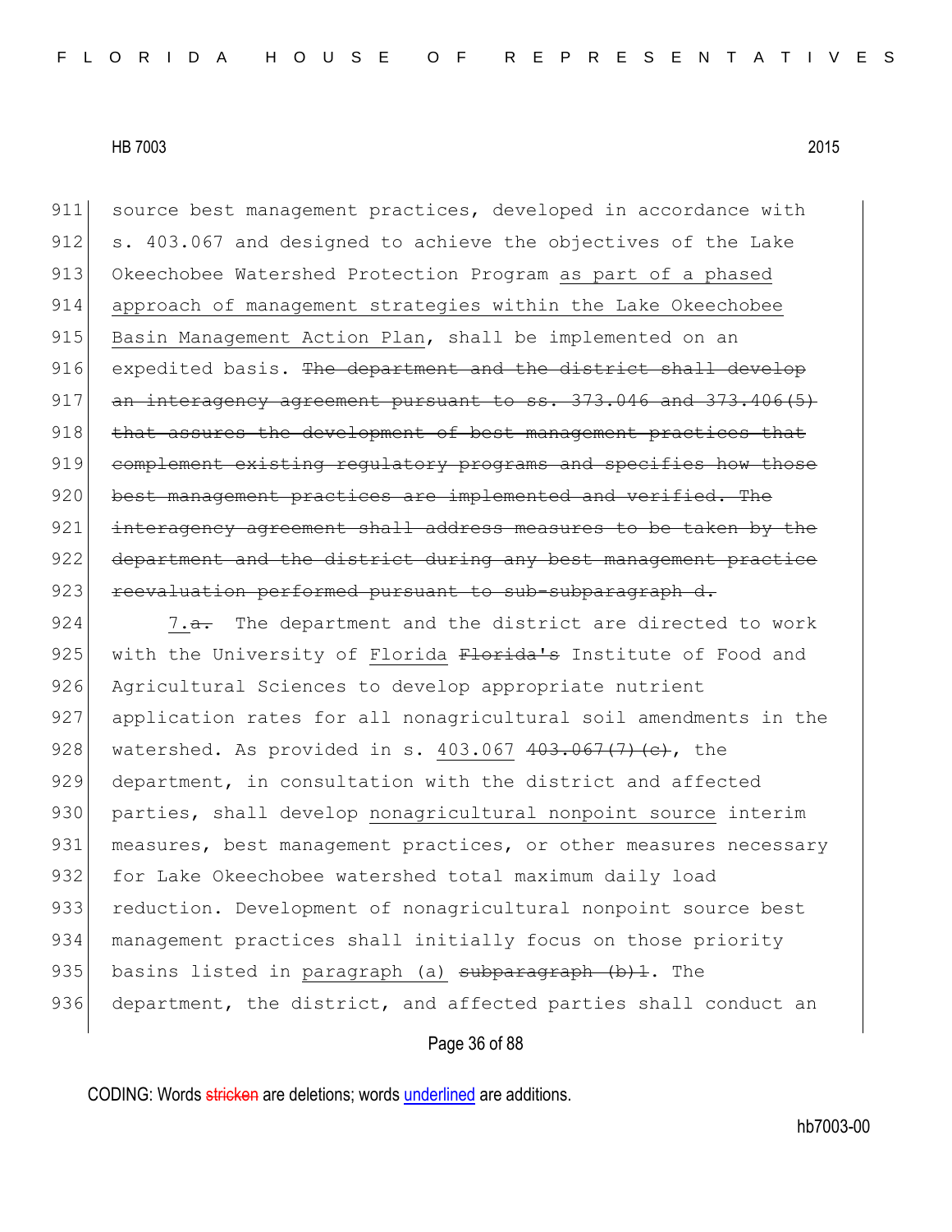source best management practices, developed in accordance with s. 403.067 and designed to achieve the objectives of the Lake Okeechobee Watershed Protection Program as part of a phased approach of management strategies within the Lake Okeechobee Basin Management Action Plan, shall be implemented on an expedited basis. ~~The department and the district shall develop an interagency agreement pursuant to ss. 373.046 and 373.406(5) that assures the development of best management practices that complement existing regulatory programs and specifies how those best management practices are implemented and verified. The interagency agreement shall address measures to be taken by the department and the district during any best management practice reevaluation performed pursuant to sub-subparagraph d.~~

7.~~a.~~ The department and the district are directed to work with the University of Florida ~~Florida's~~ Institute of Food and Agricultural Sciences to develop appropriate nutrient application rates for all nonagricultural soil amendments in the watershed. As provided in s. 403.067 ~~403.067(7)(c)~~, the department, in consultation with the district and affected parties, shall develop nonagricultural nonpoint source interim measures, best management practices, or other measures necessary for Lake Okeechobee watershed total maximum daily load reduction. Development of nonagricultural nonpoint source best management practices shall initially focus on those priority basins listed in paragraph (a) ~~subparagraph (b)1~~. The department, the district, and affected parties shall conduct an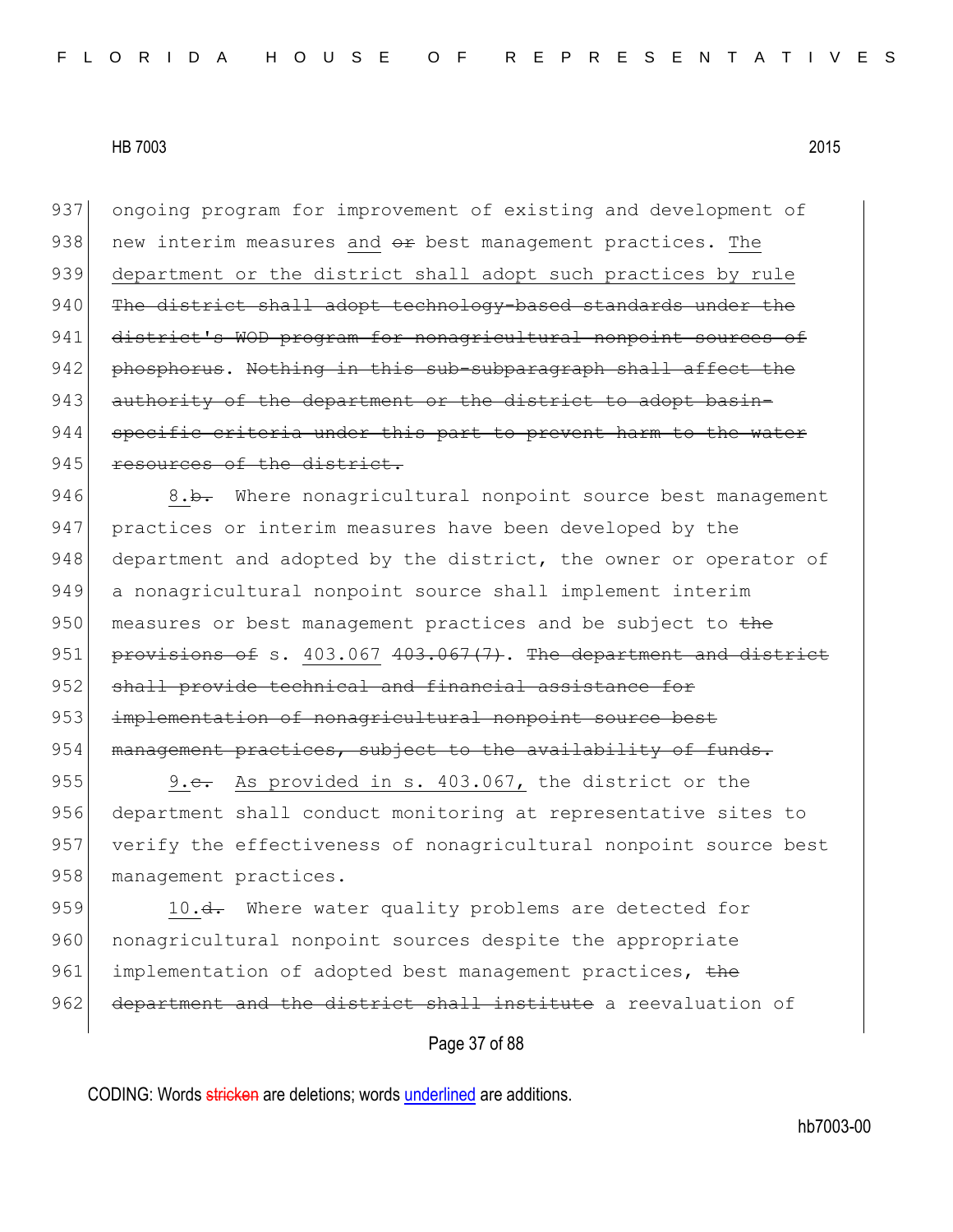ongoing program for improvement of existing and development of new interim measures and ~~or~~ best management practices. <u>The department or the district shall adopt such practices by rule</u> ~~The district shall adopt technology-based standards under the district's WOD program for nonagricultural nonpoint sources of phosphorus~~. ~~Nothing in this sub-subparagraph shall affect the authority of the department or the district to adopt basin-specific criteria under this part to prevent harm to the water resources of the district.~~

<u>8.</u>~~b.~~ Where nonagricultural nonpoint source best management practices or interim measures have been developed by the department and adopted by the district, the owner or operator of a nonagricultural nonpoint source shall implement interim measures or best management practices and be subject to ~~the provisions of~~ s. <u>403.067</u> ~~403.067(7)~~. ~~The department and district shall provide technical and financial assistance for implementation of nonagricultural nonpoint source best management practices, subject to the availability of funds.~~

<u>9.</u>~~c.~~ <u>As provided in s. 403.067,</u> the district or the department shall conduct monitoring at representative sites to verify the effectiveness of nonagricultural nonpoint source best management practices.

<u>10.</u>~~d.~~ Where water quality problems are detected for nonagricultural nonpoint sources despite the appropriate implementation of adopted best management practices, ~~the department and the district shall institute~~ a reevaluation of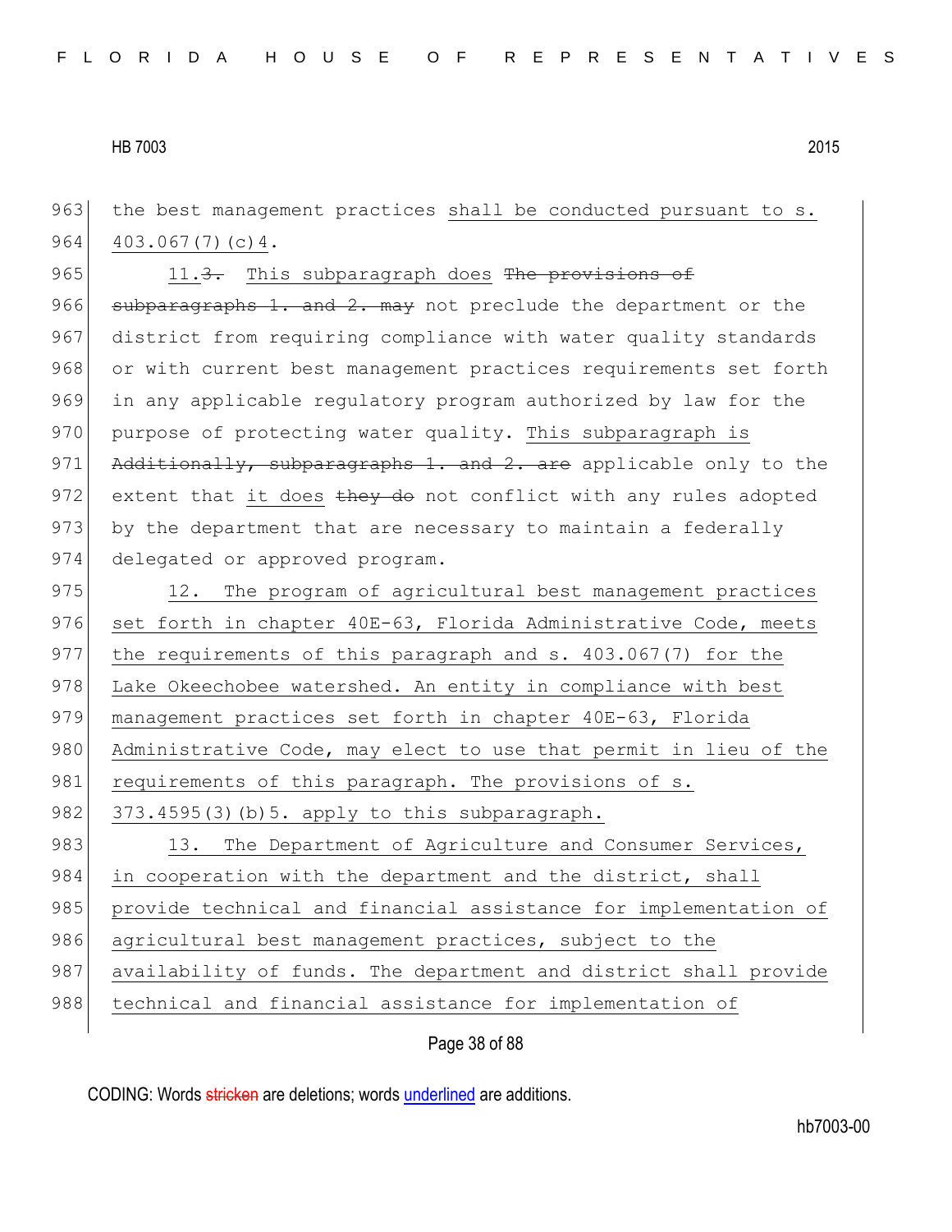963 the best management practices shall be conducted pursuant to s. 403.067(7)(c)4.

964

965 11.~~3.~~ This subparagraph does ~~The provisions of~~
966 ~~subparagraphs 1. and 2. may~~ not preclude the department or the
967 district from requiring compliance with water quality standards
968 or with current best management practices requirements set forth
969 in any applicable regulatory program authorized by law for the
970 purpose of protecting water quality. This subparagraph is
971 ~~Additionally, subparagraphs 1. and 2. are~~ applicable only to the
972 extent that it does ~~they do~~ not conflict with any rules adopted
973 by the department that are necessary to maintain a federally
974 delegated or approved program.

975 12. The program of agricultural best management practices
976 set forth in chapter 40E-63, Florida Administrative Code, meets
977 the requirements of this paragraph and s. 403.067(7) for the
978 Lake Okeechobee watershed. An entity in compliance with best
979 management practices set forth in chapter 40E-63, Florida
980 Administrative Code, may elect to use that permit in lieu of the
981 requirements of this paragraph. The provisions of s.
982 373.4595(3)(b)5. apply to this subparagraph.

983 13. The Department of Agriculture and Consumer Services,
984 in cooperation with the department and the district, shall
985 provide technical and financial assistance for implementation of
986 agricultural best management practices, subject to the
987 availability of funds. The department and district shall provide
988 technical and financial assistance for implementation of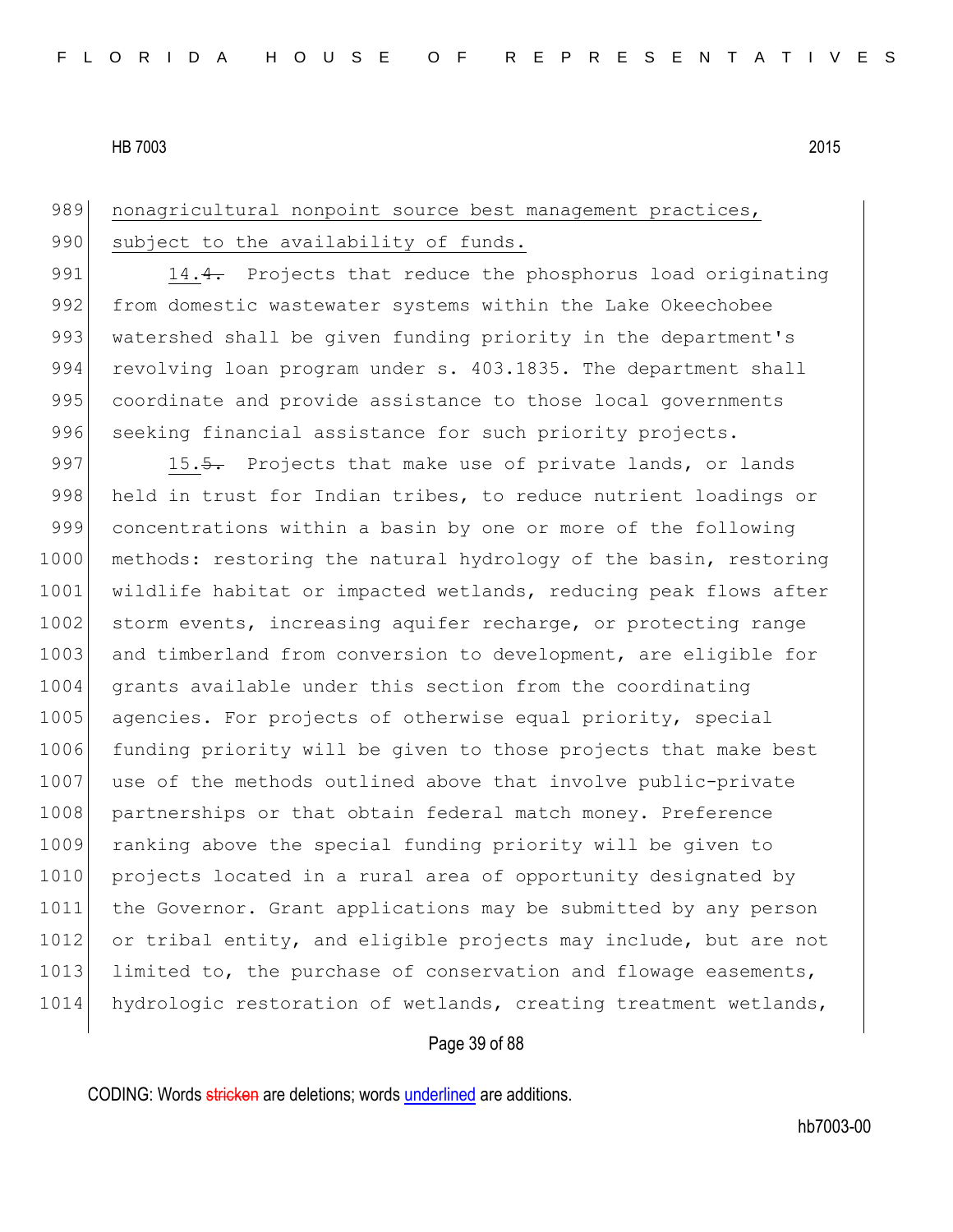989 nonagricultural nonpoint source best management practices,
990 subject to the availability of funds.

991 14.~~4.~~ Projects that reduce the phosphorus load originating
992 from domestic wastewater systems within the Lake Okeechobee
993 watershed shall be given funding priority in the department's
994 revolving loan program under s. 403.1835. The department shall
995 coordinate and provide assistance to those local governments
996 seeking financial assistance for such priority projects.

997 15.~~5.~~ Projects that make use of private lands, or lands
998 held in trust for Indian tribes, to reduce nutrient loadings or
999 concentrations within a basin by one or more of the following
1000 methods: restoring the natural hydrology of the basin, restoring
1001 wildlife habitat or impacted wetlands, reducing peak flows after
1002 storm events, increasing aquifer recharge, or protecting range
1003 and timberland from conversion to development, are eligible for
1004 grants available under this section from the coordinating
1005 agencies. For projects of otherwise equal priority, special
1006 funding priority will be given to those projects that make best
1007 use of the methods outlined above that involve public-private
1008 partnerships or that obtain federal match money. Preference
1009 ranking above the special funding priority will be given to
1010 projects located in a rural area of opportunity designated by
1011 the Governor. Grant applications may be submitted by any person
1012 or tribal entity, and eligible projects may include, but are not
1013 limited to, the purchase of conservation and flowage easements,
1014 hydrologic restoration of wetlands, creating treatment wetlands,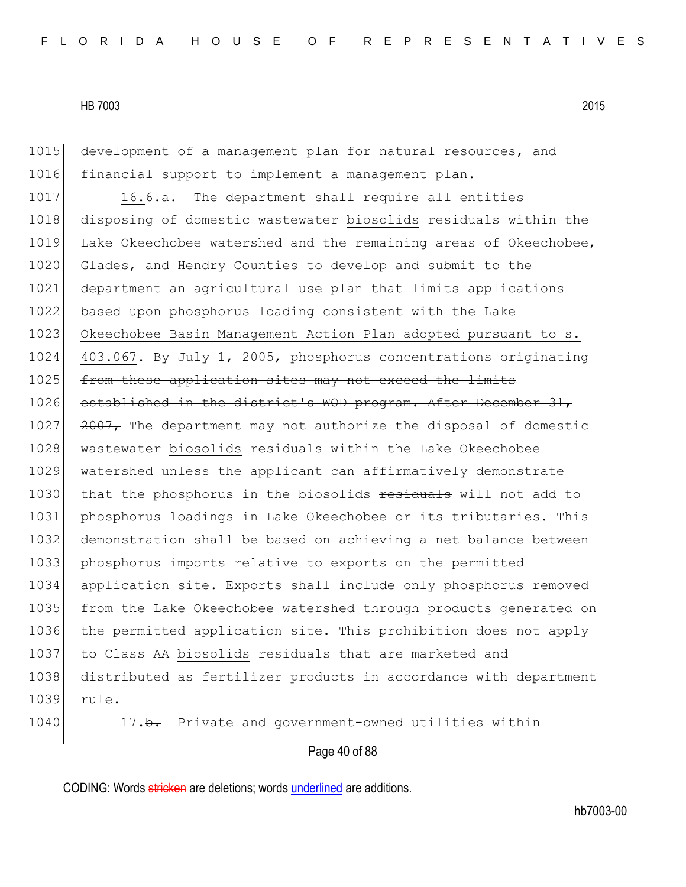1015 development of a management plan for natural resources, and
1016 financial support to implement a management plan.

1017 16.~~6.a.~~ The department shall require all entities
1018 disposing of domestic wastewater biosolids ~~residuals~~ within the
1019 Lake Okeechobee watershed and the remaining areas of Okeechobee,
1020 Glades, and Hendry Counties to develop and submit to the
1021 department an agricultural use plan that limits applications
1022 based upon phosphorus loading consistent with the Lake
1023 Okeechobee Basin Management Action Plan adopted pursuant to s.
1024 403.067. ~~By July 1, 2005, phosphorus concentrations originating~~
1025 ~~from these application sites may not exceed the limits~~
1026 ~~established in the district's WOD program. After December 31,~~
1027 ~~2007,~~ The department may not authorize the disposal of domestic
1028 wastewater biosolids ~~residuals~~ within the Lake Okeechobee
1029 watershed unless the applicant can affirmatively demonstrate
1030 that the phosphorus in the biosolids ~~residuals~~ will not add to
1031 phosphorus loadings in Lake Okeechobee or its tributaries. This
1032 demonstration shall be based on achieving a net balance between
1033 phosphorus imports relative to exports on the permitted
1034 application site. Exports shall include only phosphorus removed
1035 from the Lake Okeechobee watershed through products generated on
1036 the permitted application site. This prohibition does not apply
1037 to Class AA biosolids ~~residuals~~ that are marketed and
1038 distributed as fertilizer products in accordance with department
1039 rule.

1040 17.~~b.~~ Private and government-owned utilities within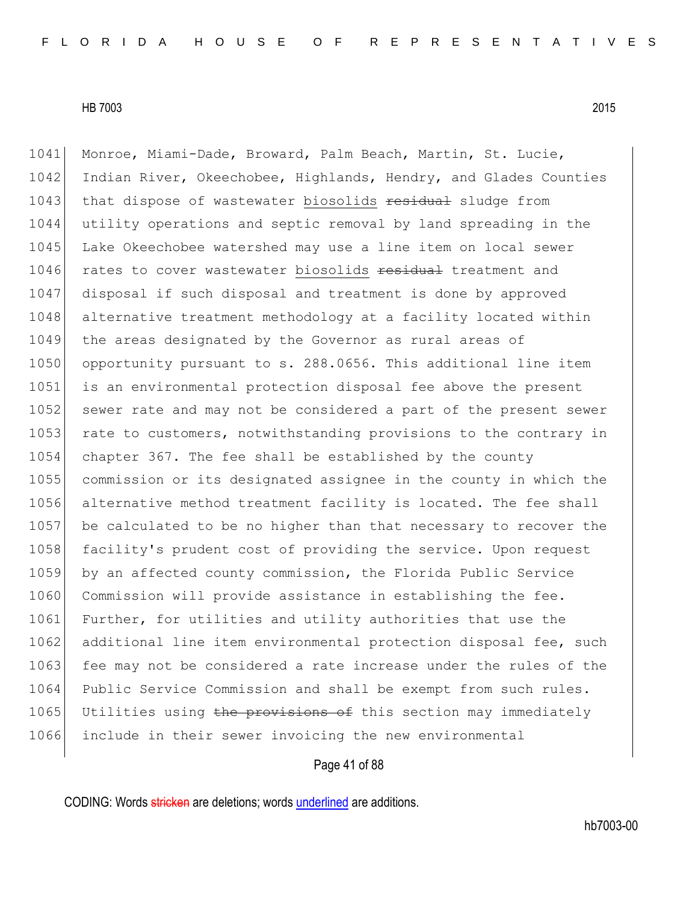Monroe, Miami-Dade, Broward, Palm Beach, Martin, St. Lucie, Indian River, Okeechobee, Highlands, Hendry, and Glades Counties that dispose of wastewater <u>biosolids</u> ~~residual~~ sludge from utility operations and septic removal by land spreading in the Lake Okeechobee watershed may use a line item on local sewer rates to cover wastewater <u>biosolids</u> ~~residual~~ treatment and disposal if such disposal and treatment is done by approved alternative treatment methodology at a facility located within the areas designated by the Governor as rural areas of opportunity pursuant to s. 288.0656. This additional line item is an environmental protection disposal fee above the present sewer rate and may not be considered a part of the present sewer rate to customers, notwithstanding provisions to the contrary in chapter 367. The fee shall be established by the county commission or its designated assignee in the county in which the alternative method treatment facility is located. The fee shall be calculated to be no higher than that necessary to recover the facility's prudent cost of providing the service. Upon request by an affected county commission, the Florida Public Service Commission will provide assistance in establishing the fee. Further, for utilities and utility authorities that use the additional line item environmental protection disposal fee, such fee may not be considered a rate increase under the rules of the Public Service Commission and shall be exempt from such rules. Utilities using ~~the provisions of~~ this section may immediately include in their sewer invoicing the new environmental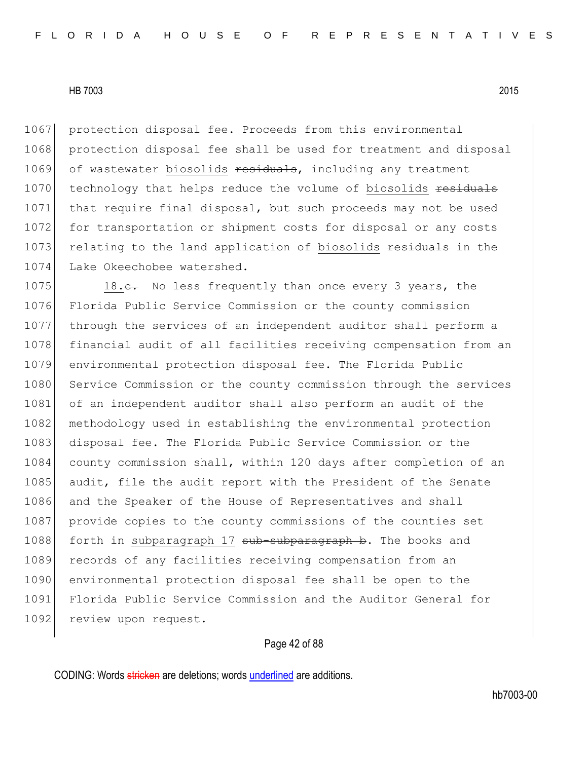1067 protection disposal fee. Proceeds from this environmental
1068 protection disposal fee shall be used for treatment and disposal
1069 of wastewater <u>biosolids</u> ~~residuals~~, including any treatment
1070 technology that helps reduce the volume of <u>biosolids</u> ~~residuals~~
1071 that require final disposal, but such proceeds may not be used
1072 for transportation or shipment costs for disposal or any costs
1073 relating to the land application of <u>biosolids</u> ~~residuals~~ in the
1074 Lake Okeechobee watershed.

1075 <u>18.</u>~~c.~~ No less frequently than once every 3 years, the
1076 Florida Public Service Commission or the county commission
1077 through the services of an independent auditor shall perform a
1078 financial audit of all facilities receiving compensation from an
1079 environmental protection disposal fee. The Florida Public
1080 Service Commission or the county commission through the services
1081 of an independent auditor shall also perform an audit of the
1082 methodology used in establishing the environmental protection
1083 disposal fee. The Florida Public Service Commission or the
1084 county commission shall, within 120 days after completion of an
1085 audit, file the audit report with the President of the Senate
1086 and the Speaker of the House of Representatives and shall
1087 provide copies to the county commissions of the counties set
1088 forth in <u>subparagraph 17</u> ~~sub-subparagraph b~~. The books and
1089 records of any facilities receiving compensation from an
1090 environmental protection disposal fee shall be open to the
1091 Florida Public Service Commission and the Auditor General for
1092 review upon request.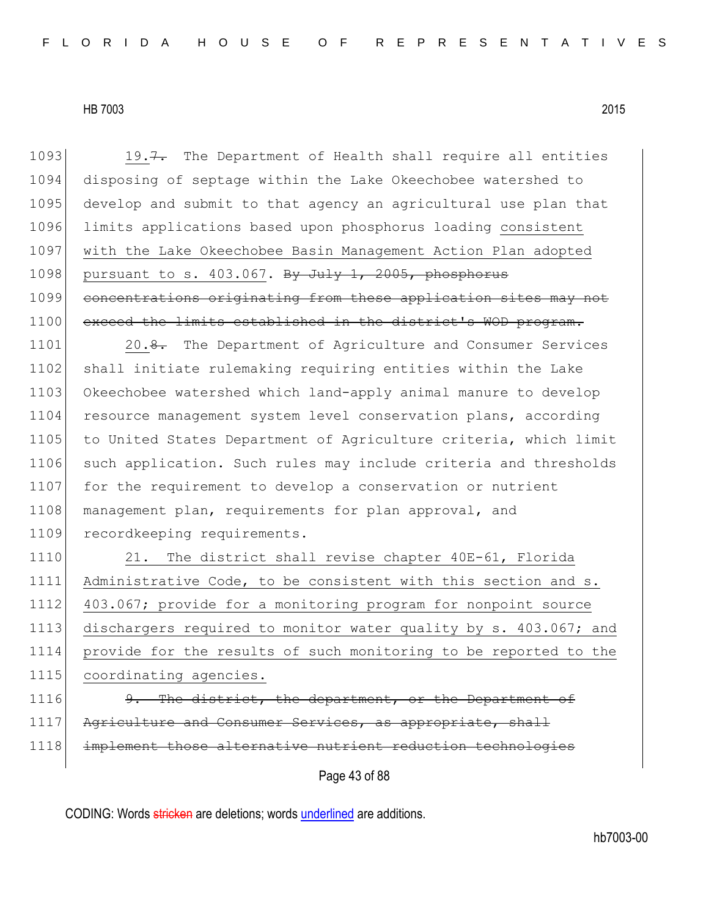1093 19.~~7.~~ The Department of Health shall require all entities
1094 disposing of septage within the Lake Okeechobee watershed to
1095 develop and submit to that agency an agricultural use plan that
1096 limits applications based upon phosphorus loading <u>consistent</u>
1097 <u>with the Lake Okeechobee Basin Management Action Plan adopted</u>
1098 <u>pursuant to s. 403.067</u>. ~~By July 1, 2005, phosphorus~~
1099 ~~concentrations originating from these application sites may not~~
1100 ~~exceed the limits established in the district's WOD program.~~

1101 20.~~8.~~ The Department of Agriculture and Consumer Services
1102 shall initiate rulemaking requiring entities within the Lake
1103 Okeechobee watershed which land-apply animal manure to develop
1104 resource management system level conservation plans, according
1105 to United States Department of Agriculture criteria, which limit
1106 such application. Such rules may include criteria and thresholds
1107 for the requirement to develop a conservation or nutrient
1108 management plan, requirements for plan approval, and
1109 recordkeeping requirements.

1110 <u>21. The district shall revise chapter 40E-61, Florida</u>
1111 <u>Administrative Code, to be consistent with this section and s.</u>
1112 <u>403.067; provide for a monitoring program for nonpoint source</u>
1113 <u>dischargers required to monitor water quality by s. 403.067; and</u>
1114 <u>provide for the results of such monitoring to be reported to the</u>
1115 <u>coordinating agencies.</u>

1116 ~~9. The district, the department, or the Department of~~
1117 ~~Agriculture and Consumer Services, as appropriate, shall~~
1118 ~~implement those alternative nutrient reduction technologies~~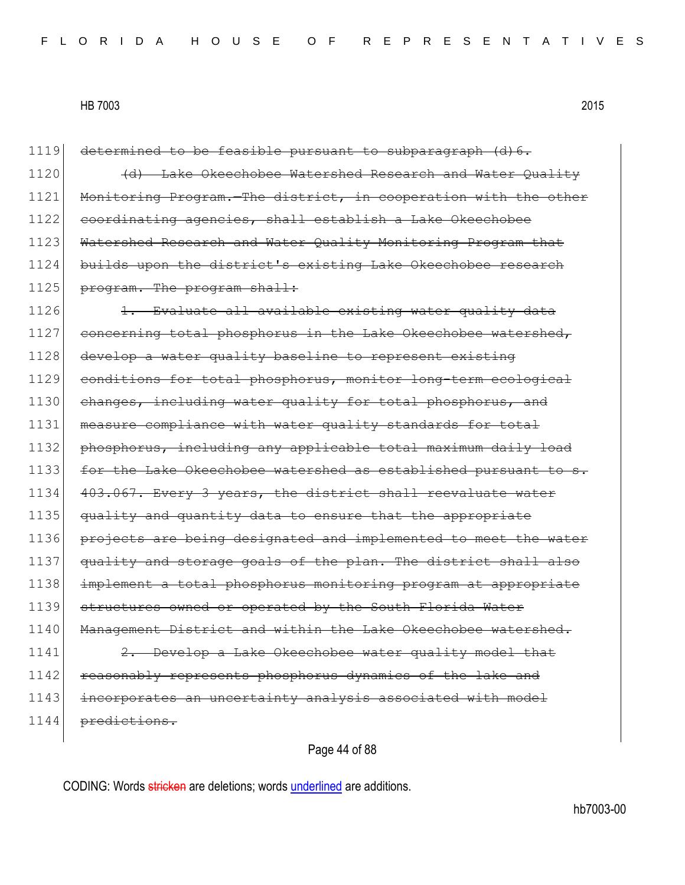1119 ~~determined to be feasible pursuant to subparagraph (d)6.~~

1120 ~~(d) Lake Okeechobee Watershed Research and Water Quality~~
1121 ~~Monitoring Program.—The district, in cooperation with the other~~
1122 ~~coordinating agencies, shall establish a Lake Okeechobee~~
1123 ~~Watershed Research and Water Quality Monitoring Program that~~
1124 ~~builds upon the district's existing Lake Okeechobee research~~
1125 ~~program. The program shall:~~

1126 ~~1. Evaluate all available existing water quality data~~
1127 ~~concerning total phosphorus in the Lake Okeechobee watershed,~~
1128 ~~develop a water quality baseline to represent existing~~
1129 ~~conditions for total phosphorus, monitor long-term ecological~~
1130 ~~changes, including water quality for total phosphorus, and~~
1131 ~~measure compliance with water quality standards for total~~
1132 ~~phosphorus, including any applicable total maximum daily load~~
1133 ~~for the Lake Okeechobee watershed as established pursuant to s.~~
1134 ~~403.067. Every 3 years, the district shall reevaluate water~~
1135 ~~quality and quantity data to ensure that the appropriate~~
1136 ~~projects are being designated and implemented to meet the water~~
1137 ~~quality and storage goals of the plan. The district shall also~~
1138 ~~implement a total phosphorus monitoring program at appropriate~~
1139 ~~structures owned or operated by the South Florida Water~~
1140 ~~Management District and within the Lake Okeechobee watershed.~~

1141 ~~2. Develop a Lake Okeechobee water quality model that~~
1142 ~~reasonably represents phosphorus dynamics of the lake and~~
1143 ~~incorporates an uncertainty analysis associated with model~~
1144 ~~predictions.~~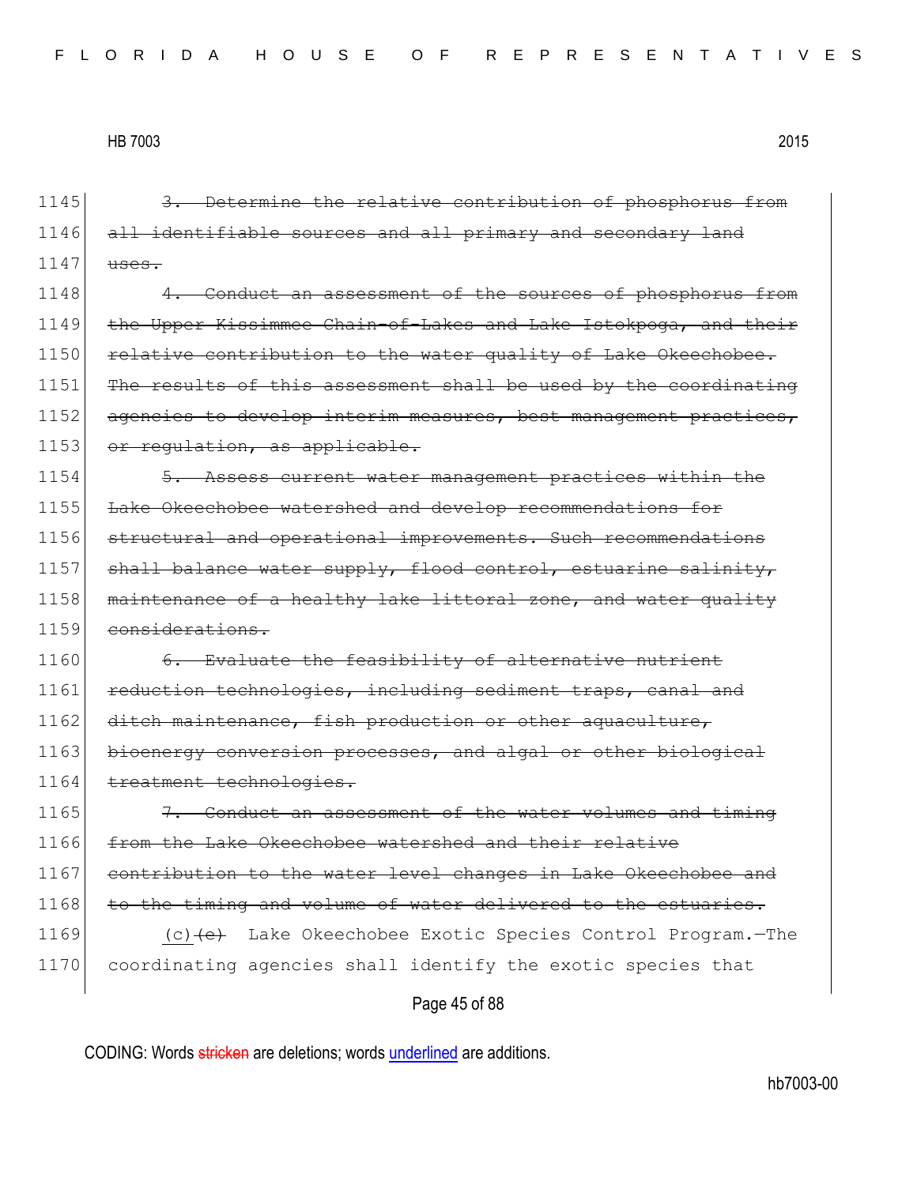1145 ~~3. Determine the relative contribution of phosphorus from~~
1146 ~~all identifiable sources and all primary and secondary land~~
1147 ~~uses.~~

1148 ~~4. Conduct an assessment of the sources of phosphorus from~~
1149 ~~the Upper Kissimmee Chain-of-Lakes and Lake Istokpoga, and their~~
1150 ~~relative contribution to the water quality of Lake Okeechobee.~~
1151 ~~The results of this assessment shall be used by the coordinating~~
1152 ~~agencies to develop interim measures, best management practices,~~
1153 ~~or regulation, as applicable.~~

1154 ~~5. Assess current water management practices within the~~
1155 ~~Lake Okeechobee watershed and develop recommendations for~~
1156 ~~structural and operational improvements. Such recommendations~~
1157 ~~shall balance water supply, flood control, estuarine salinity,~~
1158 ~~maintenance of a healthy lake littoral zone, and water quality~~
1159 ~~considerations.~~

1160 ~~6. Evaluate the feasibility of alternative nutrient~~
1161 ~~reduction technologies, including sediment traps, canal and~~
1162 ~~ditch maintenance, fish production or other aquaculture,~~
1163 ~~bioenergy conversion processes, and algal or other biological~~
1164 ~~treatment technologies.~~

1165 ~~7. Conduct an assessment of the water volumes and timing~~
1166 ~~from the Lake Okeechobee watershed and their relative~~
1167 ~~contribution to the water level changes in Lake Okeechobee and~~
1168 ~~to the timing and volume of water delivered to the estuaries.~~

1169 <u>(c)</u>~~(e)~~ Lake Okeechobee Exotic Species Control Program.—The
1170 coordinating agencies shall identify the exotic species that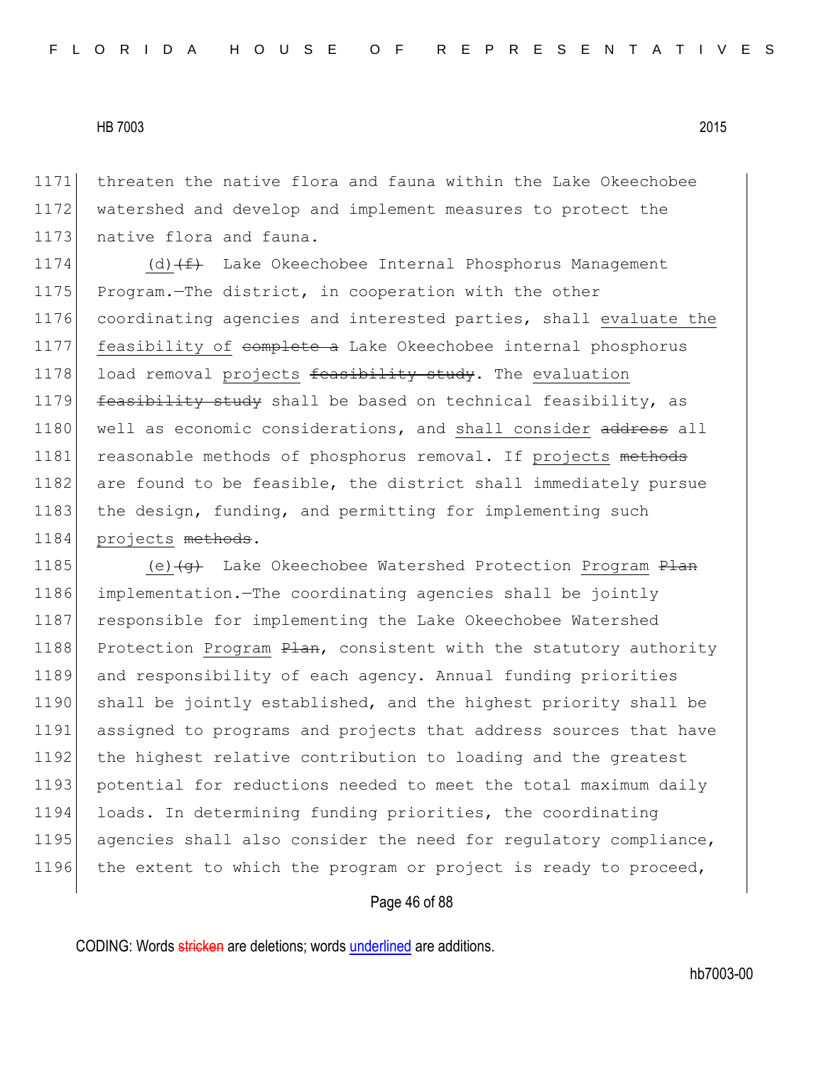threaten the native flora and fauna within the Lake Okeechobee watershed and develop and implement measures to protect the native flora and fauna.

(d)~~(f)~~ Lake Okeechobee Internal Phosphorus Management Program.—The district, in cooperation with the other coordinating agencies and interested parties, shall evaluate the feasibility of ~~complete a~~ Lake Okeechobee internal phosphorus load removal projects ~~feasibility study~~. The evaluation ~~feasibility study~~ shall be based on technical feasibility, as well as economic considerations, and shall consider ~~address~~ all reasonable methods of phosphorus removal. If projects ~~methods~~ are found to be feasible, the district shall immediately pursue the design, funding, and permitting for implementing such projects ~~methods~~.

(e)~~(g)~~ Lake Okeechobee Watershed Protection Program ~~Plan~~ implementation.—The coordinating agencies shall be jointly responsible for implementing the Lake Okeechobee Watershed Protection Program ~~Plan~~, consistent with the statutory authority and responsibility of each agency. Annual funding priorities shall be jointly established, and the highest priority shall be assigned to programs and projects that address sources that have the highest relative contribution to loading and the greatest potential for reductions needed to meet the total maximum daily loads. In determining funding priorities, the coordinating agencies shall also consider the need for regulatory compliance, the extent to which the program or project is ready to proceed,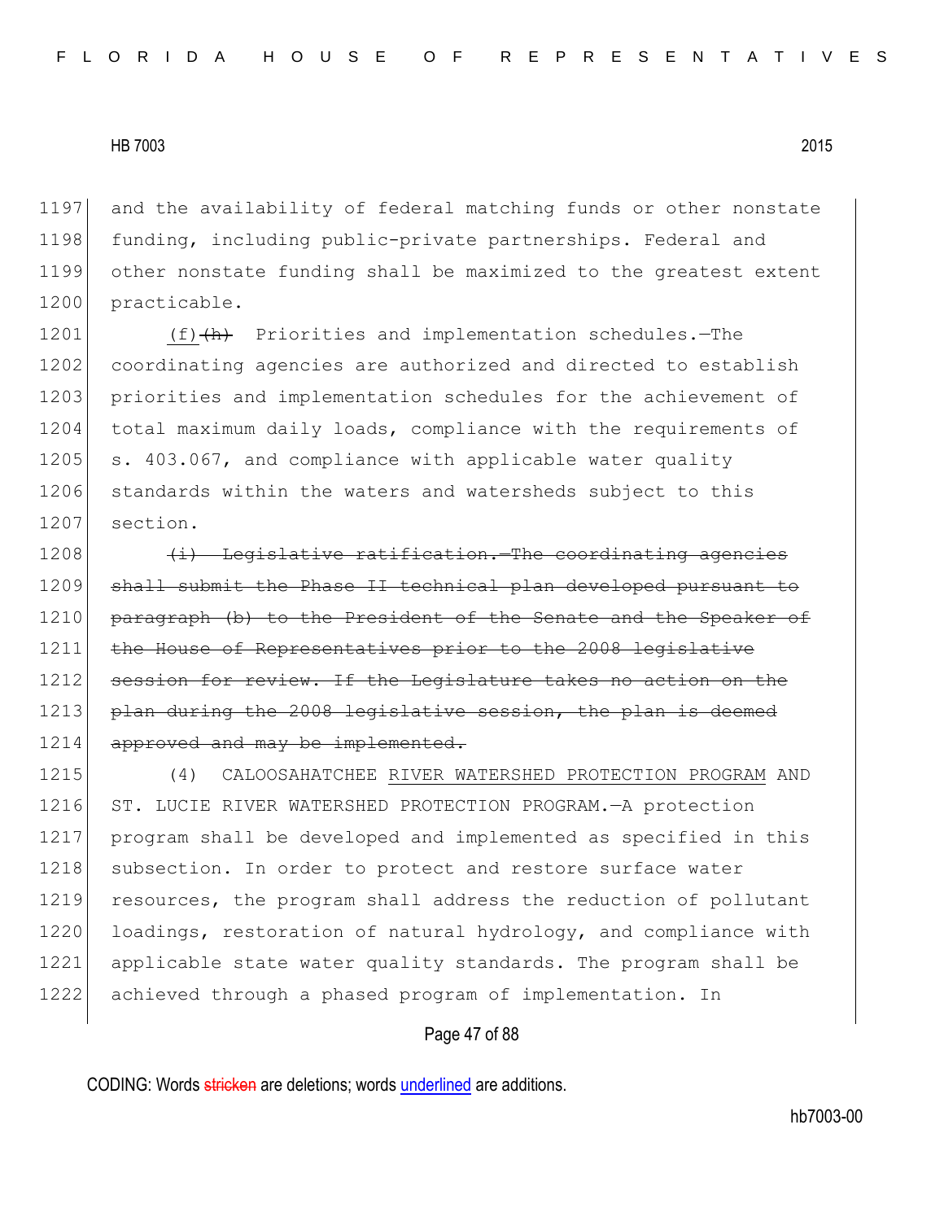and the availability of federal matching funds or other nonstate funding, including public-private partnerships. Federal and other nonstate funding shall be maximized to the greatest extent practicable.

<u>(f)</u>~~(h)~~ Priorities and implementation schedules.—The coordinating agencies are authorized and directed to establish priorities and implementation schedules for the achievement of total maximum daily loads, compliance with the requirements of s. 403.067, and compliance with applicable water quality standards within the waters and watersheds subject to this section.

~~(i) Legislative ratification.—The coordinating agencies shall submit the Phase II technical plan developed pursuant to paragraph (b) to the President of the Senate and the Speaker of the House of Representatives prior to the 2008 legislative session for review. If the Legislature takes no action on the plan during the 2008 legislative session, the plan is deemed approved and may be implemented.~~

(4) CALOOSAHATCHEE <u>RIVER WATERSHED PROTECTION PROGRAM</u> AND ST. LUCIE RIVER WATERSHED PROTECTION PROGRAM.—A protection program shall be developed and implemented as specified in this subsection. In order to protect and restore surface water resources, the program shall address the reduction of pollutant loadings, restoration of natural hydrology, and compliance with applicable state water quality standards. The program shall be achieved through a phased program of implementation. In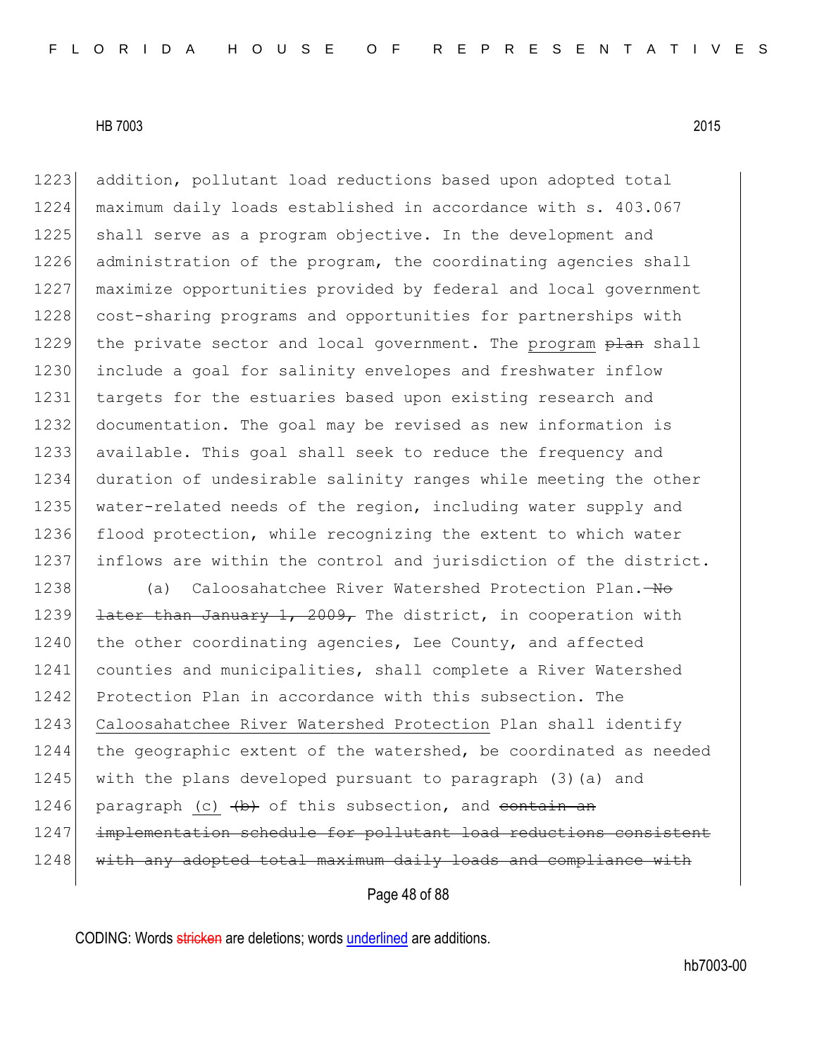1223 addition, pollutant load reductions based upon adopted total
1224 maximum daily loads established in accordance with s. 403.067
1225 shall serve as a program objective. In the development and
1226 administration of the program, the coordinating agencies shall
1227 maximize opportunities provided by federal and local government
1228 cost-sharing programs and opportunities for partnerships with
1229 the private sector and local government. The <u>program</u> ~~plan~~ shall
1230 include a goal for salinity envelopes and freshwater inflow
1231 targets for the estuaries based upon existing research and
1232 documentation. The goal may be revised as new information is
1233 available. This goal shall seek to reduce the frequency and
1234 duration of undesirable salinity ranges while meeting the other
1235 water-related needs of the region, including water supply and
1236 flood protection, while recognizing the extent to which water
1237 inflows are within the control and jurisdiction of the district.

1238 (a) Caloosahatchee River Watershed Protection Plan.~~—No~~
1239 ~~later than January 1, 2009,~~ The district, in cooperation with
1240 the other coordinating agencies, Lee County, and affected
1241 counties and municipalities, shall complete a River Watershed
1242 Protection Plan in accordance with this subsection. The
1243 <u>Caloosahatchee River Watershed Protection</u> Plan shall identify
1244 the geographic extent of the watershed, be coordinated as needed
1245 with the plans developed pursuant to paragraph (3)(a) and
1246 paragraph <u>(c)</u> ~~(b)~~ of this subsection, and ~~contain an~~
1247 ~~implementation schedule for pollutant load reductions consistent~~
1248 ~~with any adopted total maximum daily loads and compliance with~~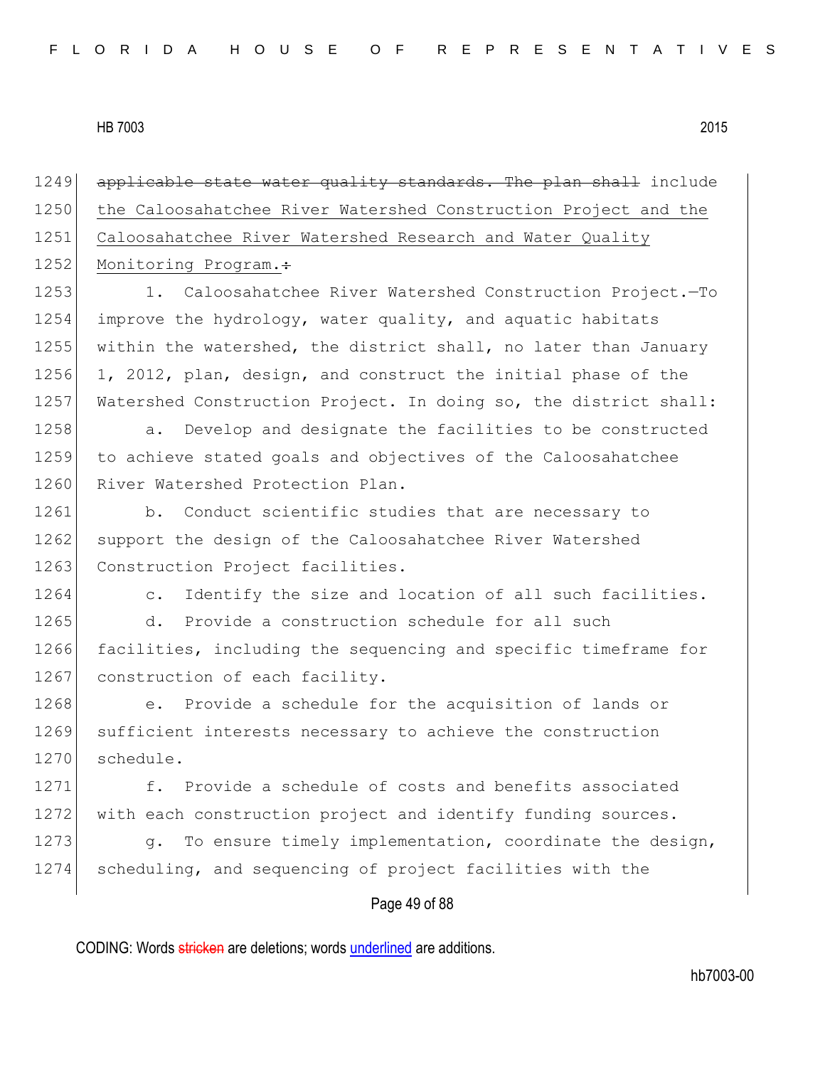~~applicable state water quality standards. The plan shall~~ include <u>the Caloosahatchee River Watershed Construction Project and the Caloosahatchee River Watershed Research and Water Quality Monitoring Program.</u>~~:~~

1. Caloosahatchee River Watershed Construction Project.—To improve the hydrology, water quality, and aquatic habitats within the watershed, the district shall, no later than January 1, 2012, plan, design, and construct the initial phase of the Watershed Construction Project. In doing so, the district shall:

a. Develop and designate the facilities to be constructed to achieve stated goals and objectives of the Caloosahatchee River Watershed Protection Plan.

b. Conduct scientific studies that are necessary to support the design of the Caloosahatchee River Watershed Construction Project facilities.

c. Identify the size and location of all such facilities.

d. Provide a construction schedule for all such facilities, including the sequencing and specific timeframe for construction of each facility.

e. Provide a schedule for the acquisition of lands or sufficient interests necessary to achieve the construction schedule.

f. Provide a schedule of costs and benefits associated with each construction project and identify funding sources.

g. To ensure timely implementation, coordinate the design, scheduling, and sequencing of project facilities with the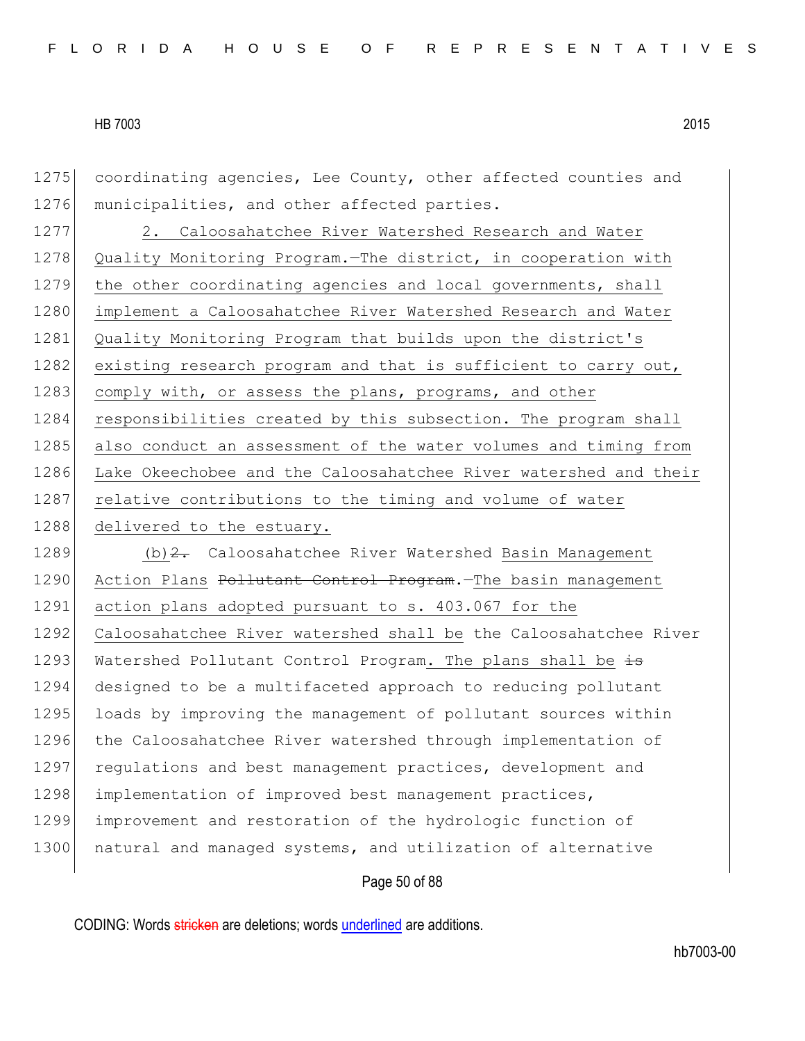coordinating agencies, Lee County, other affected counties and municipalities, and other affected parties.

2. Caloosahatchee River Watershed Research and Water Quality Monitoring Program.—The district, in cooperation with the other coordinating agencies and local governments, shall implement a Caloosahatchee River Watershed Research and Water Quality Monitoring Program that builds upon the district's existing research program and that is sufficient to carry out, comply with, or assess the plans, programs, and other responsibilities created by this subsection. The program shall also conduct an assessment of the water volumes and timing from Lake Okeechobee and the Caloosahatchee River watershed and their relative contributions to the timing and volume of water delivered to the estuary.

(b)~~2.~~ Caloosahatchee River Watershed Basin Management Action Plans ~~Pollutant Control Program~~.—The basin management action plans adopted pursuant to s. 403.067 for the Caloosahatchee River watershed shall be the Caloosahatchee River Watershed Pollutant Control Program. The plans shall be ~~is~~ designed to be a multifaceted approach to reducing pollutant loads by improving the management of pollutant sources within the Caloosahatchee River watershed through implementation of regulations and best management practices, development and implementation of improved best management practices, improvement and restoration of the hydrologic function of natural and managed systems, and utilization of alternative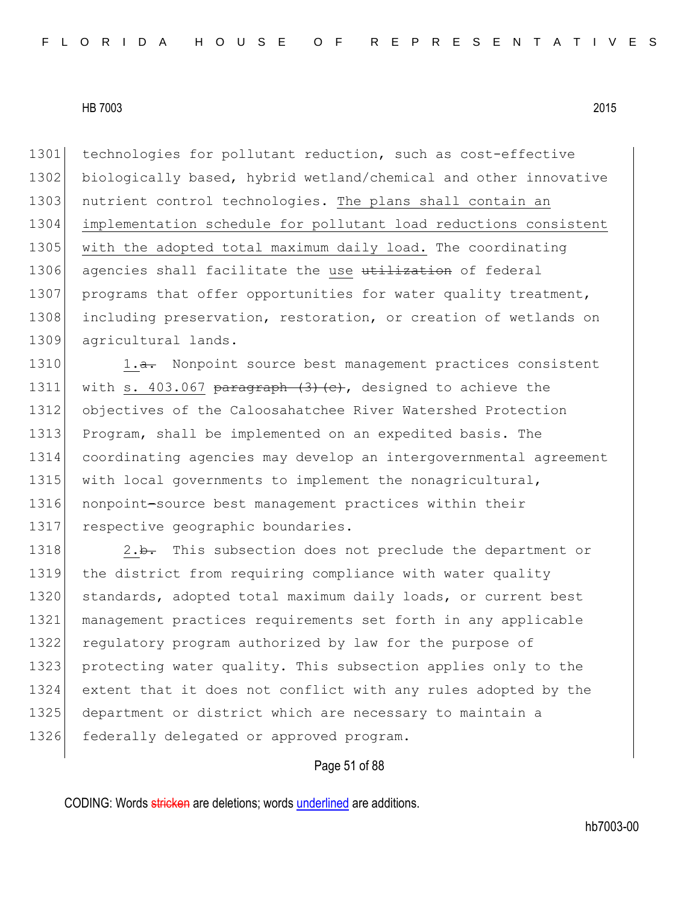1301 technologies for pollutant reduction, such as cost-effective
1302 biologically based, hybrid wetland/chemical and other innovative
1303 nutrient control technologies. The plans shall contain an
1304 implementation schedule for pollutant load reductions consistent
1305 with the adopted total maximum daily load. The coordinating
1306 agencies shall facilitate the use ~~utilization~~ of federal
1307 programs that offer opportunities for water quality treatment,
1308 including preservation, restoration, or creation of wetlands on
1309 agricultural lands.

1310 1.~~a.~~ Nonpoint source best management practices consistent
1311 with s. 403.067 ~~paragraph (3)(c)~~, designed to achieve the
1312 objectives of the Caloosahatchee River Watershed Protection
1313 Program, shall be implemented on an expedited basis. The
1314 coordinating agencies may develop an intergovernmental agreement
1315 with local governments to implement the nonagricultural,
1316 nonpoint~~-~~source best management practices within their
1317 respective geographic boundaries.

1318 2.~~b.~~ This subsection does not preclude the department or
1319 the district from requiring compliance with water quality
1320 standards, adopted total maximum daily loads, or current best
1321 management practices requirements set forth in any applicable
1322 regulatory program authorized by law for the purpose of
1323 protecting water quality. This subsection applies only to the
1324 extent that it does not conflict with any rules adopted by the
1325 department or district which are necessary to maintain a
1326 federally delegated or approved program.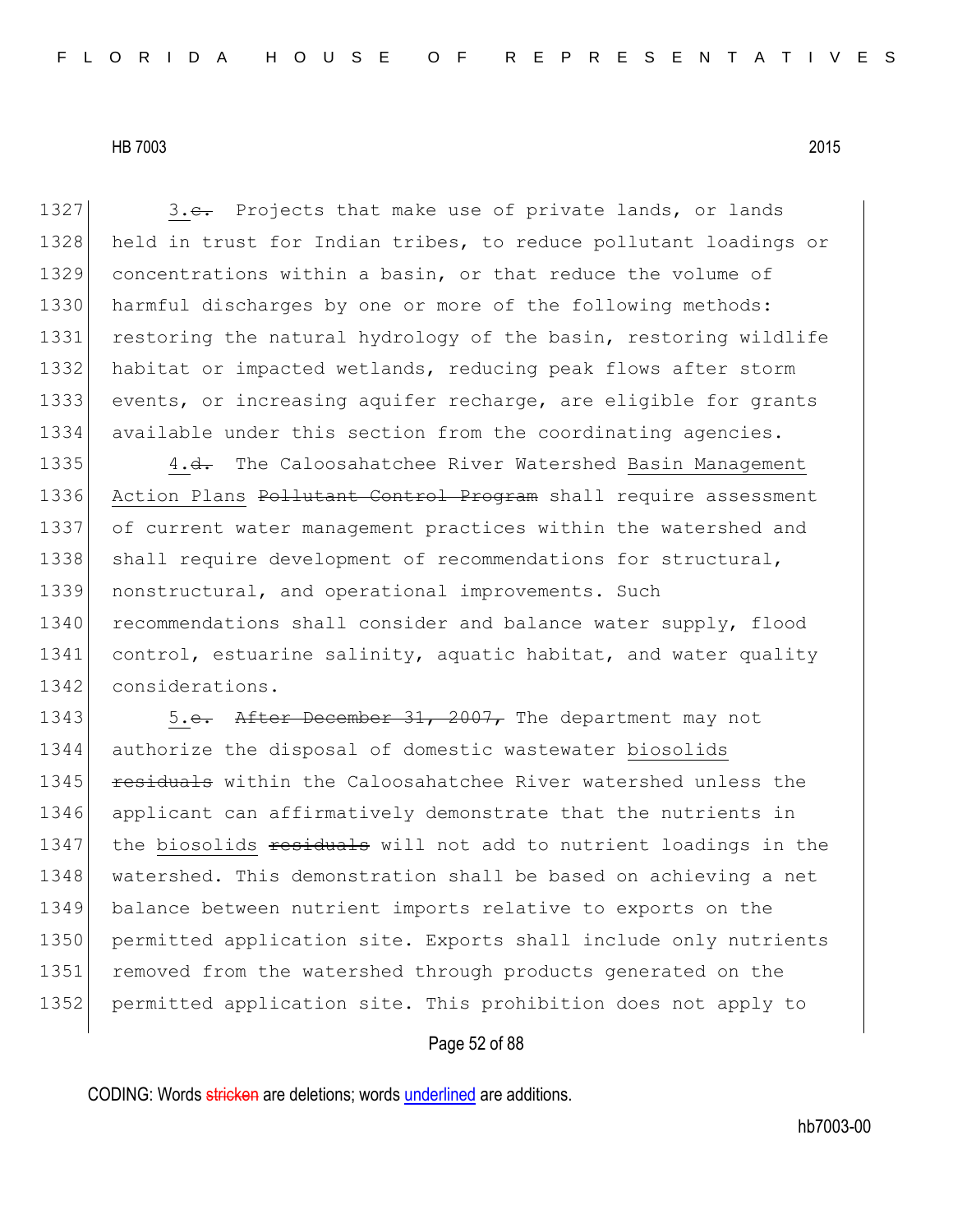3.~~c.~~ Projects that make use of private lands, or lands held in trust for Indian tribes, to reduce pollutant loadings or concentrations within a basin, or that reduce the volume of harmful discharges by one or more of the following methods: restoring the natural hydrology of the basin, restoring wildlife habitat or impacted wetlands, reducing peak flows after storm events, or increasing aquifer recharge, are eligible for grants available under this section from the coordinating agencies.

4.~~d.~~ The Caloosahatchee River Watershed <u>Basin Management Action Plans</u> ~~Pollutant Control Program~~ shall require assessment of current water management practices within the watershed and shall require development of recommendations for structural, nonstructural, and operational improvements. Such recommendations shall consider and balance water supply, flood control, estuarine salinity, aquatic habitat, and water quality considerations.

5.~~e.~~ ~~After December 31, 2007,~~ The department may not authorize the disposal of domestic wastewater <u>biosolids</u> ~~residuals~~ within the Caloosahatchee River watershed unless the applicant can affirmatively demonstrate that the nutrients in the <u>biosolids</u> ~~residuals~~ will not add to nutrient loadings in the watershed. This demonstration shall be based on achieving a net balance between nutrient imports relative to exports on the permitted application site. Exports shall include only nutrients removed from the watershed through products generated on the permitted application site. This prohibition does not apply to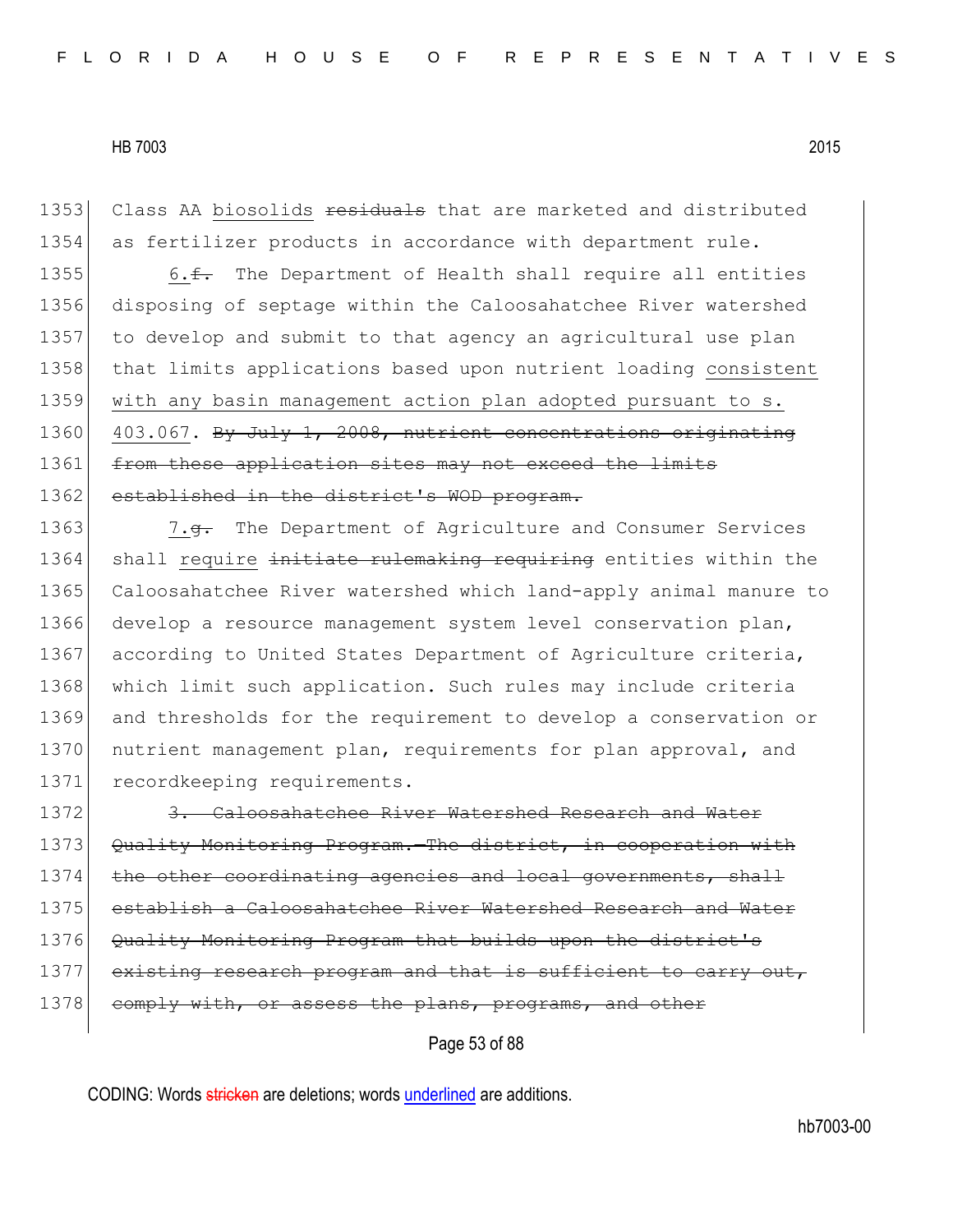Class AA biosolids ~~residuals~~ that are marketed and distributed as fertilizer products in accordance with department rule.

6.~~f.~~ The Department of Health shall require all entities disposing of septage within the Caloosahatchee River watershed to develop and submit to that agency an agricultural use plan that limits applications based upon nutrient loading consistent with any basin management action plan adopted pursuant to s. 403.067. ~~By July 1, 2008, nutrient concentrations originating from these application sites may not exceed the limits established in the district's WOD program.~~

7.~~g.~~ The Department of Agriculture and Consumer Services shall require ~~initiate rulemaking requiring~~ entities within the Caloosahatchee River watershed which land-apply animal manure to develop a resource management system level conservation plan, according to United States Department of Agriculture criteria, which limit such application. Such rules may include criteria and thresholds for the requirement to develop a conservation or nutrient management plan, requirements for plan approval, and recordkeeping requirements.

~~3. Caloosahatchee River Watershed Research and Water Quality Monitoring Program.—The district, in cooperation with the other coordinating agencies and local governments, shall establish a Caloosahatchee River Watershed Research and Water Quality Monitoring Program that builds upon the district's existing research program and that is sufficient to carry out, comply with, or assess the plans, programs, and other~~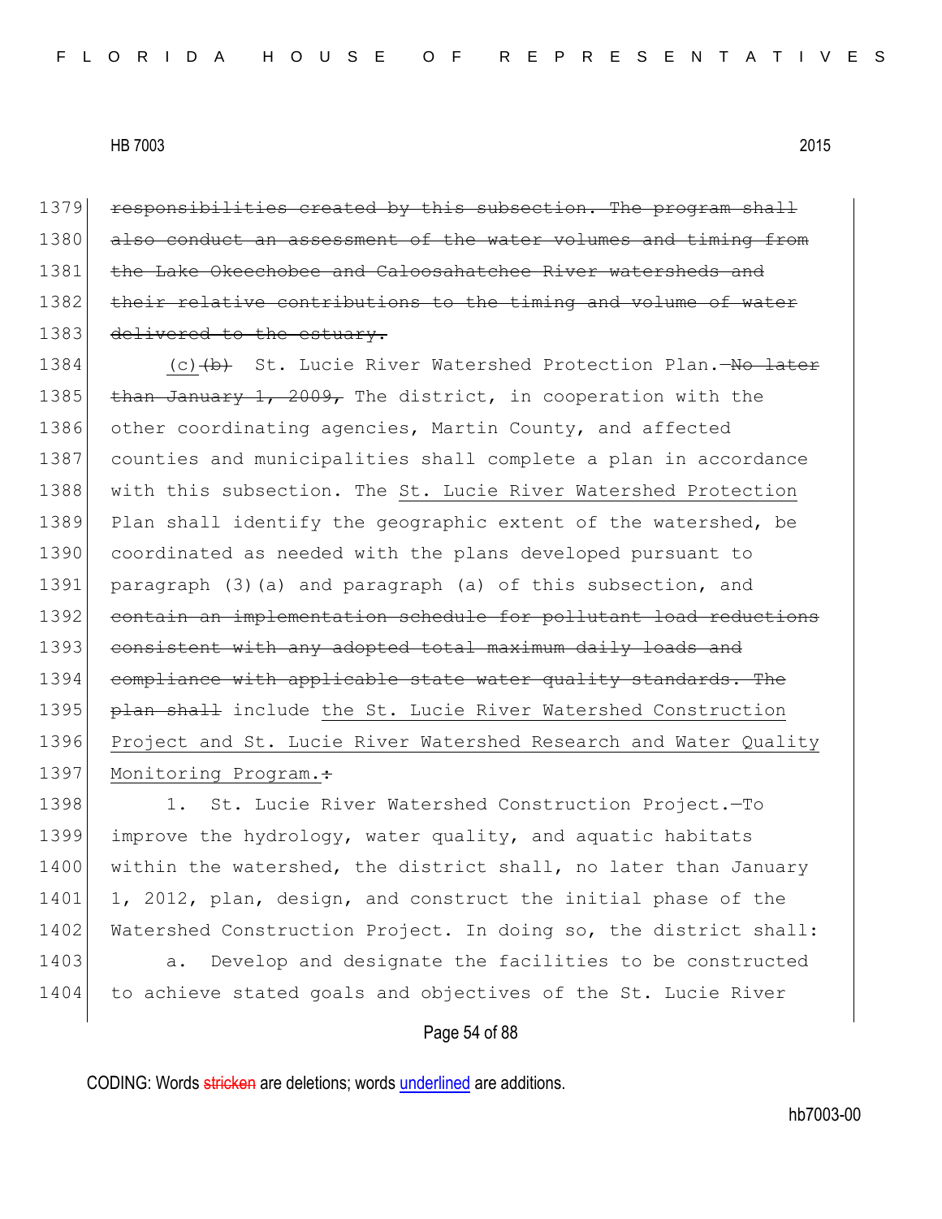1379 ~~responsibilities created by this subsection. The program shall~~
1380 ~~also conduct an assessment of the water volumes and timing from~~
1381 ~~the Lake Okeechobee and Caloosahatchee River watersheds and~~
1382 ~~their relative contributions to the timing and volume of water~~
1383 ~~delivered to the estuary.~~

1384 <u>(c)</u>~~(b)~~ St. Lucie River Watershed Protection Plan.~~—No later~~
1385 ~~than January 1, 2009,~~ The district, in cooperation with the
1386 other coordinating agencies, Martin County, and affected
1387 counties and municipalities shall complete a plan in accordance
1388 with this subsection. The <u>St. Lucie River Watershed Protection</u>
1389 Plan shall identify the geographic extent of the watershed, be
1390 coordinated as needed with the plans developed pursuant to
1391 paragraph (3)(a) and paragraph (a) of this subsection, and
1392 ~~contain an implementation schedule for pollutant load reductions~~
1393 ~~consistent with any adopted total maximum daily loads and~~
1394 ~~compliance with applicable state water quality standards. The~~
1395 ~~plan shall~~ include <u>the St. Lucie River Watershed Construction</u>
1396 <u>Project and St. Lucie River Watershed Research and Water Quality</u>
1397 <u>Monitoring Program.</u>~~:~~

1398 1. St. Lucie River Watershed Construction Project.—To
1399 improve the hydrology, water quality, and aquatic habitats
1400 within the watershed, the district shall, no later than January
1401 1, 2012, plan, design, and construct the initial phase of the
1402 Watershed Construction Project. In doing so, the district shall:

1403 a. Develop and designate the facilities to be constructed
1404 to achieve stated goals and objectives of the St. Lucie River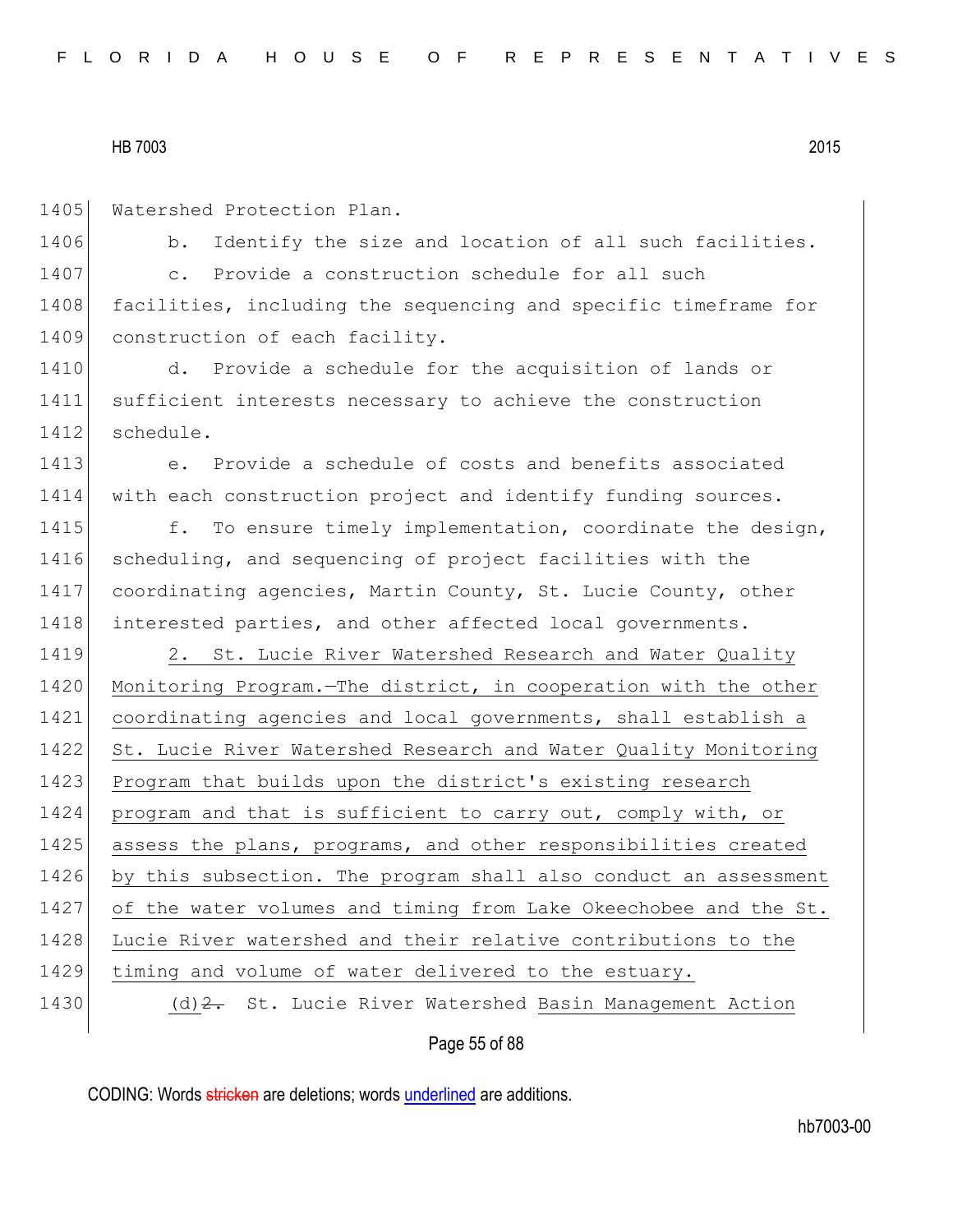1405 Watershed Protection Plan.

1406 b. Identify the size and location of all such facilities.

1407 c. Provide a construction schedule for all such

1408 facilities, including the sequencing and specific timeframe for

1409 construction of each facility.

1410 d. Provide a schedule for the acquisition of lands or

1411 sufficient interests necessary to achieve the construction

1412 schedule.

1413 e. Provide a schedule of costs and benefits associated

1414 with each construction project and identify funding sources.

1415 f. To ensure timely implementation, coordinate the design,

1416 scheduling, and sequencing of project facilities with the

1417 coordinating agencies, Martin County, St. Lucie County, other

1418 interested parties, and other affected local governments.

1419 <u>2. St. Lucie River Watershed Research and Water Quality</u>

1420 <u>Monitoring Program.—The district, in cooperation with the other</u>

1421 <u>coordinating agencies and local governments, shall establish a</u>

1422 <u>St. Lucie River Watershed Research and Water Quality Monitoring</u>

1423 <u>Program that builds upon the district's existing research</u>

1424 <u>program and that is sufficient to carry out, comply with, or</u>

1425 <u>assess the plans, programs, and other responsibilities created</u>

1426 <u>by this subsection. The program shall also conduct an assessment</u>

1427 <u>of the water volumes and timing from Lake Okeechobee and the St.</u>

1428 <u>Lucie River watershed and their relative contributions to the</u>

1429 <u>timing and volume of water delivered to the estuary.</u>

1430 <u>(d)</u>~~2.~~ St. Lucie River Watershed <u>Basin Management Action</u>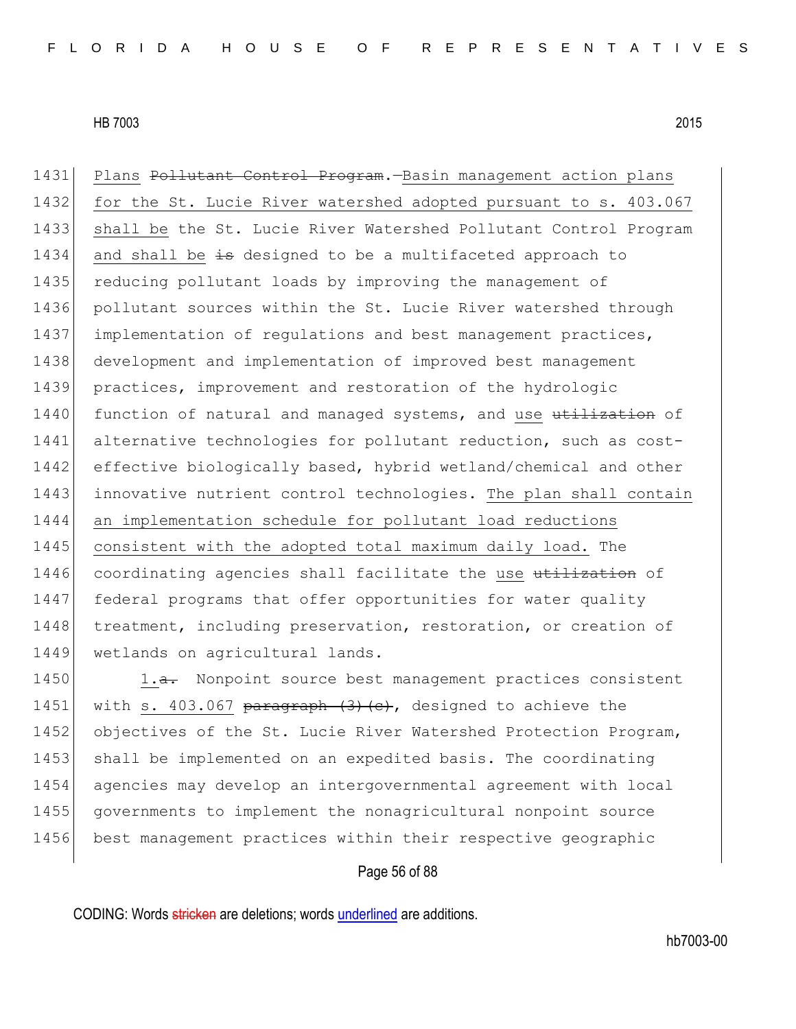1431 Plans ~~Pollutant Control Program~~.—Basin management action plans
1432 for the St. Lucie River watershed adopted pursuant to s. 403.067
1433 shall be the St. Lucie River Watershed Pollutant Control Program
1434 and shall be ~~is~~ designed to be a multifaceted approach to
1435 reducing pollutant loads by improving the management of
1436 pollutant sources within the St. Lucie River watershed through
1437 implementation of regulations and best management practices,
1438 development and implementation of improved best management
1439 practices, improvement and restoration of the hydrologic
1440 function of natural and managed systems, and use ~~utilization~~ of
1441 alternative technologies for pollutant reduction, such as cost-
1442 effective biologically based, hybrid wetland/chemical and other
1443 innovative nutrient control technologies. The plan shall contain
1444 an implementation schedule for pollutant load reductions
1445 consistent with the adopted total maximum daily load. The
1446 coordinating agencies shall facilitate the use ~~utilization~~ of
1447 federal programs that offer opportunities for water quality
1448 treatment, including preservation, restoration, or creation of
1449 wetlands on agricultural lands.

1450 1.~~a.~~ Nonpoint source best management practices consistent
1451 with s. 403.067 ~~paragraph (3)(c)~~, designed to achieve the
1452 objectives of the St. Lucie River Watershed Protection Program,
1453 shall be implemented on an expedited basis. The coordinating
1454 agencies may develop an intergovernmental agreement with local
1455 governments to implement the nonagricultural nonpoint source
1456 best management practices within their respective geographic

CODING: Words ~~stricken~~ are deletions; words underlined are additions.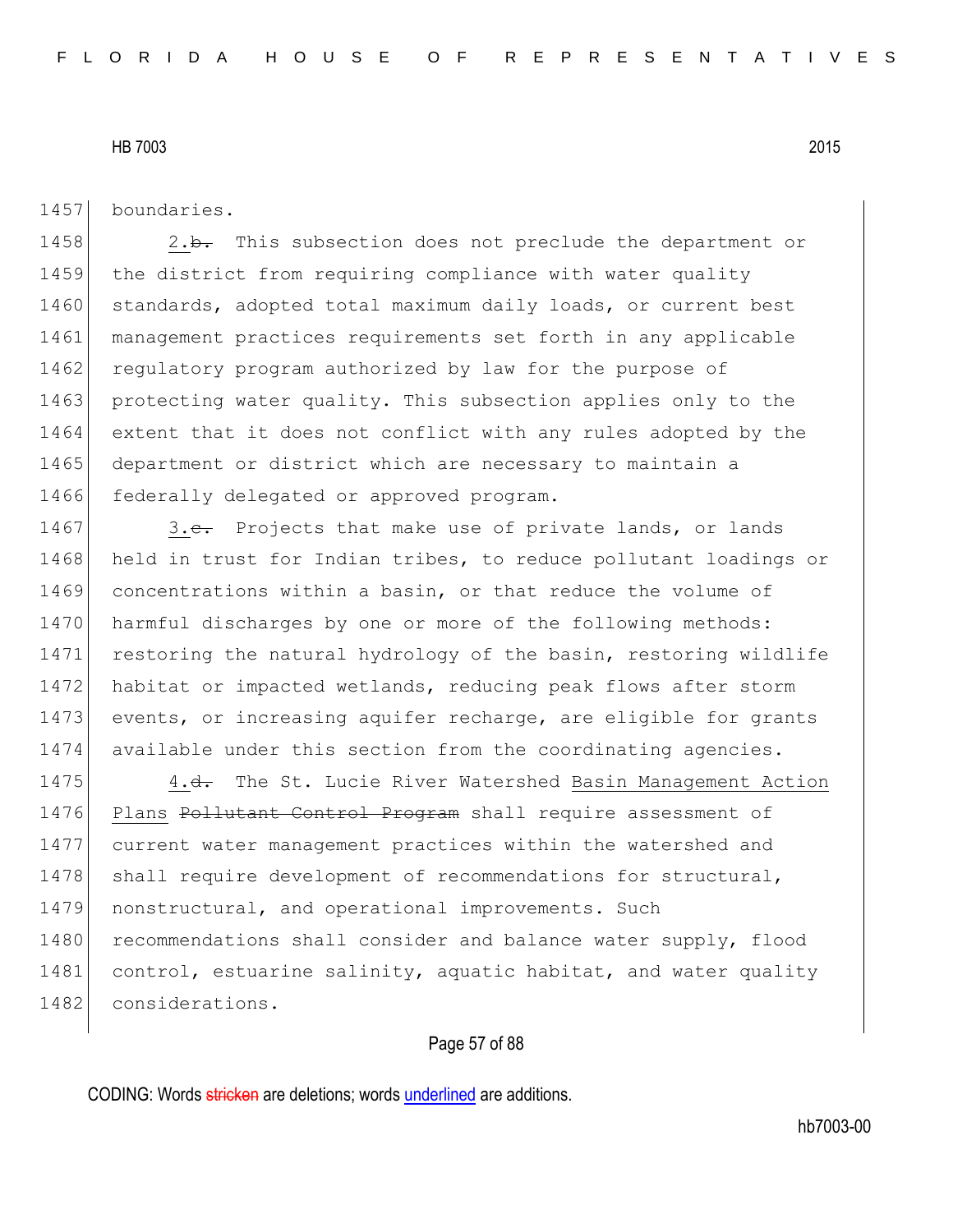1457 boundaries.

1458 2.~~b.~~ This subsection does not preclude the department or
1459 the district from requiring compliance with water quality
1460 standards, adopted total maximum daily loads, or current best
1461 management practices requirements set forth in any applicable
1462 regulatory program authorized by law for the purpose of
1463 protecting water quality. This subsection applies only to the
1464 extent that it does not conflict with any rules adopted by the
1465 department or district which are necessary to maintain a
1466 federally delegated or approved program.

1467 3.~~c.~~ Projects that make use of private lands, or lands
1468 held in trust for Indian tribes, to reduce pollutant loadings or
1469 concentrations within a basin, or that reduce the volume of
1470 harmful discharges by one or more of the following methods:
1471 restoring the natural hydrology of the basin, restoring wildlife
1472 habitat or impacted wetlands, reducing peak flows after storm
1473 events, or increasing aquifer recharge, are eligible for grants
1474 available under this section from the coordinating agencies.

1475 4.~~d.~~ The St. Lucie River Watershed <u>Basin Management Action</u>
1476 <u>Plans</u> ~~Pollutant Control Program~~ shall require assessment of
1477 current water management practices within the watershed and
1478 shall require development of recommendations for structural,
1479 nonstructural, and operational improvements. Such
1480 recommendations shall consider and balance water supply, flood
1481 control, estuarine salinity, aquatic habitat, and water quality
1482 considerations.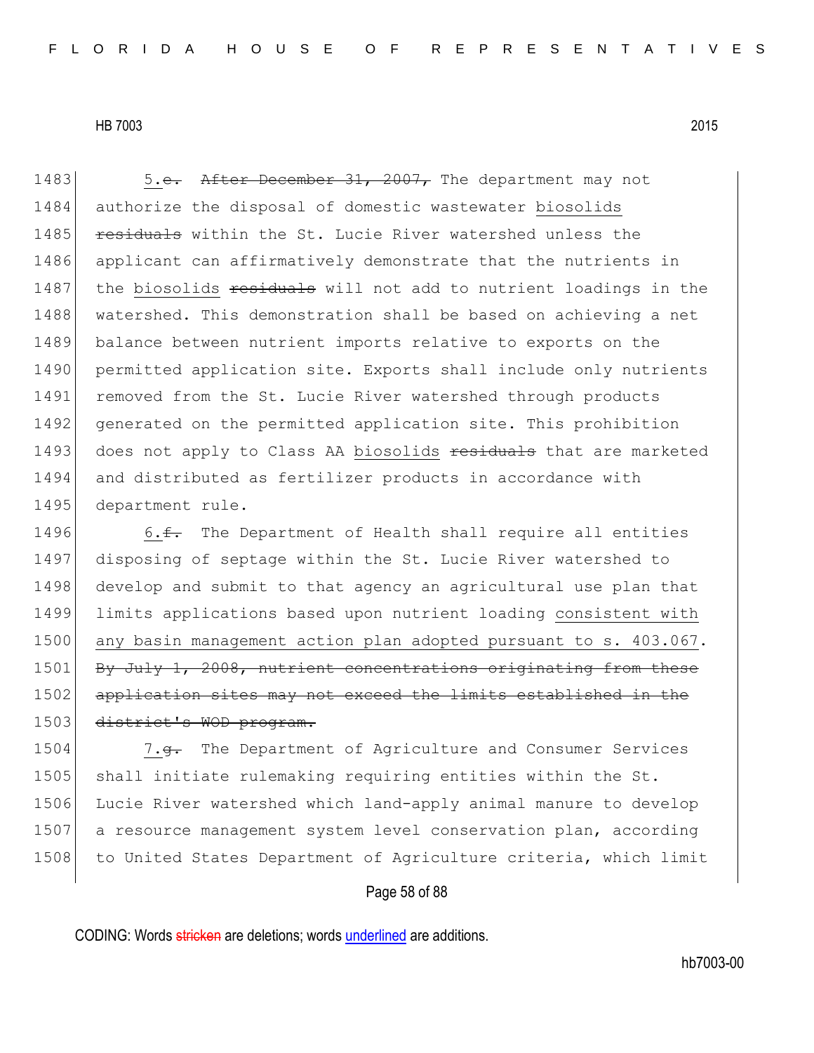1483 5.~~e.~~ ~~After December 31, 2007,~~ The department may not
1484 authorize the disposal of domestic wastewater <u>biosolids</u>
1485 ~~residuals~~ within the St. Lucie River watershed unless the
1486 applicant can affirmatively demonstrate that the nutrients in
1487 the <u>biosolids</u> ~~residuals~~ will not add to nutrient loadings in the
1488 watershed. This demonstration shall be based on achieving a net
1489 balance between nutrient imports relative to exports on the
1490 permitted application site. Exports shall include only nutrients
1491 removed from the St. Lucie River watershed through products
1492 generated on the permitted application site. This prohibition
1493 does not apply to Class AA <u>biosolids</u> ~~residuals~~ that are marketed
1494 and distributed as fertilizer products in accordance with
1495 department rule.

1496 6.~~f.~~ The Department of Health shall require all entities
1497 disposing of septage within the St. Lucie River watershed to
1498 develop and submit to that agency an agricultural use plan that
1499 limits applications based upon nutrient loading <u>consistent with</u>
1500 <u>any basin management action plan adopted pursuant to s. 403.067</u>.
1501 ~~By July 1, 2008, nutrient concentrations originating from these~~
1502 ~~application sites may not exceed the limits established in the~~
1503 ~~district's WOD program.~~

1504 7.~~g.~~ The Department of Agriculture and Consumer Services
1505 shall initiate rulemaking requiring entities within the St.
1506 Lucie River watershed which land-apply animal manure to develop
1507 a resource management system level conservation plan, according
1508 to United States Department of Agriculture criteria, which limit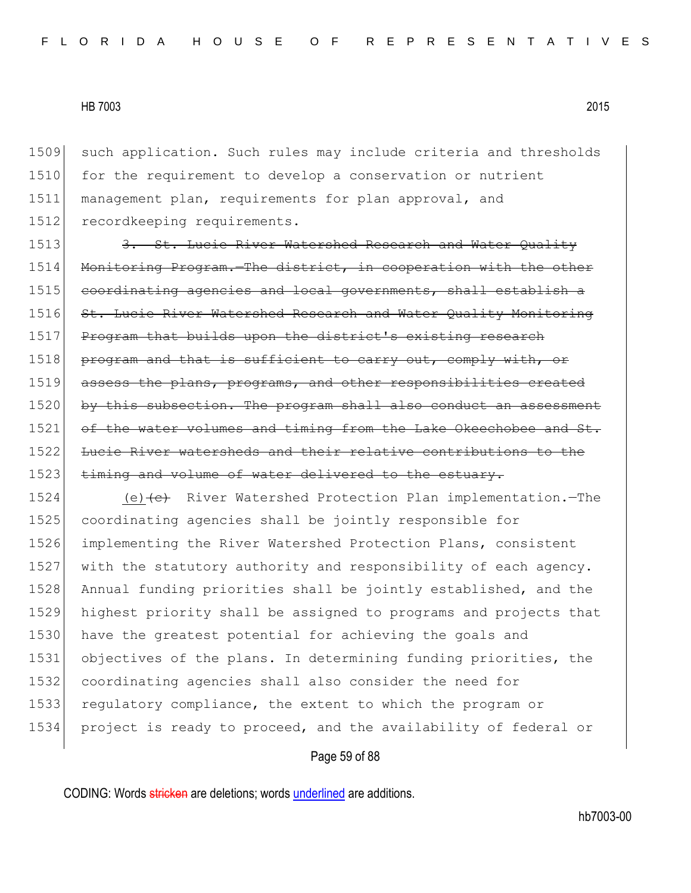such application. Such rules may include criteria and thresholds for the requirement to develop a conservation or nutrient management plan, requirements for plan approval, and recordkeeping requirements.

~~3. St. Lucie River Watershed Research and Water Quality Monitoring Program.—The district, in cooperation with the other coordinating agencies and local governments, shall establish a St. Lucie River Watershed Research and Water Quality Monitoring Program that builds upon the district's existing research program and that is sufficient to carry out, comply with, or assess the plans, programs, and other responsibilities created by this subsection. The program shall also conduct an assessment of the water volumes and timing from the Lake Okeechobee and St. Lucie River watersheds and their relative contributions to the timing and volume of water delivered to the estuary.~~

<u>(e)</u>~~(c)~~ River Watershed Protection Plan implementation.—The coordinating agencies shall be jointly responsible for implementing the River Watershed Protection Plans, consistent with the statutory authority and responsibility of each agency. Annual funding priorities shall be jointly established, and the highest priority shall be assigned to programs and projects that have the greatest potential for achieving the goals and objectives of the plans. In determining funding priorities, the coordinating agencies shall also consider the need for regulatory compliance, the extent to which the program or project is ready to proceed, and the availability of federal or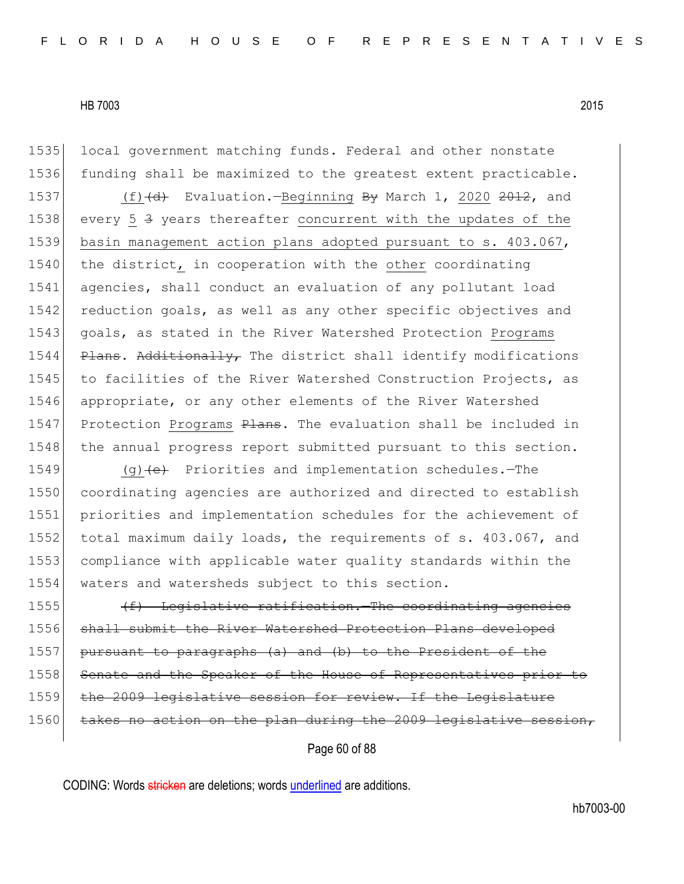local government matching funds. Federal and other nonstate funding shall be maximized to the greatest extent practicable.

(f)~~(d)~~ Evaluation.—Beginning ~~By~~ March 1, 2020 ~~2012~~, and every 5 ~~3~~ years thereafter concurrent with the updates of the basin management action plans adopted pursuant to s. 403.067, the district, in cooperation with the other coordinating agencies, shall conduct an evaluation of any pollutant load reduction goals, as well as any other specific objectives and goals, as stated in the River Watershed Protection Programs ~~Plans~~. ~~Additionally,~~ The district shall identify modifications to facilities of the River Watershed Construction Projects, as appropriate, or any other elements of the River Watershed Protection Programs ~~Plans~~. The evaluation shall be included in the annual progress report submitted pursuant to this section.

(g)~~(e)~~ Priorities and implementation schedules.—The coordinating agencies are authorized and directed to establish priorities and implementation schedules for the achievement of total maximum daily loads, the requirements of s. 403.067, and compliance with applicable water quality standards within the waters and watersheds subject to this section.

~~(f) Legislative ratification.—The coordinating agencies shall submit the River Watershed Protection Plans developed pursuant to paragraphs (a) and (b) to the President of the Senate and the Speaker of the House of Representatives prior to the 2009 legislative session for review. If the Legislature takes no action on the plan during the 2009 legislative session,~~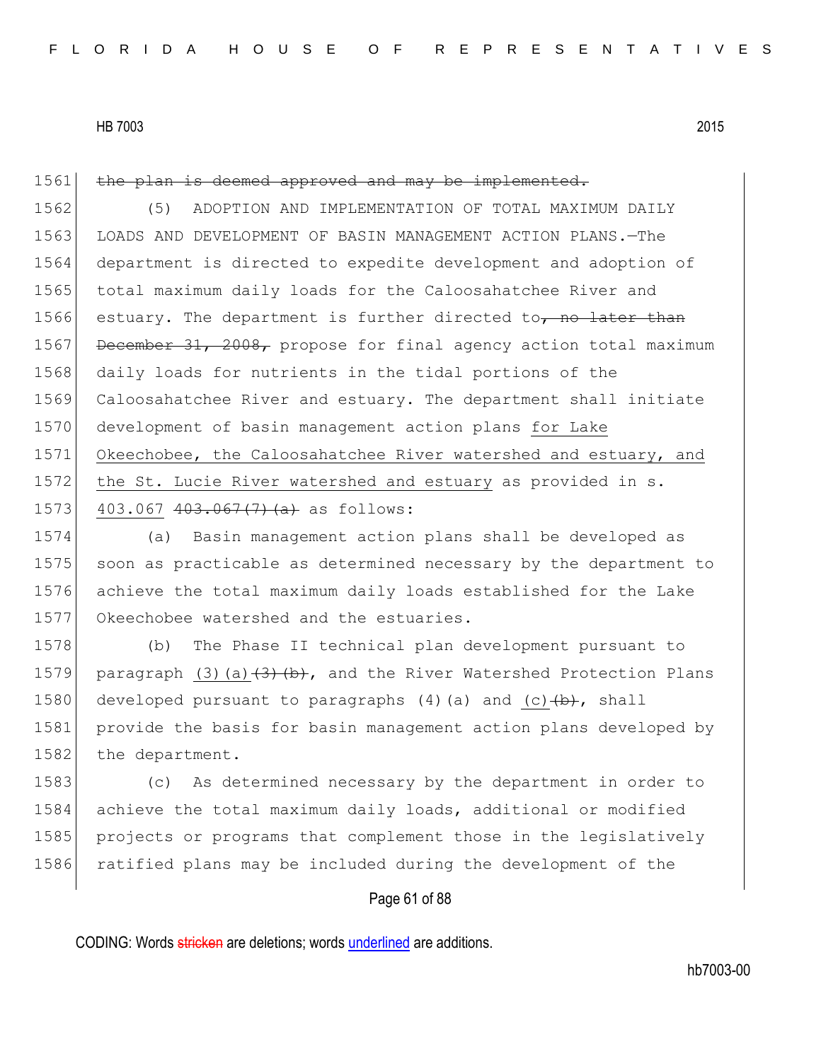1561 ~~the plan is deemed approved and may be implemented.~~

1562 (5) ADOPTION AND IMPLEMENTATION OF TOTAL MAXIMUM DAILY
1563 LOADS AND DEVELOPMENT OF BASIN MANAGEMENT ACTION PLANS.—The
1564 department is directed to expedite development and adoption of
1565 total maximum daily loads for the Caloosahatchee River and
1566 estuary. The department is further directed to~~, no later than~~
1567 ~~December 31, 2008,~~ propose for final agency action total maximum
1568 daily loads for nutrients in the tidal portions of the
1569 Caloosahatchee River and estuary. The department shall initiate
1570 development of basin management action plans <u>for Lake</u>
1571 <u>Okeechobee, the Caloosahatchee River watershed and estuary, and</u>
1572 <u>the St. Lucie River watershed and estuary</u> as provided in s.
1573 <u>403.067</u> ~~403.067(7)(a)~~ as follows:

1574 (a) Basin management action plans shall be developed as
1575 soon as practicable as determined necessary by the department to
1576 achieve the total maximum daily loads established for the Lake
1577 Okeechobee watershed and the estuaries.

1578 (b) The Phase II technical plan development pursuant to
1579 paragraph <u>(3)(a)</u>~~(3)(b)~~, and the River Watershed Protection Plans
1580 developed pursuant to paragraphs (4)(a) and <u>(c)</u>~~(b)~~, shall
1581 provide the basis for basin management action plans developed by
1582 the department.

1583 (c) As determined necessary by the department in order to
1584 achieve the total maximum daily loads, additional or modified
1585 projects or programs that complement those in the legislatively
1586 ratified plans may be included during the development of the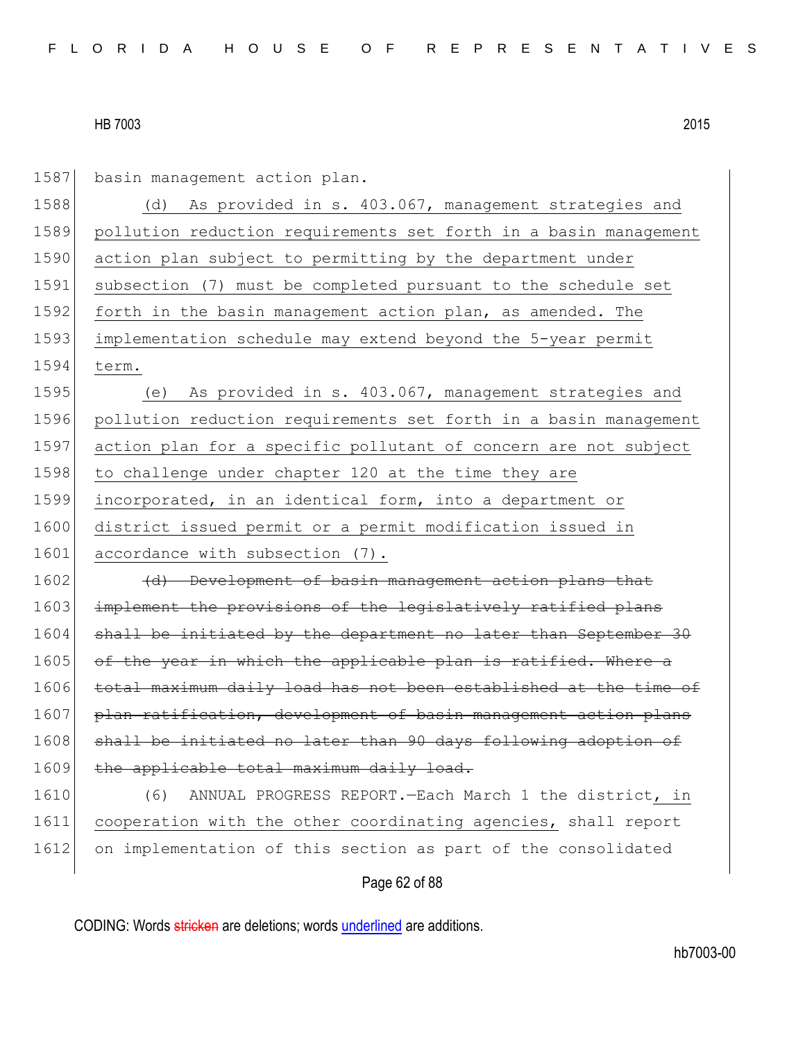1587 basin management action plan.

1588 (d) As provided in s. 403.067, management strategies and
1589 pollution reduction requirements set forth in a basin management
1590 action plan subject to permitting by the department under
1591 subsection (7) must be completed pursuant to the schedule set
1592 forth in the basin management action plan, as amended. The
1593 implementation schedule may extend beyond the 5-year permit
1594 term.

1595 (e) As provided in s. 403.067, management strategies and
1596 pollution reduction requirements set forth in a basin management
1597 action plan for a specific pollutant of concern are not subject
1598 to challenge under chapter 120 at the time they are
1599 incorporated, in an identical form, into a department or
1600 district issued permit or a permit modification issued in
1601 accordance with subsection (7).

1602 ~~(d) Development of basin management action plans that~~
1603 ~~implement the provisions of the legislatively ratified plans~~
1604 ~~shall be initiated by the department no later than September 30~~
1605 ~~of the year in which the applicable plan is ratified. Where a~~
1606 ~~total maximum daily load has not been established at the time of~~
1607 ~~plan ratification, development of basin management action plans~~
1608 ~~shall be initiated no later than 90 days following adoption of~~
1609 ~~the applicable total maximum daily load.~~

1610 (6) ANNUAL PROGRESS REPORT.—Each March 1 the district, in
1611 cooperation with the other coordinating agencies, shall report
1612 on implementation of this section as part of the consolidated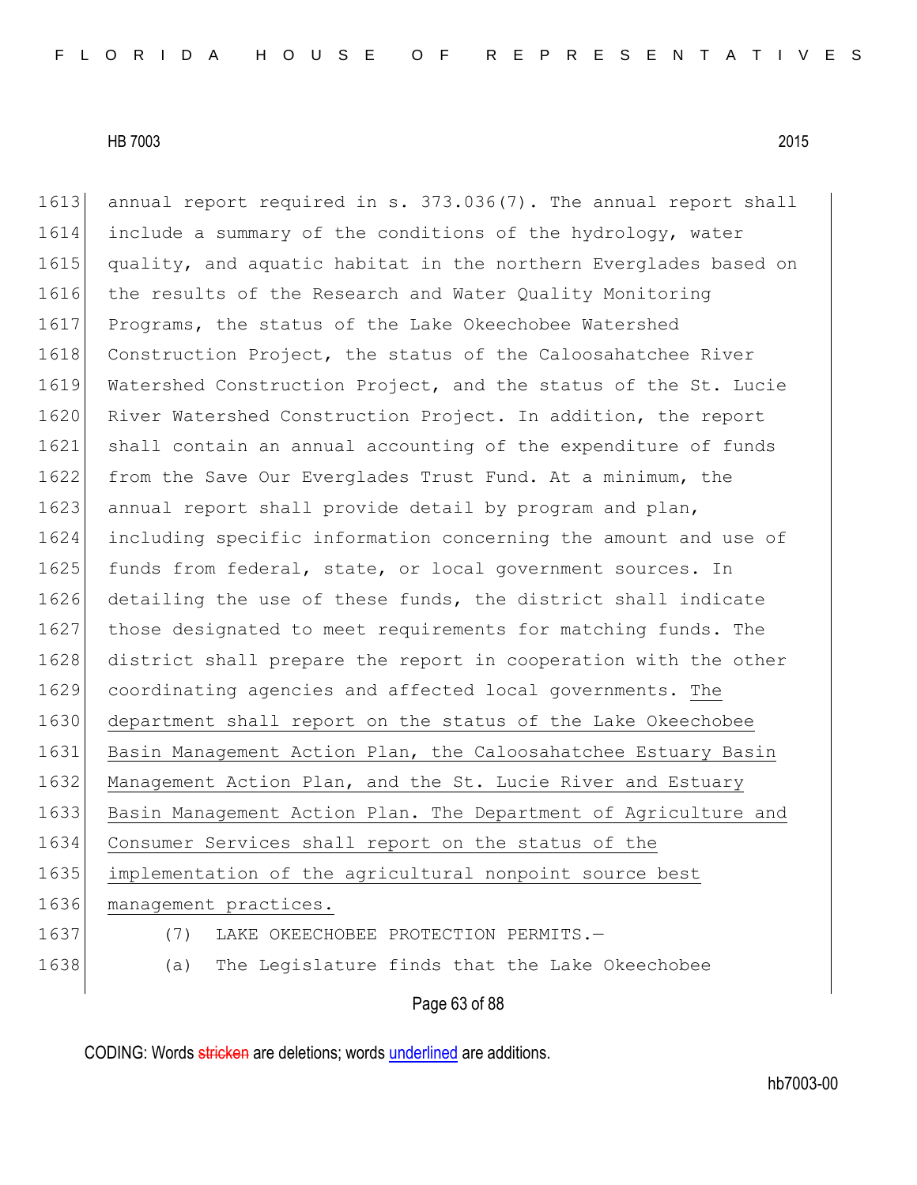annual report required in s. 373.036(7). The annual report shall include a summary of the conditions of the hydrology, water quality, and aquatic habitat in the northern Everglades based on the results of the Research and Water Quality Monitoring Programs, the status of the Lake Okeechobee Watershed Construction Project, the status of the Caloosahatchee River Watershed Construction Project, and the status of the St. Lucie River Watershed Construction Project. In addition, the report shall contain an annual accounting of the expenditure of funds from the Save Our Everglades Trust Fund. At a minimum, the annual report shall provide detail by program and plan, including specific information concerning the amount and use of funds from federal, state, or local government sources. In detailing the use of these funds, the district shall indicate those designated to meet requirements for matching funds. The district shall prepare the report in cooperation with the other coordinating agencies and affected local governments. The department shall report on the status of the Lake Okeechobee Basin Management Action Plan, the Caloosahatchee Estuary Basin Management Action Plan, and the St. Lucie River and Estuary Basin Management Action Plan. The Department of Agriculture and Consumer Services shall report on the status of the implementation of the agricultural nonpoint source best management practices.

(7) LAKE OKEECHOBEE PROTECTION PERMITS.—

(a) The Legislature finds that the Lake Okeechobee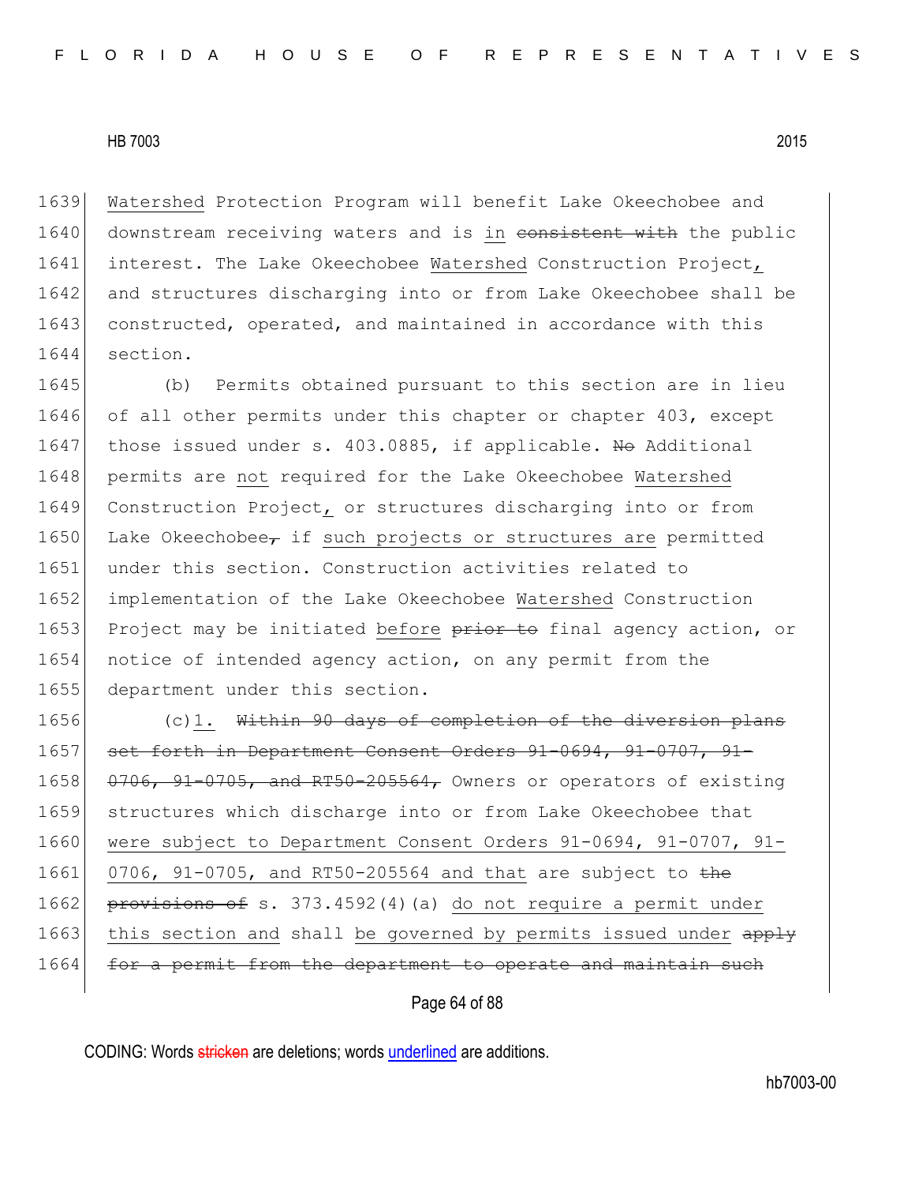1639 Watershed Protection Program will benefit Lake Okeechobee and
1640 downstream receiving waters and is in ~~consistent with~~ the public
1641 interest. The Lake Okeechobee Watershed Construction Project,
1642 and structures discharging into or from Lake Okeechobee shall be
1643 constructed, operated, and maintained in accordance with this
1644 section.

1645 (b) Permits obtained pursuant to this section are in lieu
1646 of all other permits under this chapter or chapter 403, except
1647 those issued under s. 403.0885, if applicable. ~~No~~ Additional
1648 permits are not required for the Lake Okeechobee Watershed
1649 Construction Project, or structures discharging into or from
1650 Lake Okeechobee~~,~~ if such projects or structures are permitted
1651 under this section. Construction activities related to
1652 implementation of the Lake Okeechobee Watershed Construction
1653 Project may be initiated before ~~prior to~~ final agency action, or
1654 notice of intended agency action, on any permit from the
1655 department under this section.

1656 (c)1. ~~Within 90 days of completion of the diversion plans~~
1657 ~~set forth in Department Consent Orders 91-0694, 91-0707, 91-~~
1658 ~~0706, 91-0705, and RT50-205564,~~ Owners or operators of existing
1659 structures which discharge into or from Lake Okeechobee that
1660 were subject to Department Consent Orders 91-0694, 91-0707, 91-
1661 0706, 91-0705, and RT50-205564 and that are subject to ~~the~~
1662 ~~provisions of~~ s. 373.4592(4)(a) do not require a permit under
1663 this section and shall be governed by permits issued under ~~apply~~
1664 ~~for a permit from the department to operate and maintain such~~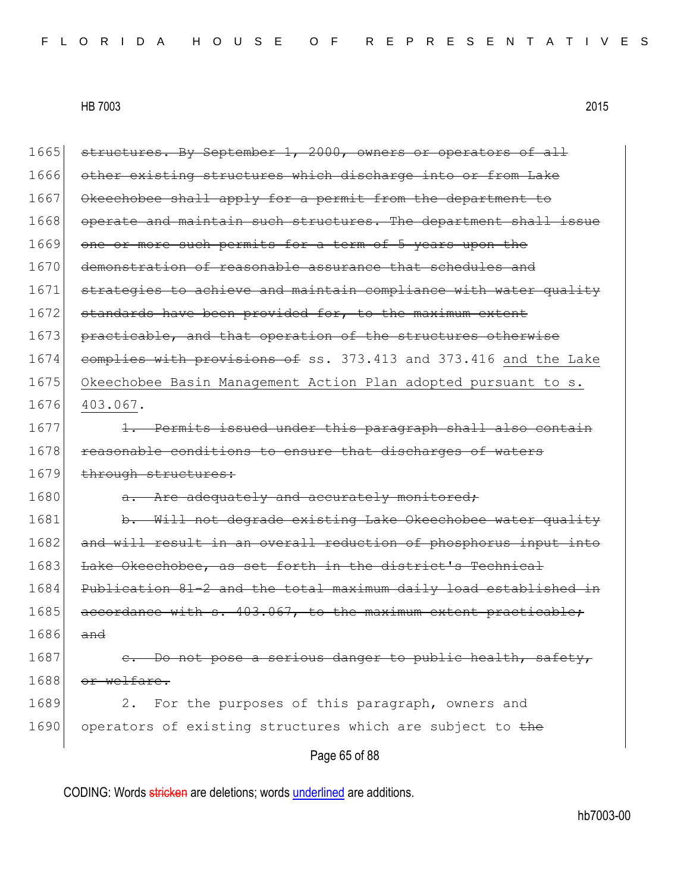1665 ~~structures. By September 1, 2000, owners or operators of all~~
1666 ~~other existing structures which discharge into or from Lake~~
1667 ~~Okeechobee shall apply for a permit from the department to~~
1668 ~~operate and maintain such structures. The department shall issue~~
1669 ~~one or more such permits for a term of 5 years upon the~~
1670 ~~demonstration of reasonable assurance that schedules and~~
1671 ~~strategies to achieve and maintain compliance with water quality~~
1672 ~~standards have been provided for, to the maximum extent~~
1673 ~~practicable, and that operation of the structures otherwise~~
1674 ~~complies with provisions of~~ ss. 373.413 and 373.416 <u>and the Lake</u>
1675 <u>Okeechobee Basin Management Action Plan adopted pursuant to s.</u>
1676 <u>403.067</u>.

1677 ~~1. Permits issued under this paragraph shall also contain~~
1678 ~~reasonable conditions to ensure that discharges of waters~~
1679 ~~through structures:~~

1680 ~~a. Are adequately and accurately monitored;~~

1681 ~~b. Will not degrade existing Lake Okeechobee water quality~~
1682 ~~and will result in an overall reduction of phosphorus input into~~
1683 ~~Lake Okeechobee, as set forth in the district's Technical~~
1684 ~~Publication 81-2 and the total maximum daily load established in~~
1685 ~~accordance with s. 403.067, to the maximum extent practicable;~~
1686 ~~and~~

1687 ~~c. Do not pose a serious danger to public health, safety,~~
1688 ~~or welfare.~~

1689 2. For the purposes of this paragraph, owners and
1690 operators of existing structures which are subject to ~~the~~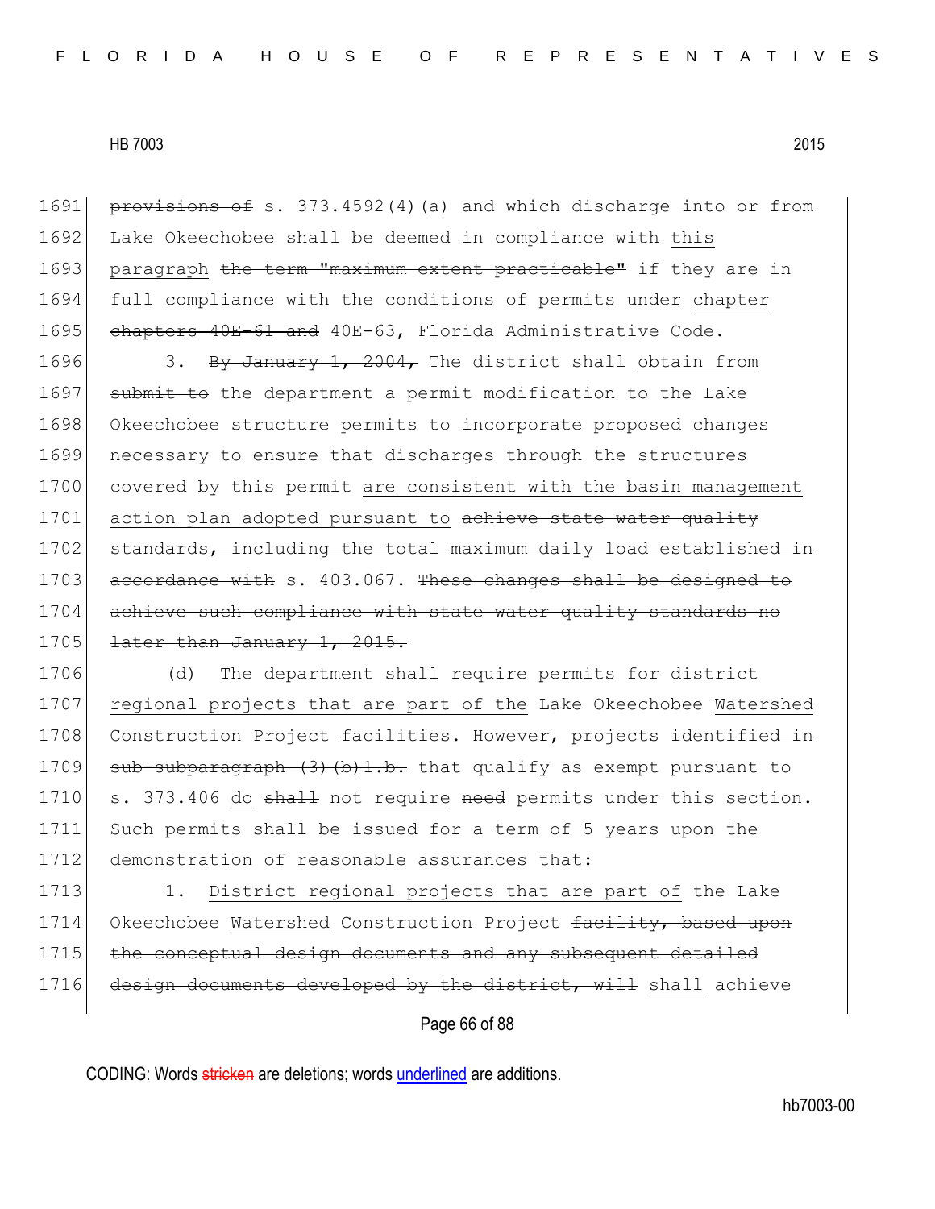1691 ~~provisions of~~ s. 373.4592(4)(a) and which discharge into or from
1692 Lake Okeechobee shall be deemed in compliance with <u>this</u>
1693 <u>paragraph</u> ~~the term "maximum extent practicable"~~ if they are in
1694 full compliance with the conditions of permits under <u>chapter</u>
1695 ~~chapters 40E-61 and~~ 40E-63, Florida Administrative Code.

1696 3. ~~By January 1, 2004,~~ The district shall <u>obtain from</u>
1697 ~~submit to~~ the department a permit modification to the Lake
1698 Okeechobee structure permits to incorporate proposed changes
1699 necessary to ensure that discharges through the structures
1700 covered by this permit <u>are consistent with the basin management</u>
1701 <u>action plan adopted pursuant to</u> ~~achieve state water quality~~
1702 ~~standards, including the total maximum daily load established in~~
1703 ~~accordance with~~ s. 403.067. ~~These changes shall be designed to~~
1704 ~~achieve such compliance with state water quality standards no~~
1705 ~~later than January 1, 2015.~~

1706 (d) The department shall require permits for <u>district</u>
1707 <u>regional projects that are part of the</u> Lake Okeechobee <u>Watershed</u>
1708 Construction Project ~~facilities~~. However, projects ~~identified in~~
1709 ~~sub-subparagraph (3)(b)1.b.~~ that qualify as exempt pursuant to
1710 s. 373.406 <u>do</u> ~~shall~~ not <u>require</u> ~~need~~ permits under this section.
1711 Such permits shall be issued for a term of 5 years upon the
1712 demonstration of reasonable assurances that:

1713 1. <u>District regional projects that are part of</u> the Lake
1714 Okeechobee <u>Watershed</u> Construction Project ~~facility, based upon~~
1715 ~~the conceptual design documents and any subsequent detailed~~
1716 ~~design documents developed by the district, will~~ <u>shall</u> achieve

CODING: Words ~~stricken~~ are deletions; words <u>underlined</u> are additions.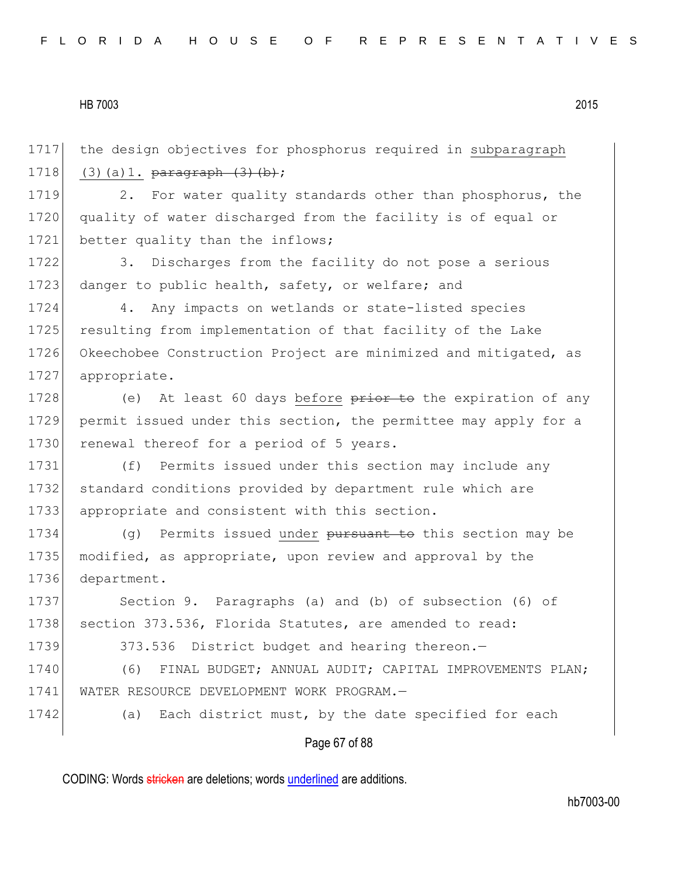1717 the design objectives for phosphorus required in <u>subparagraph</u>
1718 <u>(3)(a)1.</u> ~~paragraph (3)(b)~~;

1719 2. For water quality standards other than phosphorus, the
1720 quality of water discharged from the facility is of equal or
1721 better quality than the inflows;

1722 3. Discharges from the facility do not pose a serious
1723 danger to public health, safety, or welfare; and

1724 4. Any impacts on wetlands or state-listed species
1725 resulting from implementation of that facility of the Lake
1726 Okeechobee Construction Project are minimized and mitigated, as
1727 appropriate.

1728 (e) At least 60 days <u>before</u> ~~prior to~~ the expiration of any
1729 permit issued under this section, the permittee may apply for a
1730 renewal thereof for a period of 5 years.

1731 (f) Permits issued under this section may include any
1732 standard conditions provided by department rule which are
1733 appropriate and consistent with this section.

1734 (g) Permits issued <u>under</u> ~~pursuant to~~ this section may be
1735 modified, as appropriate, upon review and approval by the
1736 department.

1737 Section 9. Paragraphs (a) and (b) of subsection (6) of
1738 section 373.536, Florida Statutes, are amended to read:

1739 373.536 District budget and hearing thereon.—

1740 (6) FINAL BUDGET; ANNUAL AUDIT; CAPITAL IMPROVEMENTS PLAN;
1741 WATER RESOURCE DEVELOPMENT WORK PROGRAM.—

1742 (a) Each district must, by the date specified for each

CODING: Words ~~stricken~~ are deletions; words <u>underlined</u> are additions.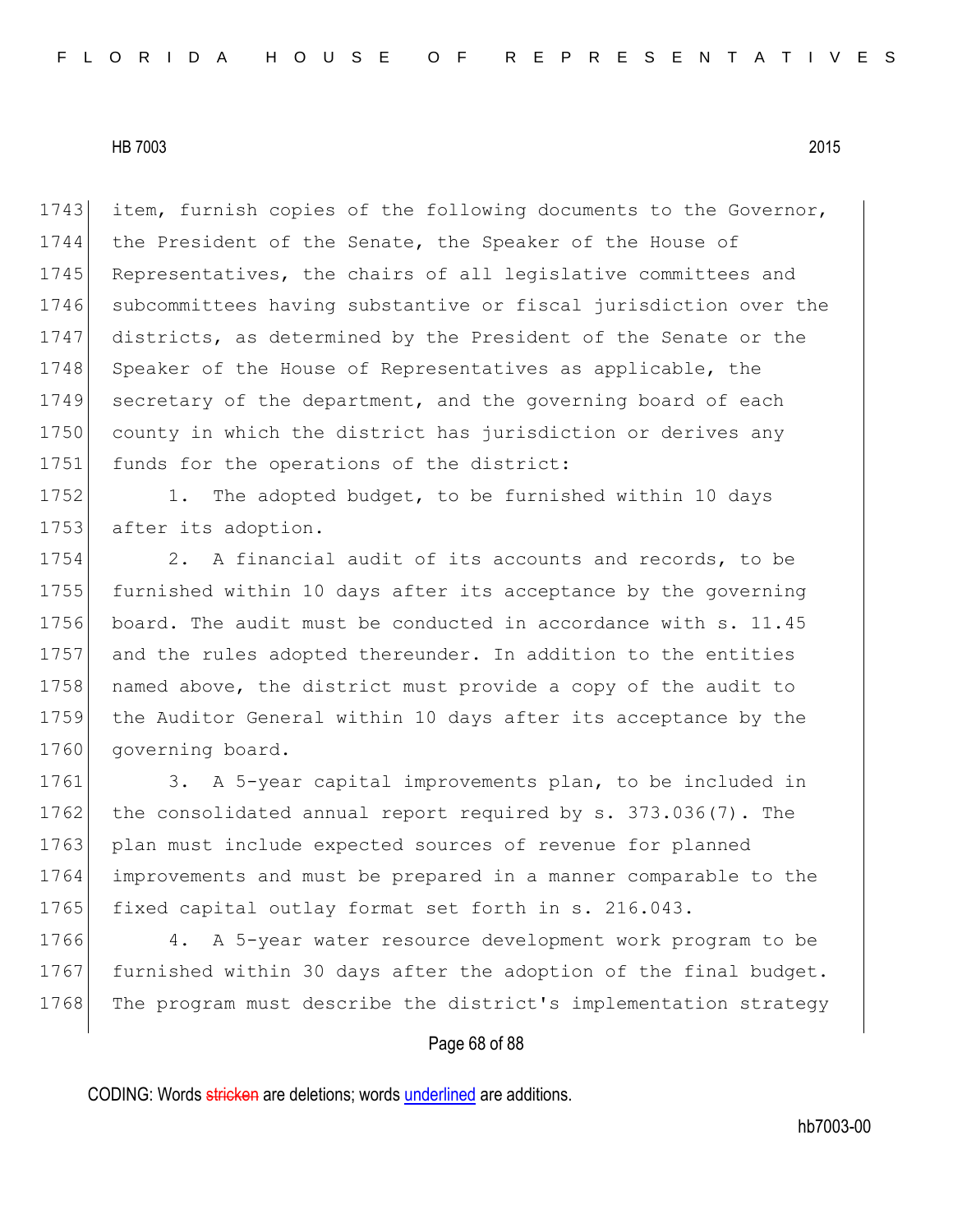item, furnish copies of the following documents to the Governor, the President of the Senate, the Speaker of the House of Representatives, the chairs of all legislative committees and subcommittees having substantive or fiscal jurisdiction over the districts, as determined by the President of the Senate or the Speaker of the House of Representatives as applicable, the secretary of the department, and the governing board of each county in which the district has jurisdiction or derives any funds for the operations of the district:

1. The adopted budget, to be furnished within 10 days after its adoption.

2. A financial audit of its accounts and records, to be furnished within 10 days after its acceptance by the governing board. The audit must be conducted in accordance with s. 11.45 and the rules adopted thereunder. In addition to the entities named above, the district must provide a copy of the audit to the Auditor General within 10 days after its acceptance by the governing board.

3. A 5-year capital improvements plan, to be included in the consolidated annual report required by s. 373.036(7). The plan must include expected sources of revenue for planned improvements and must be prepared in a manner comparable to the fixed capital outlay format set forth in s. 216.043.

4. A 5-year water resource development work program to be furnished within 30 days after the adoption of the final budget. The program must describe the district's implementation strategy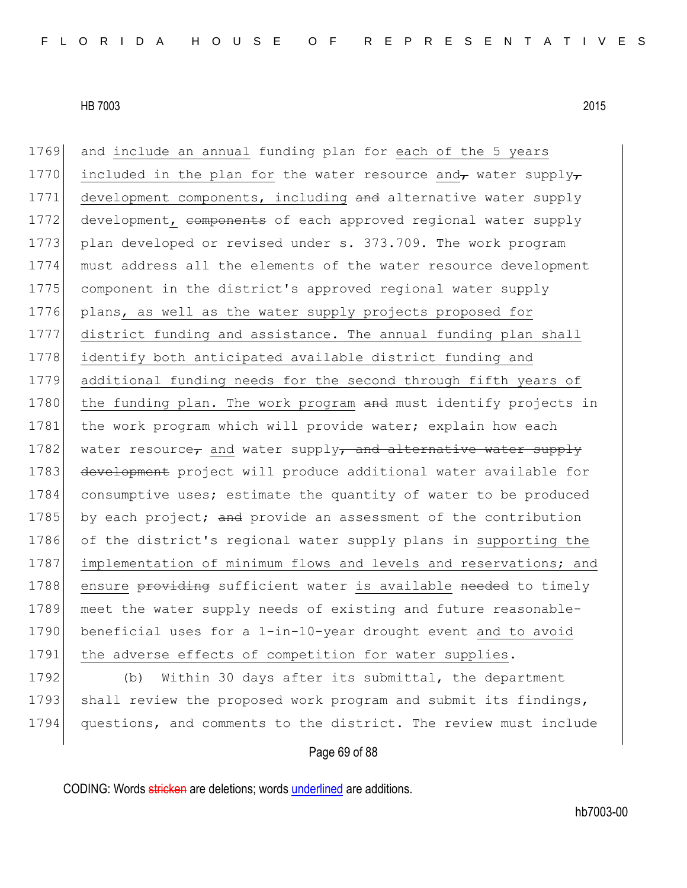1769 and <u>include an annual</u> funding plan for <u>each of the 5 years</u>
1770 <u>included in the plan for</u> the water resource <u>and</u>~~,~~ water supply~~,~~
1771 <u>development components, including</u> ~~and~~ alternative water supply
1772 development<u>,</u> ~~components~~ of each approved regional water supply
1773 plan developed or revised under s. 373.709. The work program
1774 must address all the elements of the water resource development
1775 component in the district's approved regional water supply
1776 plans<u>, as well as the water supply projects proposed for</u>
1777 <u>district funding and assistance. The annual funding plan shall</u>
1778 <u>identify both anticipated available district funding and</u>
1779 <u>additional funding needs for the second through fifth years of</u>
1780 <u>the funding plan. The work program</u> ~~and~~ must identify projects in
1781 the work program which will provide water; explain how each
1782 water resource~~,~~ <u>and</u> water supply~~, and alternative water supply~~
1783 ~~development~~ project will produce additional water available for
1784 consumptive uses; estimate the quantity of water to be produced
1785 by each project; ~~and~~ provide an assessment of the contribution
1786 of the district's regional water supply plans in <u>supporting the</u>
1787 <u>implementation of minimum flows and levels and reservations; and</u>
1788 <u>ensure</u> ~~providing~~ sufficient water <u>is available</u> ~~needed~~ to timely
1789 meet the water supply needs of existing and future reasonable-
1790 beneficial uses for a 1-in-10-year drought event <u>and to avoid</u>
1791 <u>the adverse effects of competition for water supplies</u>.

1792 (b) Within 30 days after its submittal, the department
1793 shall review the proposed work program and submit its findings,
1794 questions, and comments to the district. The review must include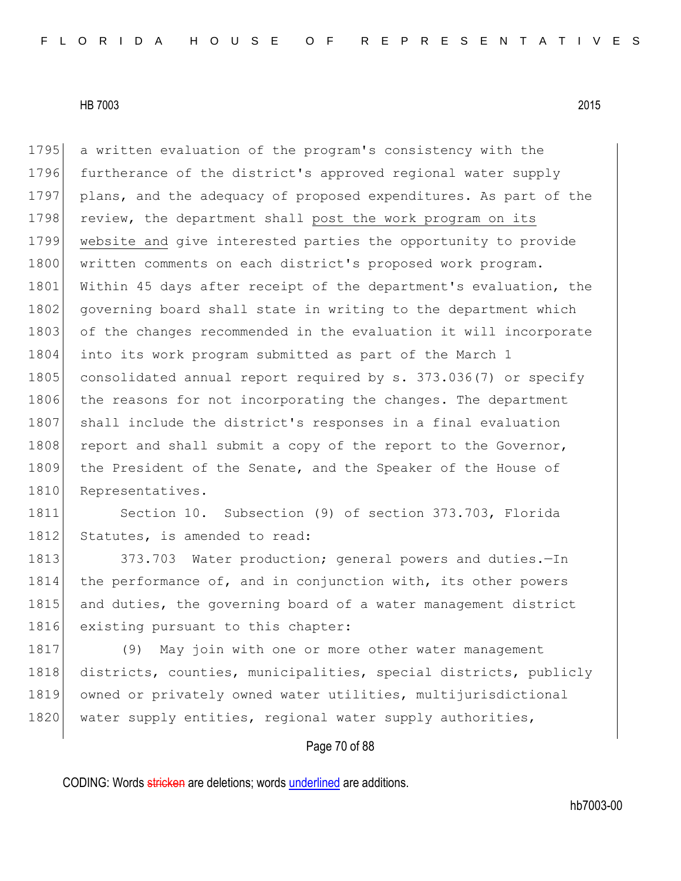a written evaluation of the program's consistency with the furtherance of the district's approved regional water supply plans, and the adequacy of proposed expenditures. As part of the review, the department shall <u>post the work program on its website and</u> give interested parties the opportunity to provide written comments on each district's proposed work program. Within 45 days after receipt of the department's evaluation, the governing board shall state in writing to the department which of the changes recommended in the evaluation it will incorporate into its work program submitted as part of the March 1 consolidated annual report required by s. 373.036(7) or specify the reasons for not incorporating the changes. The department shall include the district's responses in a final evaluation report and shall submit a copy of the report to the Governor, the President of the Senate, and the Speaker of the House of Representatives.

Section 10. Subsection (9) of section 373.703, Florida Statutes, is amended to read:

373.703 Water production; general powers and duties.—In the performance of, and in conjunction with, its other powers and duties, the governing board of a water management district existing pursuant to this chapter:

(9) May join with one or more other water management districts, counties, municipalities, special districts, publicly owned or privately owned water utilities, multijurisdictional water supply entities, regional water supply authorities,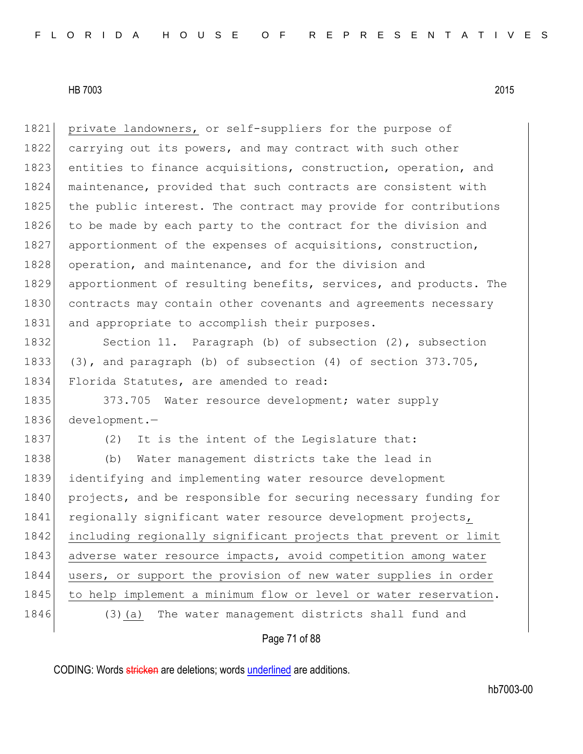private landowners, or self-suppliers for the purpose of carrying out its powers, and may contract with such other entities to finance acquisitions, construction, operation, and maintenance, provided that such contracts are consistent with the public interest. The contract may provide for contributions to be made by each party to the contract for the division and apportionment of the expenses of acquisitions, construction, operation, and maintenance, and for the division and apportionment of resulting benefits, services, and products. The contracts may contain other covenants and agreements necessary and appropriate to accomplish their purposes.

Section 11. Paragraph (b) of subsection (2), subsection (3), and paragraph (b) of subsection (4) of section 373.705, Florida Statutes, are amended to read:

373.705 Water resource development; water supply development.—

(2) It is the intent of the Legislature that:

(b) Water management districts take the lead in identifying and implementing water resource development projects, and be responsible for securing necessary funding for regionally significant water resource development projects, including regionally significant projects that prevent or limit adverse water resource impacts, avoid competition among water users, or support the provision of new water supplies in order to help implement a minimum flow or level or water reservation.

(3)(a) The water management districts shall fund and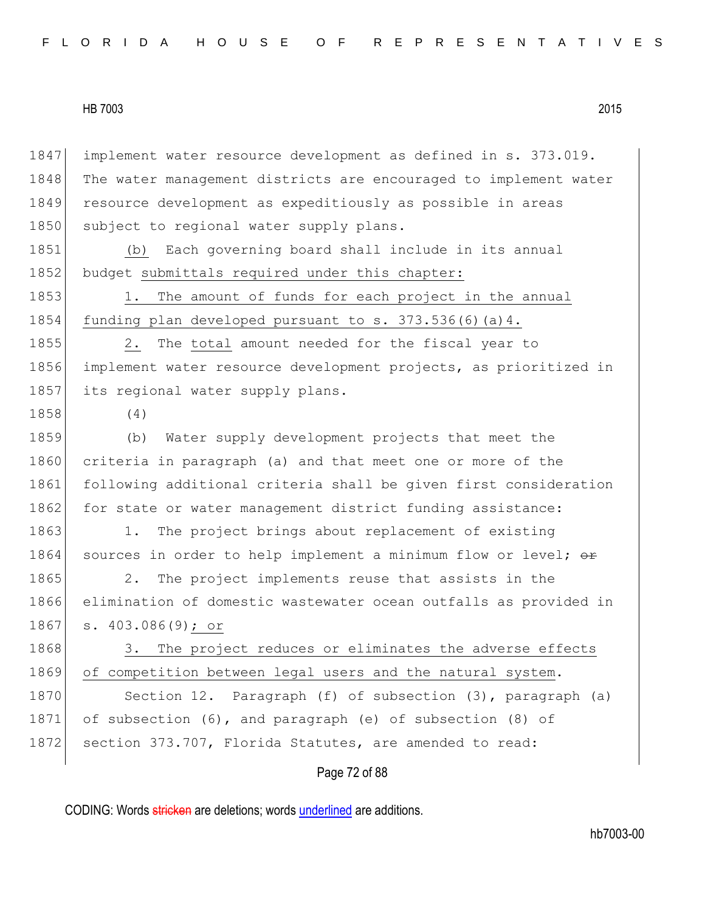implement water resource development as defined in s. 373.019. The water management districts are encouraged to implement water resource development as expeditiously as possible in areas subject to regional water supply plans.

(b) Each governing board shall include in its annual budget submittals required under this chapter:

1. The amount of funds for each project in the annual funding plan developed pursuant to s. 373.536(6)(a)4.

2. The total amount needed for the fiscal year to implement water resource development projects, as prioritized in its regional water supply plans.

(4)

(b) Water supply development projects that meet the criteria in paragraph (a) and that meet one or more of the following additional criteria shall be given first consideration for state or water management district funding assistance:

1. The project brings about replacement of existing sources in order to help implement a minimum flow or level; ~~or~~

2. The project implements reuse that assists in the elimination of domestic wastewater ocean outfalls as provided in s. 403.086(9); or

3. The project reduces or eliminates the adverse effects of competition between legal users and the natural system.

Section 12. Paragraph (f) of subsection (3), paragraph (a) of subsection (6), and paragraph (e) of subsection (8) of section 373.707, Florida Statutes, are amended to read: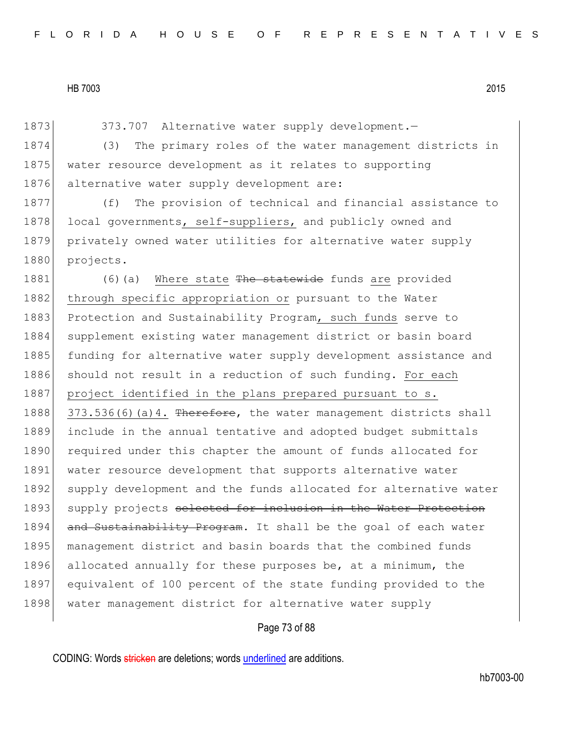1873 373.707 Alternative water supply development.—

1874 (3) The primary roles of the water management districts in
1875 water resource development as it relates to supporting
1876 alternative water supply development are:

1877 (f) The provision of technical and financial assistance to
1878 local governments, self-suppliers, and publicly owned and
1879 privately owned water utilities for alternative water supply
1880 projects.

1881 (6)(a) Where state ~~The statewide~~ funds are provided
1882 through specific appropriation or pursuant to the Water
1883 Protection and Sustainability Program, such funds serve to
1884 supplement existing water management district or basin board
1885 funding for alternative water supply development assistance and
1886 should not result in a reduction of such funding. For each
1887 project identified in the plans prepared pursuant to s.
1888 373.536(6)(a)4. ~~Therefore~~, the water management districts shall
1889 include in the annual tentative and adopted budget submittals
1890 required under this chapter the amount of funds allocated for
1891 water resource development that supports alternative water
1892 supply development and the funds allocated for alternative water
1893 supply projects ~~selected for inclusion in the Water Protection~~
1894 ~~and Sustainability Program~~. It shall be the goal of each water
1895 management district and basin boards that the combined funds
1896 allocated annually for these purposes be, at a minimum, the
1897 equivalent of 100 percent of the state funding provided to the
1898 water management district for alternative water supply

CODING: Words ~~stricken~~ are deletions; words underlined are additions.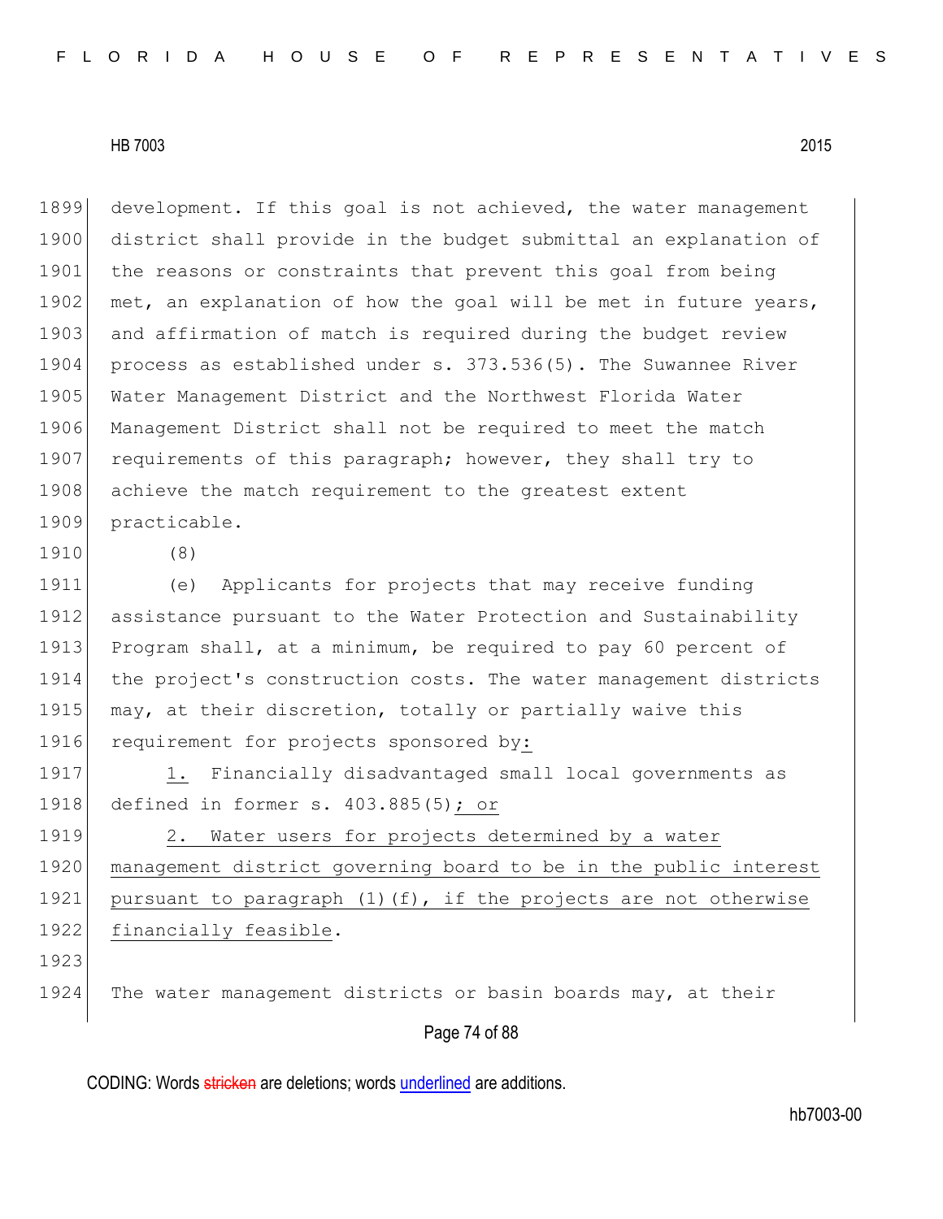development. If this goal is not achieved, the water management district shall provide in the budget submittal an explanation of the reasons or constraints that prevent this goal from being met, an explanation of how the goal will be met in future years, and affirmation of match is required during the budget review process as established under s. 373.536(5). The Suwannee River Water Management District and the Northwest Florida Water Management District shall not be required to meet the match requirements of this paragraph; however, they shall try to achieve the match requirement to the greatest extent practicable.

(8)

(e) Applicants for projects that may receive funding assistance pursuant to the Water Protection and Sustainability Program shall, at a minimum, be required to pay 60 percent of the project's construction costs. The water management districts may, at their discretion, totally or partially waive this requirement for projects sponsored by<u>:</u>

<u>1.</u> Financially disadvantaged small local governments as defined in former s. 403.885(5)<u>; or</u>

<u>2. Water users for projects determined by a water management district governing board to be in the public interest pursuant to paragraph (1)(f), if the projects are not otherwise financially feasible</u>.

The water management districts or basin boards may, at their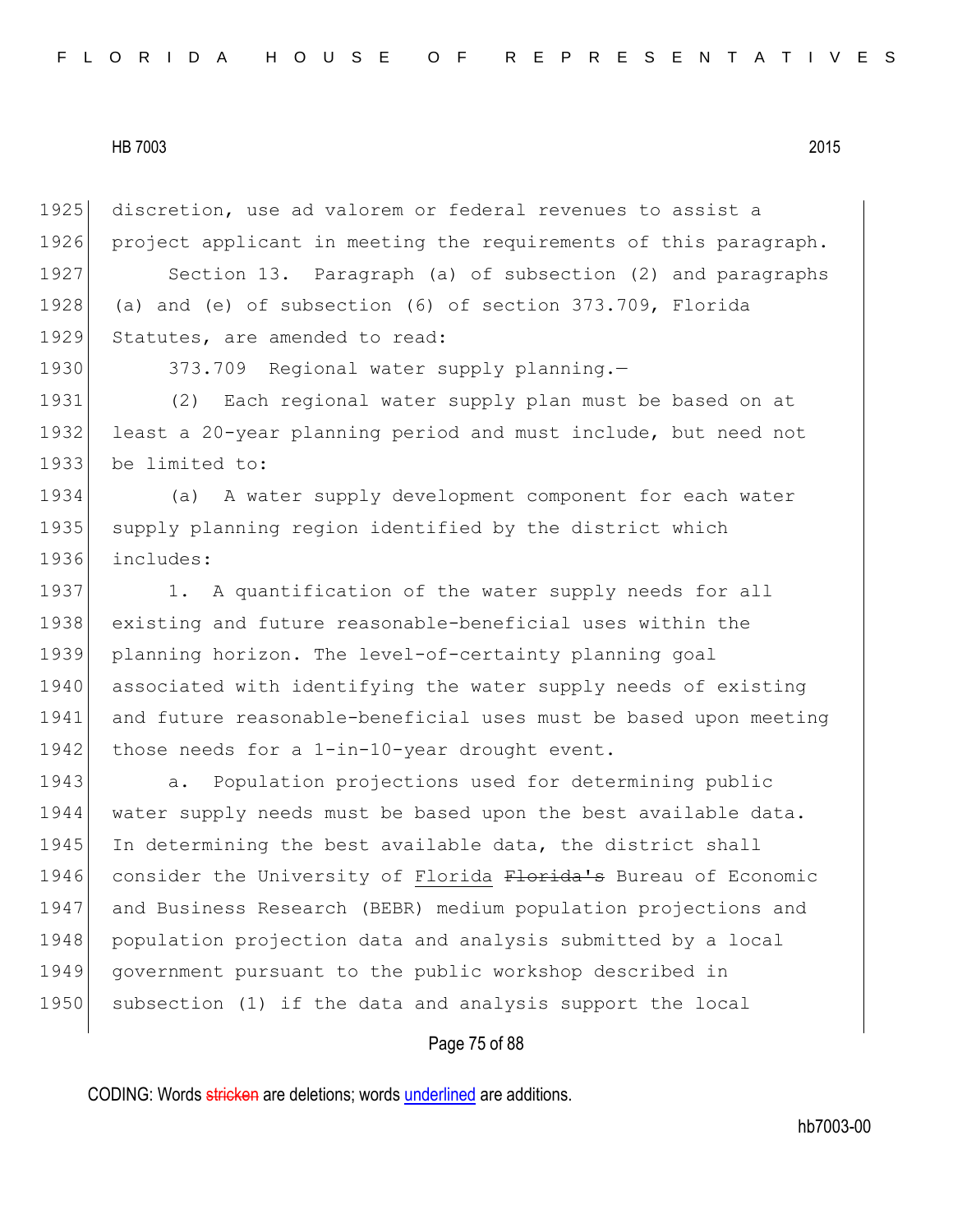discretion, use ad valorem or federal revenues to assist a project applicant in meeting the requirements of this paragraph.

Section 13. Paragraph (a) of subsection (2) and paragraphs (a) and (e) of subsection (6) of section 373.709, Florida Statutes, are amended to read:

373.709 Regional water supply planning.—

(2) Each regional water supply plan must be based on at least a 20-year planning period and must include, but need not be limited to:

(a) A water supply development component for each water supply planning region identified by the district which includes:

1. A quantification of the water supply needs for all existing and future reasonable-beneficial uses within the planning horizon. The level-of-certainty planning goal associated with identifying the water supply needs of existing and future reasonable-beneficial uses must be based upon meeting those needs for a 1-in-10-year drought event.

a. Population projections used for determining public water supply needs must be based upon the best available data. In determining the best available data, the district shall consider the University of <u>Florida</u> ~~Florida's~~ Bureau of Economic and Business Research (BEBR) medium population projections and population projection data and analysis submitted by a local government pursuant to the public workshop described in subsection (1) if the data and analysis support the local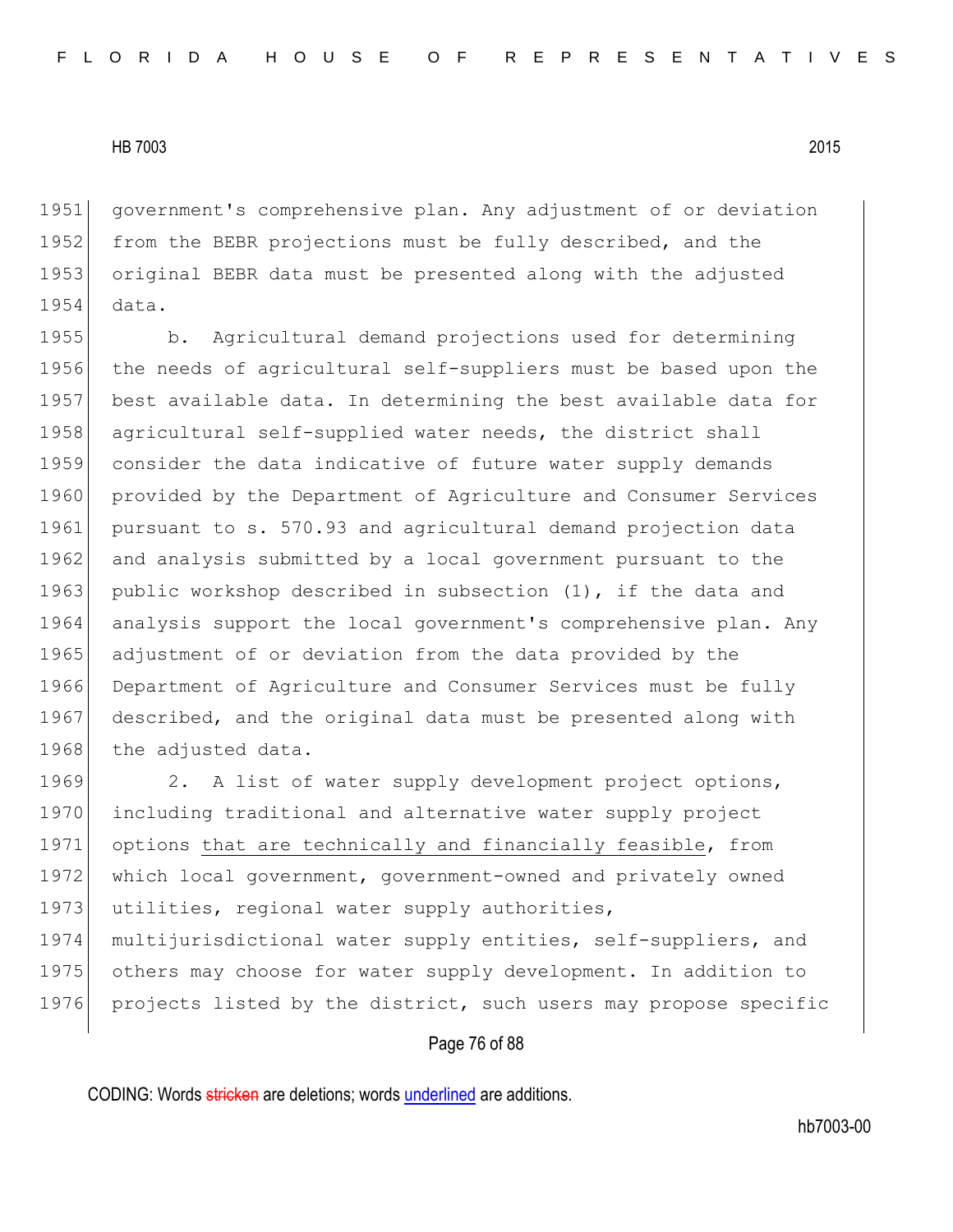government's comprehensive plan. Any adjustment of or deviation from the BEBR projections must be fully described, and the original BEBR data must be presented along with the adjusted data.

b. Agricultural demand projections used for determining the needs of agricultural self-suppliers must be based upon the best available data. In determining the best available data for agricultural self-supplied water needs, the district shall consider the data indicative of future water supply demands provided by the Department of Agriculture and Consumer Services pursuant to s. 570.93 and agricultural demand projection data and analysis submitted by a local government pursuant to the public workshop described in subsection (1), if the data and analysis support the local government's comprehensive plan. Any adjustment of or deviation from the data provided by the Department of Agriculture and Consumer Services must be fully described, and the original data must be presented along with the adjusted data.

2. A list of water supply development project options, including traditional and alternative water supply project options <u>that are technically and financially feasible</u>, from which local government, government-owned and privately owned utilities, regional water supply authorities, multijurisdictional water supply entities, self-suppliers, and others may choose for water supply development. In addition to projects listed by the district, such users may propose specific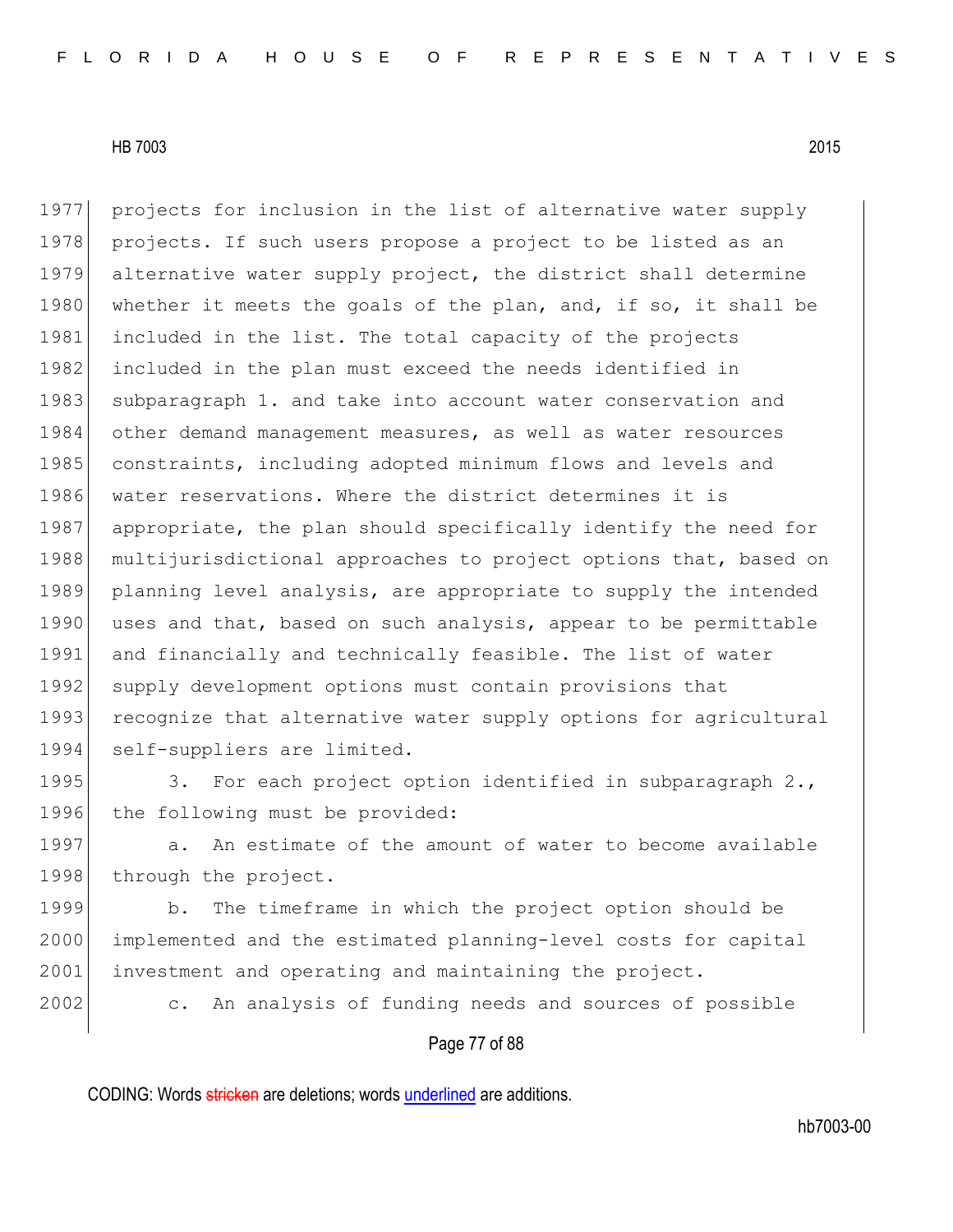projects for inclusion in the list of alternative water supply projects. If such users propose a project to be listed as an alternative water supply project, the district shall determine whether it meets the goals of the plan, and, if so, it shall be included in the list. The total capacity of the projects included in the plan must exceed the needs identified in subparagraph 1. and take into account water conservation and other demand management measures, as well as water resources constraints, including adopted minimum flows and levels and water reservations. Where the district determines it is appropriate, the plan should specifically identify the need for multijurisdictional approaches to project options that, based on planning level analysis, are appropriate to supply the intended uses and that, based on such analysis, appear to be permittable and financially and technically feasible. The list of water supply development options must contain provisions that recognize that alternative water supply options for agricultural self-suppliers are limited.

3. For each project option identified in subparagraph 2., the following must be provided:

a. An estimate of the amount of water to become available through the project.

b. The timeframe in which the project option should be implemented and the estimated planning-level costs for capital investment and operating and maintaining the project.

c. An analysis of funding needs and sources of possible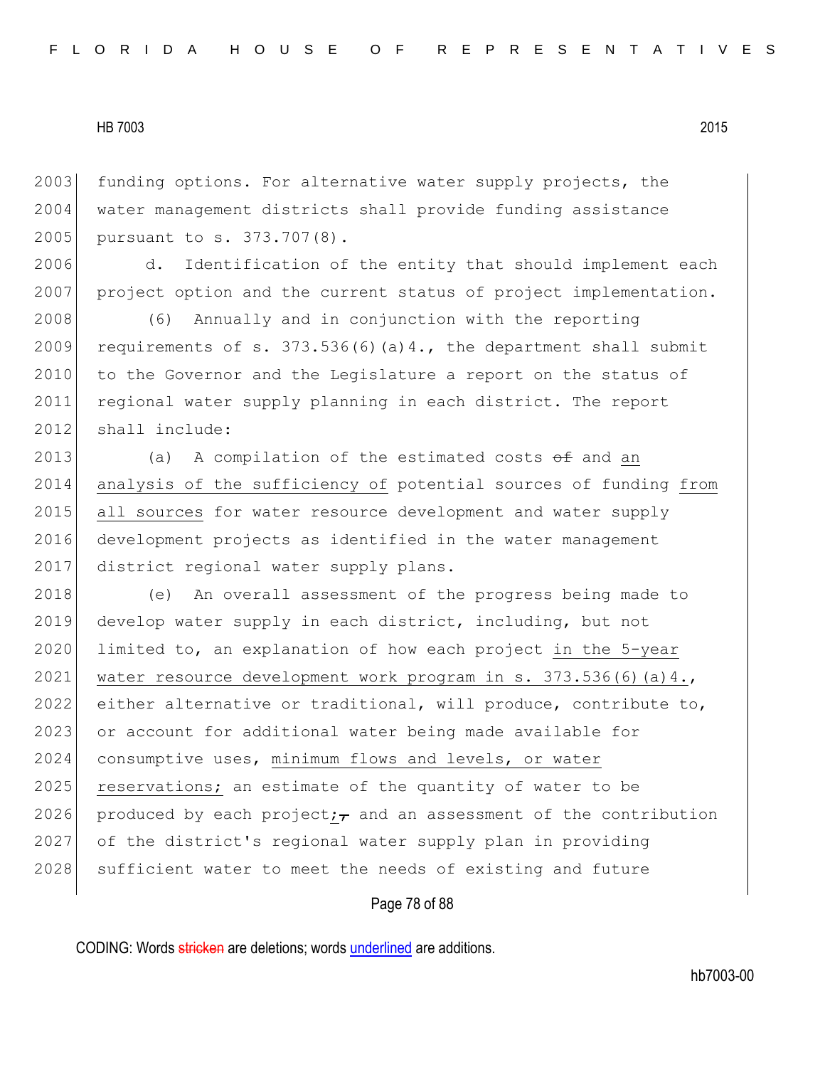funding options. For alternative water supply projects, the water management districts shall provide funding assistance pursuant to s. 373.707(8).

d. Identification of the entity that should implement each project option and the current status of project implementation.

(6) Annually and in conjunction with the reporting requirements of s. 373.536(6)(a)4., the department shall submit to the Governor and the Legislature a report on the status of regional water supply planning in each district. The report shall include:

(a) A compilation of the estimated costs ~~of~~ and <u>an analysis of the sufficiency of</u> potential sources of funding <u>from all sources</u> for water resource development and water supply development projects as identified in the water management district regional water supply plans.

(e) An overall assessment of the progress being made to develop water supply in each district, including, but not limited to, an explanation of how each project <u>in the 5-year water resource development work program in s. 373.536(6)(a)4.</u>, either alternative or traditional, will produce, contribute to, or account for additional water being made available for consumptive uses, <u>minimum flows and levels, or water reservations;</u> an estimate of the quantity of water to be produced by each project<u>;</u>~~,~~ and an assessment of the contribution of the district's regional water supply plan in providing sufficient water to meet the needs of existing and future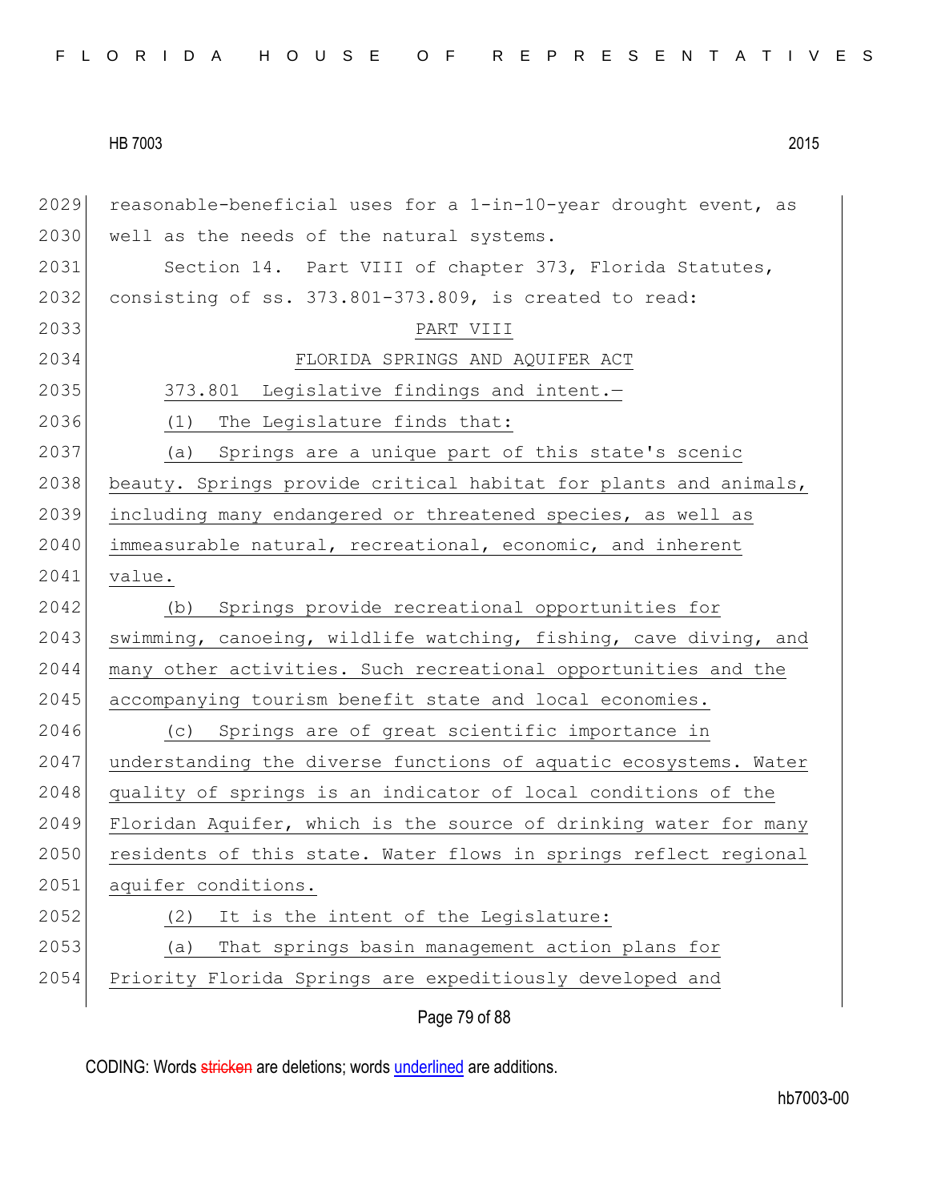reasonable-beneficial uses for a 1-in-10-year drought event, as well as the needs of the natural systems.

Section 14. Part VIII of chapter 373, Florida Statutes, consisting of ss. 373.801-373.809, is created to read:

PART VIII

FLORIDA SPRINGS AND AQUIFER ACT

373.801 Legislative findings and intent.—

(1) The Legislature finds that:

(a) Springs are a unique part of this state's scenic beauty. Springs provide critical habitat for plants and animals, including many endangered or threatened species, as well as immeasurable natural, recreational, economic, and inherent value.

(b) Springs provide recreational opportunities for swimming, canoeing, wildlife watching, fishing, cave diving, and many other activities. Such recreational opportunities and the accompanying tourism benefit state and local economies.

(c) Springs are of great scientific importance in understanding the diverse functions of aquatic ecosystems. Water quality of springs is an indicator of local conditions of the Floridan Aquifer, which is the source of drinking water for many residents of this state. Water flows in springs reflect regional aquifer conditions.

(2) It is the intent of the Legislature:

(a) That springs basin management action plans for Priority Florida Springs are expeditiously developed and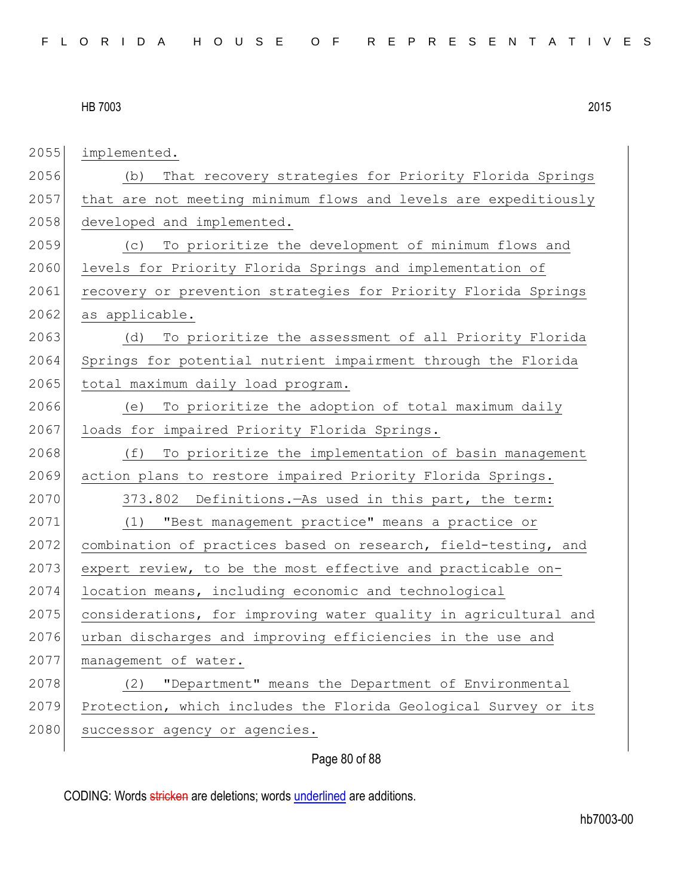implemented.

(b) That recovery strategies for Priority Florida Springs that are not meeting minimum flows and levels are expeditiously developed and implemented.

(c) To prioritize the development of minimum flows and levels for Priority Florida Springs and implementation of recovery or prevention strategies for Priority Florida Springs as applicable.

(d) To prioritize the assessment of all Priority Florida Springs for potential nutrient impairment through the Florida total maximum daily load program.

(e) To prioritize the adoption of total maximum daily loads for impaired Priority Florida Springs.

(f) To prioritize the implementation of basin management action plans to restore impaired Priority Florida Springs.

373.802 Definitions.—As used in this part, the term:

(1) "Best management practice" means a practice or combination of practices based on research, field-testing, and expert review, to be the most effective and practicable on-location means, including economic and technological considerations, for improving water quality in agricultural and urban discharges and improving efficiencies in the use and management of water.

(2) "Department" means the Department of Environmental Protection, which includes the Florida Geological Survey or its successor agency or agencies.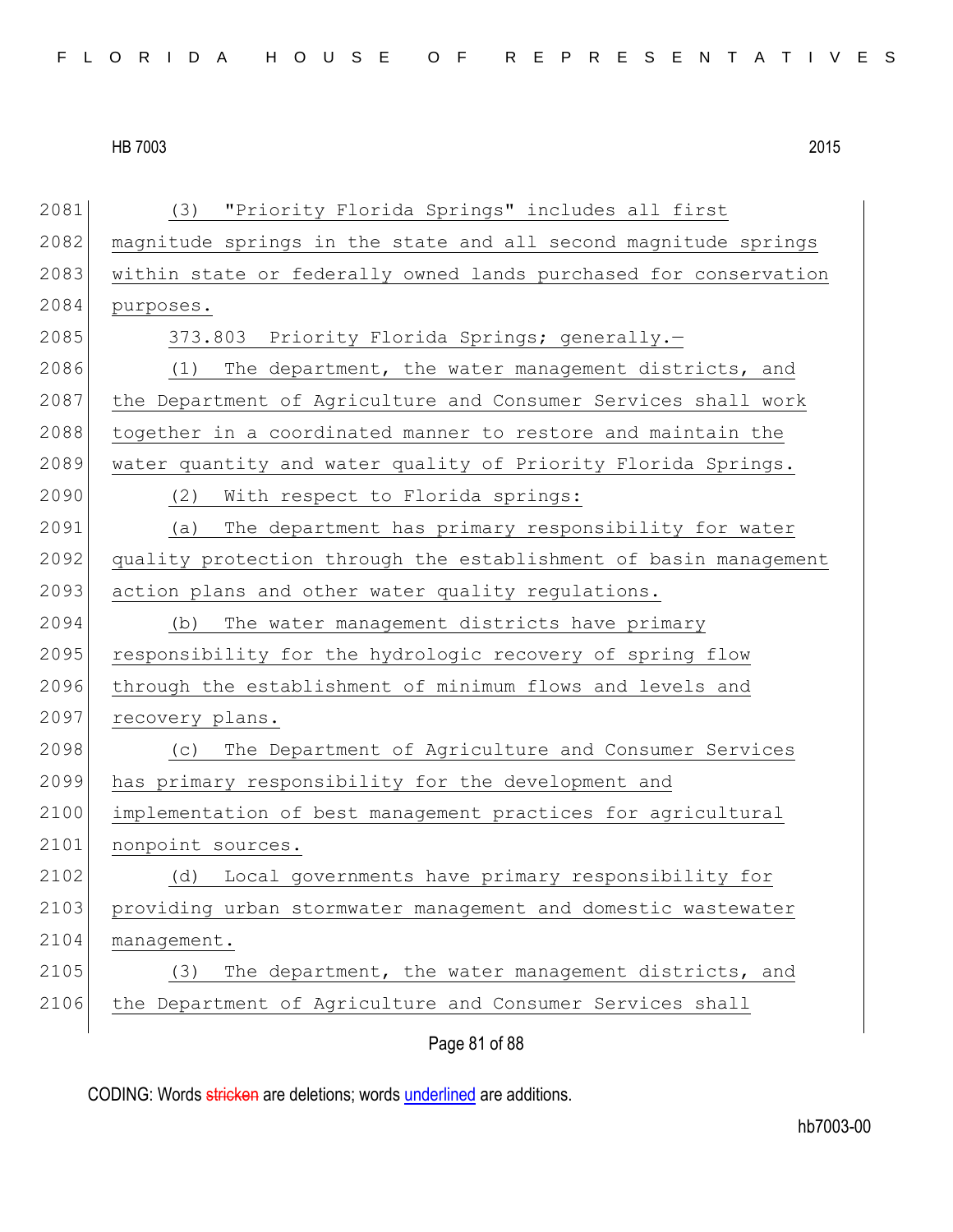(3) "Priority Florida Springs" includes all first magnitude springs in the state and all second magnitude springs within state or federally owned lands purchased for conservation purposes.

373.803 Priority Florida Springs; generally.—

(1) The department, the water management districts, and the Department of Agriculture and Consumer Services shall work together in a coordinated manner to restore and maintain the water quantity and water quality of Priority Florida Springs.

(2) With respect to Florida springs:

(a) The department has primary responsibility for water quality protection through the establishment of basin management action plans and other water quality regulations.

(b) The water management districts have primary responsibility for the hydrologic recovery of spring flow through the establishment of minimum flows and levels and recovery plans.

(c) The Department of Agriculture and Consumer Services has primary responsibility for the development and implementation of best management practices for agricultural nonpoint sources.

(d) Local governments have primary responsibility for providing urban stormwater management and domestic wastewater management.

(3) The department, the water management districts, and the Department of Agriculture and Consumer Services shall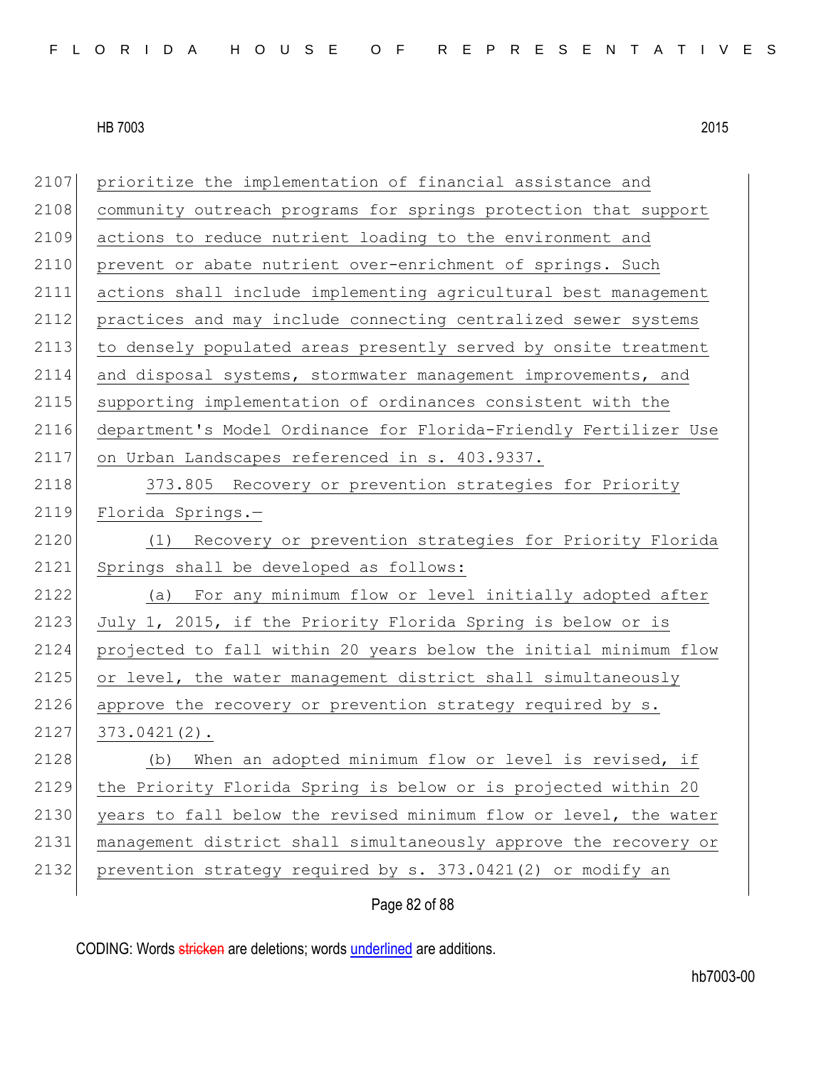prioritize the implementation of financial assistance and community outreach programs for springs protection that support actions to reduce nutrient loading to the environment and prevent or abate nutrient over-enrichment of springs. Such actions shall include implementing agricultural best management practices and may include connecting centralized sewer systems to densely populated areas presently served by onsite treatment and disposal systems, stormwater management improvements, and supporting implementation of ordinances consistent with the department's Model Ordinance for Florida-Friendly Fertilizer Use on Urban Landscapes referenced in s. 403.9337.

373.805 Recovery or prevention strategies for Priority Florida Springs.—

(1) Recovery or prevention strategies for Priority Florida Springs shall be developed as follows:

(a) For any minimum flow or level initially adopted after July 1, 2015, if the Priority Florida Spring is below or is projected to fall within 20 years below the initial minimum flow or level, the water management district shall simultaneously approve the recovery or prevention strategy required by s. 373.0421(2).

(b) When an adopted minimum flow or level is revised, if the Priority Florida Spring is below or is projected within 20 years to fall below the revised minimum flow or level, the water management district shall simultaneously approve the recovery or prevention strategy required by s. 373.0421(2) or modify an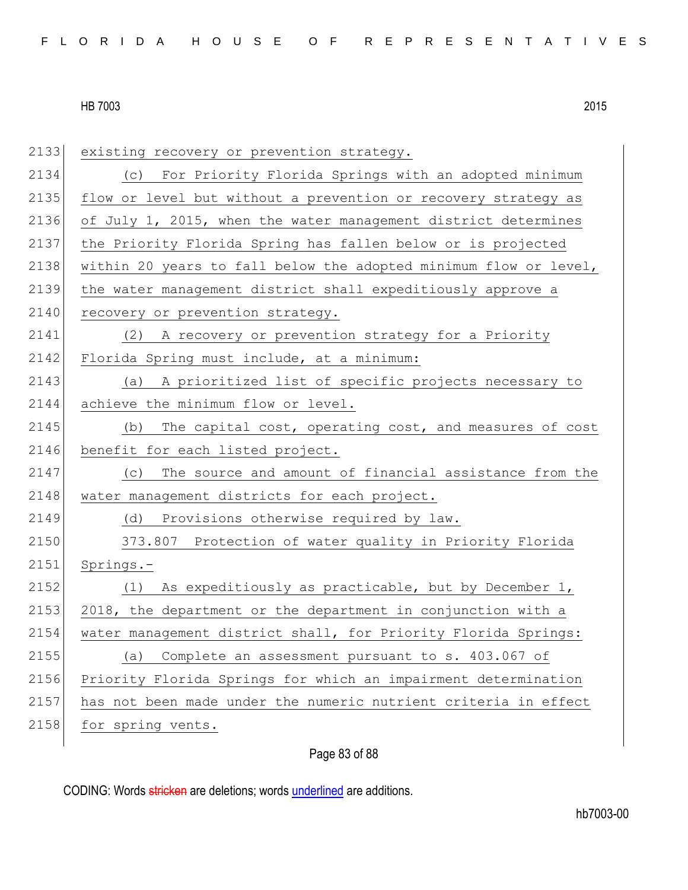existing recovery or prevention strategy.

(c) For Priority Florida Springs with an adopted minimum flow or level but without a prevention or recovery strategy as of July 1, 2015, when the water management district determines the Priority Florida Spring has fallen below or is projected within 20 years to fall below the adopted minimum flow or level, the water management district shall expeditiously approve a recovery or prevention strategy.

(2) A recovery or prevention strategy for a Priority Florida Spring must include, at a minimum:

(a) A prioritized list of specific projects necessary to achieve the minimum flow or level.

(b) The capital cost, operating cost, and measures of cost benefit for each listed project.

(c) The source and amount of financial assistance from the water management districts for each project.

(d) Provisions otherwise required by law.

373.807 Protection of water quality in Priority Florida Springs.—

(1) As expeditiously as practicable, but by December 1, 2018, the department or the department in conjunction with a water management district shall, for Priority Florida Springs:

(a) Complete an assessment pursuant to s. 403.067 of Priority Florida Springs for which an impairment determination has not been made under the numeric nutrient criteria in effect for spring vents.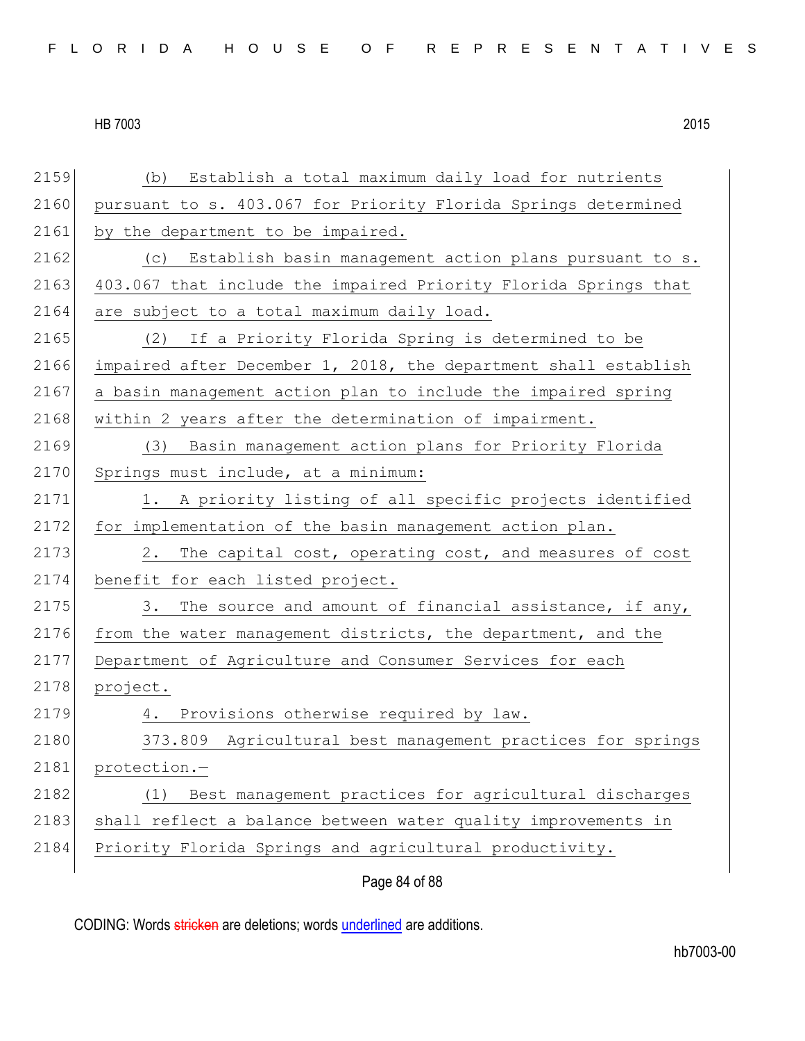(b) Establish a total maximum daily load for nutrients pursuant to s. 403.067 for Priority Florida Springs determined by the department to be impaired.

(c) Establish basin management action plans pursuant to s. 403.067 that include the impaired Priority Florida Springs that are subject to a total maximum daily load.

(2) If a Priority Florida Spring is determined to be impaired after December 1, 2018, the department shall establish a basin management action plan to include the impaired spring within 2 years after the determination of impairment.

(3) Basin management action plans for Priority Florida Springs must include, at a minimum:

1. A priority listing of all specific projects identified for implementation of the basin management action plan.

2. The capital cost, operating cost, and measures of cost benefit for each listed project.

3. The source and amount of financial assistance, if any, from the water management districts, the department, and the Department of Agriculture and Consumer Services for each project.

4. Provisions otherwise required by law.

373.809 Agricultural best management practices for springs protection.—

(1) Best management practices for agricultural discharges shall reflect a balance between water quality improvements in Priority Florida Springs and agricultural productivity.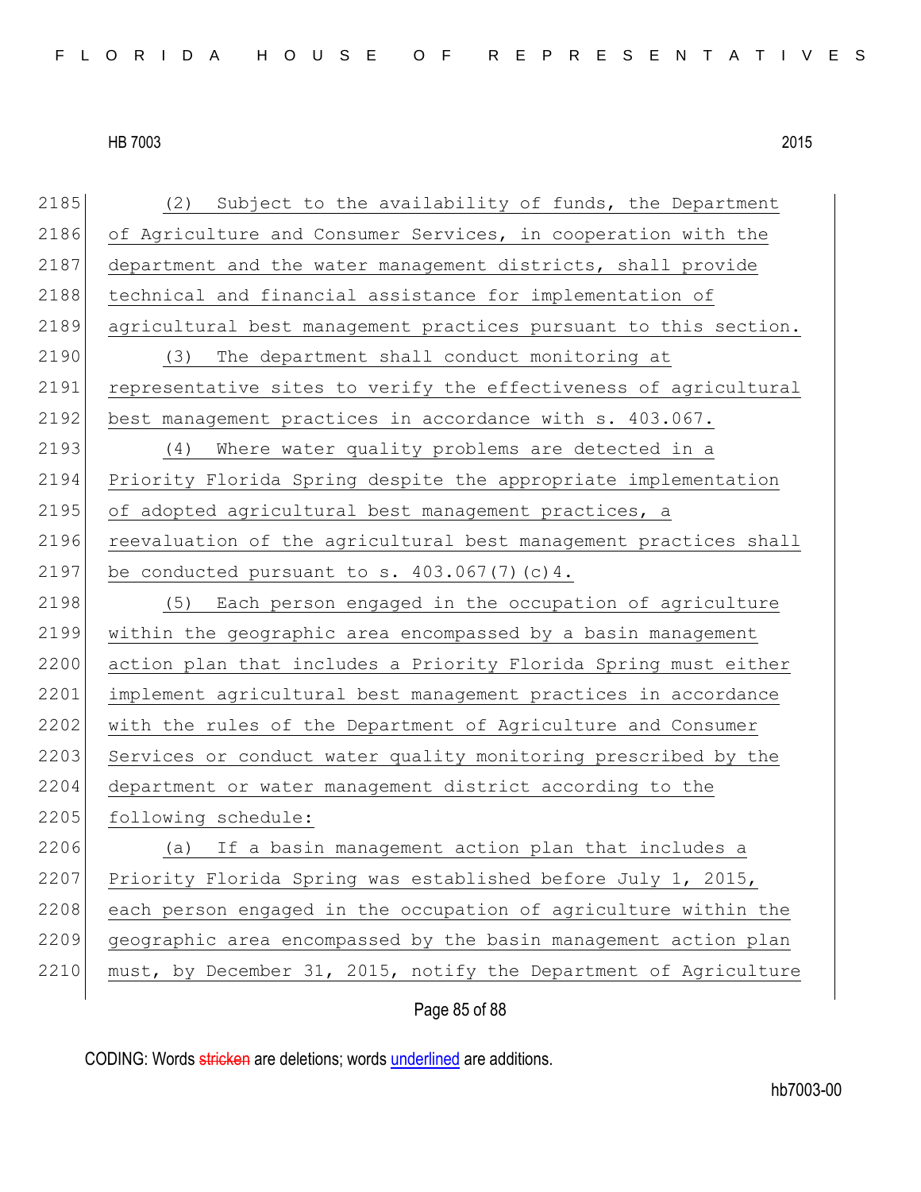(2) Subject to the availability of funds, the Department of Agriculture and Consumer Services, in cooperation with the department and the water management districts, shall provide technical and financial assistance for implementation of agricultural best management practices pursuant to this section.

(3) The department shall conduct monitoring at representative sites to verify the effectiveness of agricultural best management practices in accordance with s. 403.067.

(4) Where water quality problems are detected in a Priority Florida Spring despite the appropriate implementation of adopted agricultural best management practices, a reevaluation of the agricultural best management practices shall be conducted pursuant to s. 403.067(7)(c)4.

(5) Each person engaged in the occupation of agriculture within the geographic area encompassed by a basin management action plan that includes a Priority Florida Spring must either implement agricultural best management practices in accordance with the rules of the Department of Agriculture and Consumer Services or conduct water quality monitoring prescribed by the department or water management district according to the following schedule:

(a) If a basin management action plan that includes a Priority Florida Spring was established before July 1, 2015, each person engaged in the occupation of agriculture within the geographic area encompassed by the basin management action plan must, by December 31, 2015, notify the Department of Agriculture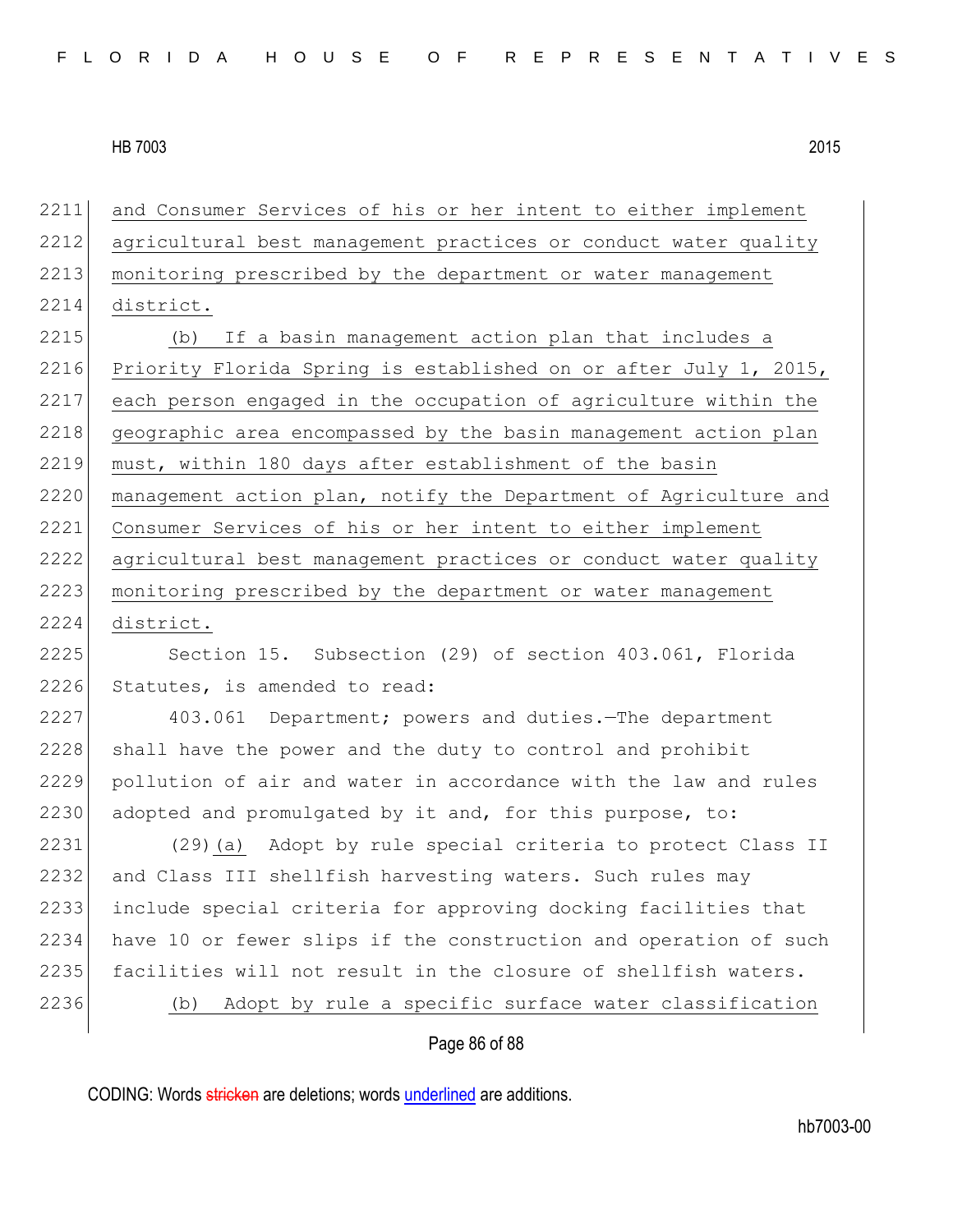2211 and Consumer Services of his or her intent to either implement
2212 agricultural best management practices or conduct water quality
2213 monitoring prescribed by the department or water management
2214 district.

2215 (b) If a basin management action plan that includes a
2216 Priority Florida Spring is established on or after July 1, 2015,
2217 each person engaged in the occupation of agriculture within the
2218 geographic area encompassed by the basin management action plan
2219 must, within 180 days after establishment of the basin
2220 management action plan, notify the Department of Agriculture and
2221 Consumer Services of his or her intent to either implement
2222 agricultural best management practices or conduct water quality
2223 monitoring prescribed by the department or water management
2224 district.

2225 Section 15. Subsection (29) of section 403.061, Florida
2226 Statutes, is amended to read:

2227 403.061 Department; powers and duties.—The department
2228 shall have the power and the duty to control and prohibit
2229 pollution of air and water in accordance with the law and rules
2230 adopted and promulgated by it and, for this purpose, to:

2231 (29)(a) Adopt by rule special criteria to protect Class II
2232 and Class III shellfish harvesting waters. Such rules may
2233 include special criteria for approving docking facilities that
2234 have 10 or fewer slips if the construction and operation of such
2235 facilities will not result in the closure of shellfish waters.

2236 (b) Adopt by rule a specific surface water classification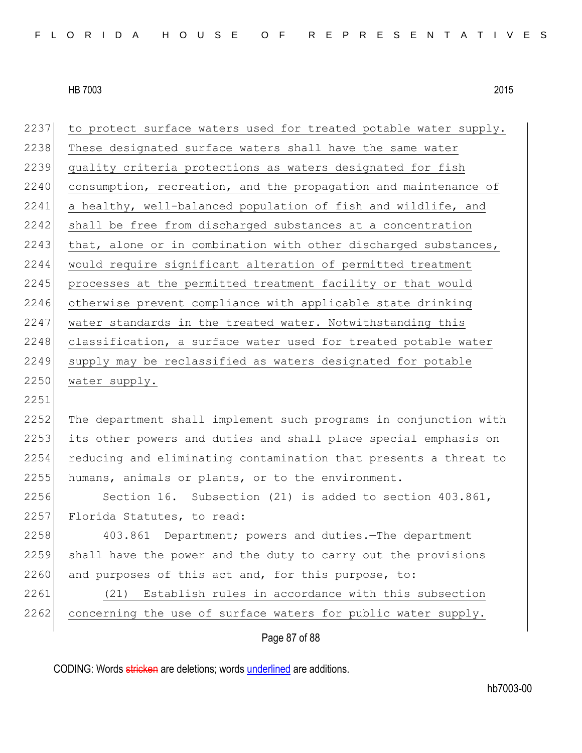to protect surface waters used for treated potable water supply. These designated surface waters shall have the same water quality criteria protections as waters designated for fish consumption, recreation, and the propagation and maintenance of a healthy, well-balanced population of fish and wildlife, and shall be free from discharged substances at a concentration that, alone or in combination with other discharged substances, would require significant alteration of permitted treatment processes at the permitted treatment facility or that would otherwise prevent compliance with applicable state drinking water standards in the treated water. Notwithstanding this classification, a surface water used for treated potable water supply may be reclassified as waters designated for potable water supply.

The department shall implement such programs in conjunction with its other powers and duties and shall place special emphasis on reducing and eliminating contamination that presents a threat to humans, animals or plants, or to the environment.

Section 16. Subsection (21) is added to section 403.861, Florida Statutes, to read:

403.861 Department; powers and duties.—The department shall have the power and the duty to carry out the provisions and purposes of this act and, for this purpose, to:

(21) Establish rules in accordance with this subsection concerning the use of surface waters for public water supply.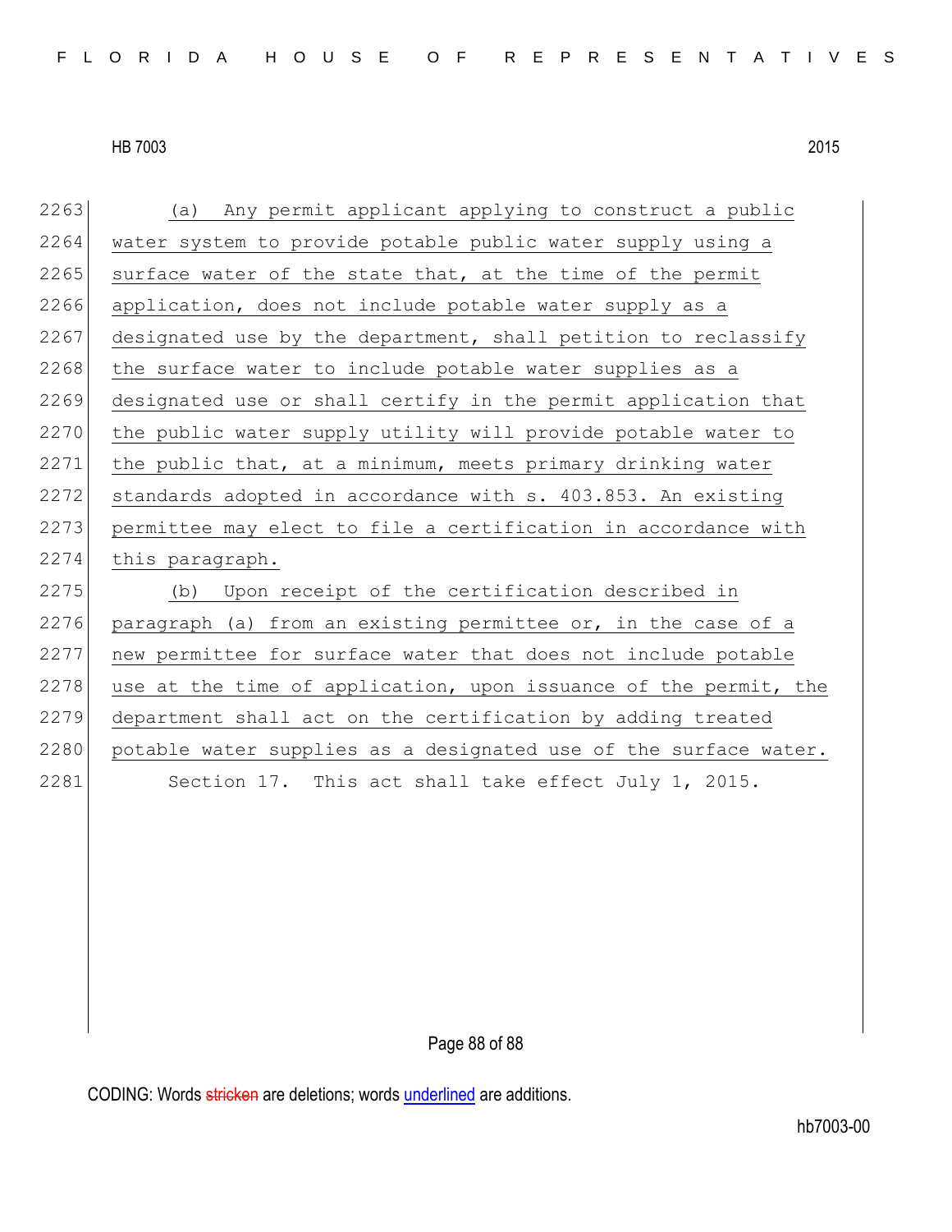2263 (a) Any permit applicant applying to construct a public
2264 water system to provide potable public water supply using a
2265 surface water of the state that, at the time of the permit
2266 application, does not include potable water supply as a
2267 designated use by the department, shall petition to reclassify
2268 the surface water to include potable water supplies as a
2269 designated use or shall certify in the permit application that
2270 the public water supply utility will provide potable water to
2271 the public that, at a minimum, meets primary drinking water
2272 standards adopted in accordance with s. 403.853. An existing
2273 permittee may elect to file a certification in accordance with
2274 this paragraph.

2275 (b) Upon receipt of the certification described in
2276 paragraph (a) from an existing permittee or, in the case of a
2277 new permittee for surface water that does not include potable
2278 use at the time of application, upon issuance of the permit, the
2279 department shall act on the certification by adding treated
2280 potable water supplies as a designated use of the surface water.

2281 Section 17. This act shall take effect July 1, 2015.